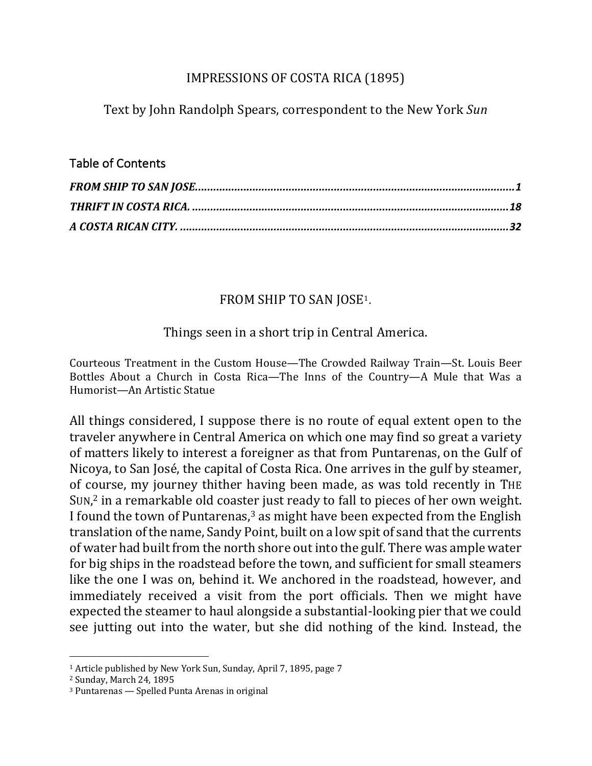# IMPRESSIONS OF COSTA RICA (1895)

Text by John Randolph Spears, correspondent to the New York *Sun*

## Table of Contents

***FROM SHIP TO SAN JOSE*....................................................................................................1**
***THRIFT IN COSTA RICA.* ....................................................................................................18**
***A COSTA RICAN CITY.* ........................................................................................................32**

## FROM SHIP TO SAN JOSE[1].

Things seen in a short trip in Central America.

Courteous Treatment in the Custom House—The Crowded Railway Train—St. Louis Beer Bottles About a Church in Costa Rica—The Inns of the Country—A Mule that Was a Humorist—An Artistic Statue

All things considered, I suppose there is no route of equal extent open to the traveler anywhere in Central America on which one may find so great a variety of matters likely to interest a foreigner as that from Puntarenas, on the Gulf of Nicoya, to San José, the capital of Costa Rica. One arrives in the gulf by steamer, of course, my journey thither having been made, as was told recently in THE SUN,[2] in a remarkable old coaster just ready to fall to pieces of her own weight. I found the town of Puntarenas,[3] as might have been expected from the English translation of the name, Sandy Point, built on a low spit of sand that the currents of water had built from the north shore out into the gulf. There was ample water for big ships in the roadstead before the town, and sufficient for small steamers like the one I was on, behind it. We anchored in the roadstead, however, and immediately received a visit from the port officials. Then we might have expected the steamer to haul alongside a substantial-looking pier that we could see jutting out into the water, but she did nothing of the kind. Instead, the

---

[1] Article published by New York Sun, Sunday, April 7, 1895, page 7

[2] Sunday, March 24, 1895

[3] Puntarenas — Spelled Punta Arenas in original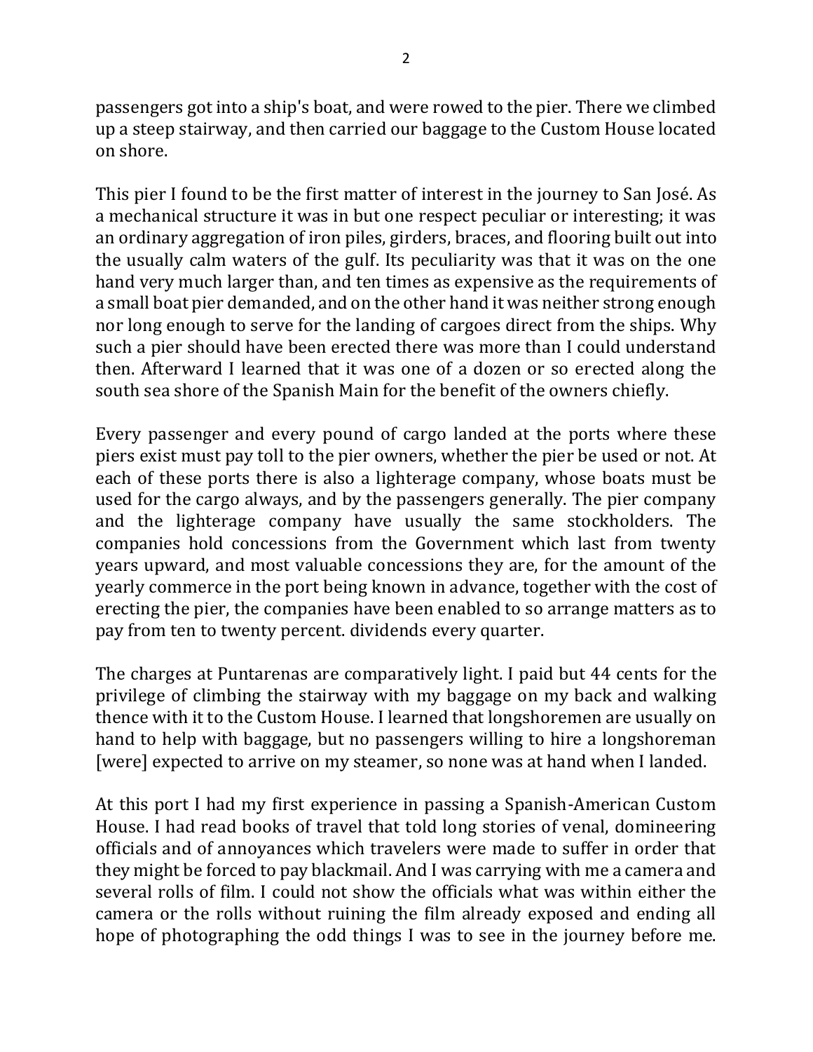passengers got into a ship's boat, and were rowed to the pier. There we climbed up a steep stairway, and then carried our baggage to the Custom House located on shore.

This pier I found to be the first matter of interest in the journey to San José. As a mechanical structure it was in but one respect peculiar or interesting; it was an ordinary aggregation of iron piles, girders, braces, and flooring built out into the usually calm waters of the gulf. Its peculiarity was that it was on the one hand very much larger than, and ten times as expensive as the requirements of a small boat pier demanded, and on the other hand it was neither strong enough nor long enough to serve for the landing of cargoes direct from the ships. Why such a pier should have been erected there was more than I could understand then. Afterward I learned that it was one of a dozen or so erected along the south sea shore of the Spanish Main for the benefit of the owners chiefly.

Every passenger and every pound of cargo landed at the ports where these piers exist must pay toll to the pier owners, whether the pier be used or not. At each of these ports there is also a lighterage company, whose boats must be used for the cargo always, and by the passengers generally. The pier company and the lighterage company have usually the same stockholders. The companies hold concessions from the Government which last from twenty years upward, and most valuable concessions they are, for the amount of the yearly commerce in the port being known in advance, together with the cost of erecting the pier, the companies have been enabled to so arrange matters as to pay from ten to twenty percent. dividends every quarter.

The charges at Puntarenas are comparatively light. I paid but 44 cents for the privilege of climbing the stairway with my baggage on my back and walking thence with it to the Custom House. I learned that longshoremen are usually on hand to help with baggage, but no passengers willing to hire a longshoreman [were] expected to arrive on my steamer, so none was at hand when I landed.

At this port I had my first experience in passing a Spanish-American Custom House. I had read books of travel that told long stories of venal, domineering officials and of annoyances which travelers were made to suffer in order that they might be forced to pay blackmail. And I was carrying with me a camera and several rolls of film. I could not show the officials what was within either the camera or the rolls without ruining the film already exposed and ending all hope of photographing the odd things I was to see in the journey before me.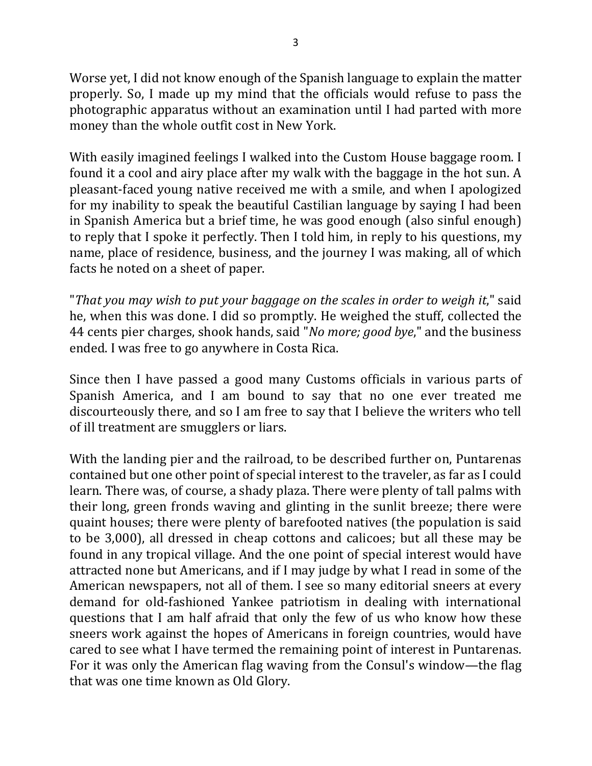Worse yet, I did not know enough of the Spanish language to explain the matter properly. So, I made up my mind that the officials would refuse to pass the photographic apparatus without an examination until I had parted with more money than the whole outfit cost in New York.

With easily imagined feelings I walked into the Custom House baggage room. I found it a cool and airy place after my walk with the baggage in the hot sun. A pleasant-faced young native received me with a smile, and when I apologized for my inability to speak the beautiful Castilian language by saying I had been in Spanish America but a brief time, he was good enough (also sinful enough) to reply that I spoke it perfectly. Then I told him, in reply to his questions, my name, place of residence, business, and the journey I was making, all of which facts he noted on a sheet of paper.

"*That you may wish to put your baggage on the scales in order to weigh it*," said he, when this was done. I did so promptly. He weighed the stuff, collected the 44 cents pier charges, shook hands, said "*No more; good bye*," and the business ended. I was free to go anywhere in Costa Rica.

Since then I have passed a good many Customs officials in various parts of Spanish America, and I am bound to say that no one ever treated me discourteously there, and so I am free to say that I believe the writers who tell of ill treatment are smugglers or liars.

With the landing pier and the railroad, to be described further on, Puntarenas contained but one other point of special interest to the traveler, as far as I could learn. There was, of course, a shady plaza. There were plenty of tall palms with their long, green fronds waving and glinting in the sunlit breeze; there were quaint houses; there were plenty of barefooted natives (the population is said to be 3,000), all dressed in cheap cottons and calicoes; but all these may be found in any tropical village. And the one point of special interest would have attracted none but Americans, and if I may judge by what I read in some of the American newspapers, not all of them. I see so many editorial sneers at every demand for old-fashioned Yankee patriotism in dealing with international questions that I am half afraid that only the few of us who know how these sneers work against the hopes of Americans in foreign countries, would have cared to see what I have termed the remaining point of interest in Puntarenas. For it was only the American flag waving from the Consul's window—the flag that was one time known as Old Glory.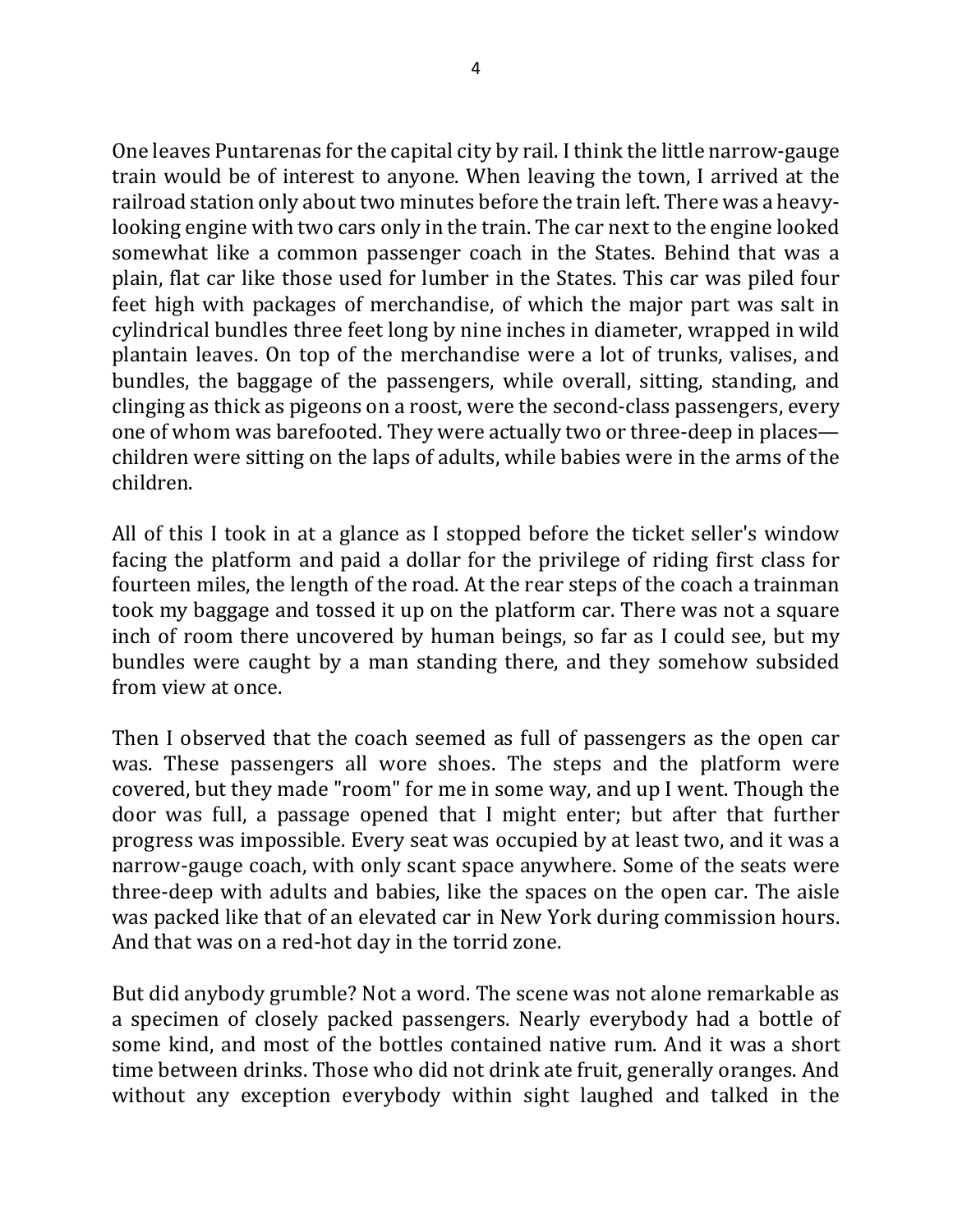One leaves Puntarenas for the capital city by rail. I think the little narrow-gauge train would be of interest to anyone. When leaving the town, I arrived at the railroad station only about two minutes before the train left. There was a heavy-looking engine with two cars only in the train. The car next to the engine looked somewhat like a common passenger coach in the States. Behind that was a plain, flat car like those used for lumber in the States. This car was piled four feet high with packages of merchandise, of which the major part was salt in cylindrical bundles three feet long by nine inches in diameter, wrapped in wild plantain leaves. On top of the merchandise were a lot of trunks, valises, and bundles, the baggage of the passengers, while overall, sitting, standing, and clinging as thick as pigeons on a roost, were the second-class passengers, every one of whom was barefooted. They were actually two or three-deep in places—children were sitting on the laps of adults, while babies were in the arms of the children.

All of this I took in at a glance as I stopped before the ticket seller's window facing the platform and paid a dollar for the privilege of riding first class for fourteen miles, the length of the road. At the rear steps of the coach a trainman took my baggage and tossed it up on the platform car. There was not a square inch of room there uncovered by human beings, so far as I could see, but my bundles were caught by a man standing there, and they somehow subsided from view at once.

Then I observed that the coach seemed as full of passengers as the open car was. These passengers all wore shoes. The steps and the platform were covered, but they made "room" for me in some way, and up I went. Though the door was full, a passage opened that I might enter; but after that further progress was impossible. Every seat was occupied by at least two, and it was a narrow-gauge coach, with only scant space anywhere. Some of the seats were three-deep with adults and babies, like the spaces on the open car. The aisle was packed like that of an elevated car in New York during commission hours. And that was on a red-hot day in the torrid zone.

But did anybody grumble? Not a word. The scene was not alone remarkable as a specimen of closely packed passengers. Nearly everybody had a bottle of some kind, and most of the bottles contained native rum. And it was a short time between drinks. Those who did not drink ate fruit, generally oranges. And without any exception everybody within sight laughed and talked in the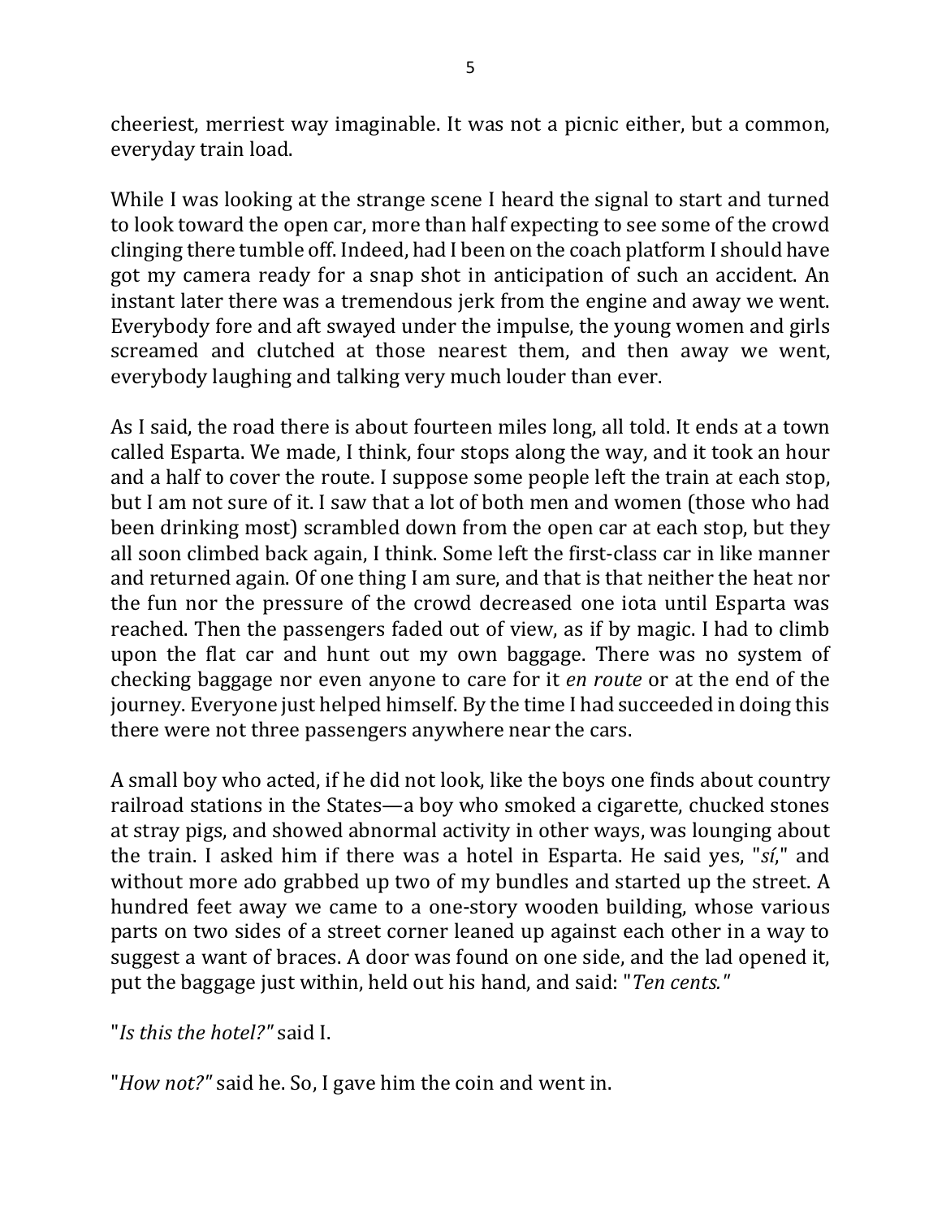cheeriest, merriest way imaginable. It was not a picnic either, but a common, everyday train load.

While I was looking at the strange scene I heard the signal to start and turned to look toward the open car, more than half expecting to see some of the crowd clinging there tumble off. Indeed, had I been on the coach platform I should have got my camera ready for a snap shot in anticipation of such an accident. An instant later there was a tremendous jerk from the engine and away we went. Everybody fore and aft swayed under the impulse, the young women and girls screamed and clutched at those nearest them, and then away we went, everybody laughing and talking very much louder than ever.

As I said, the road there is about fourteen miles long, all told. It ends at a town called Esparta. We made, I think, four stops along the way, and it took an hour and a half to cover the route. I suppose some people left the train at each stop, but I am not sure of it. I saw that a lot of both men and women (those who had been drinking most) scrambled down from the open car at each stop, but they all soon climbed back again, I think. Some left the first-class car in like manner and returned again. Of one thing I am sure, and that is that neither the heat nor the fun nor the pressure of the crowd decreased one iota until Esparta was reached. Then the passengers faded out of view, as if by magic. I had to climb upon the flat car and hunt out my own baggage. There was no system of checking baggage nor even anyone to care for it *en route* or at the end of the journey. Everyone just helped himself. By the time I had succeeded in doing this there were not three passengers anywhere near the cars.

A small boy who acted, if he did not look, like the boys one finds about country railroad stations in the States—a boy who smoked a cigarette, chucked stones at stray pigs, and showed abnormal activity in other ways, was lounging about the train. I asked him if there was a hotel in Esparta. He said yes, "*sí*," and without more ado grabbed up two of my bundles and started up the street. A hundred feet away we came to a one-story wooden building, whose various parts on two sides of a street corner leaned up against each other in a way to suggest a want of braces. A door was found on one side, and the lad opened it, put the baggage just within, held out his hand, and said: "*Ten cents.*"

"*Is this the hotel?*" said I.

"*How not?*" said he. So, I gave him the coin and went in.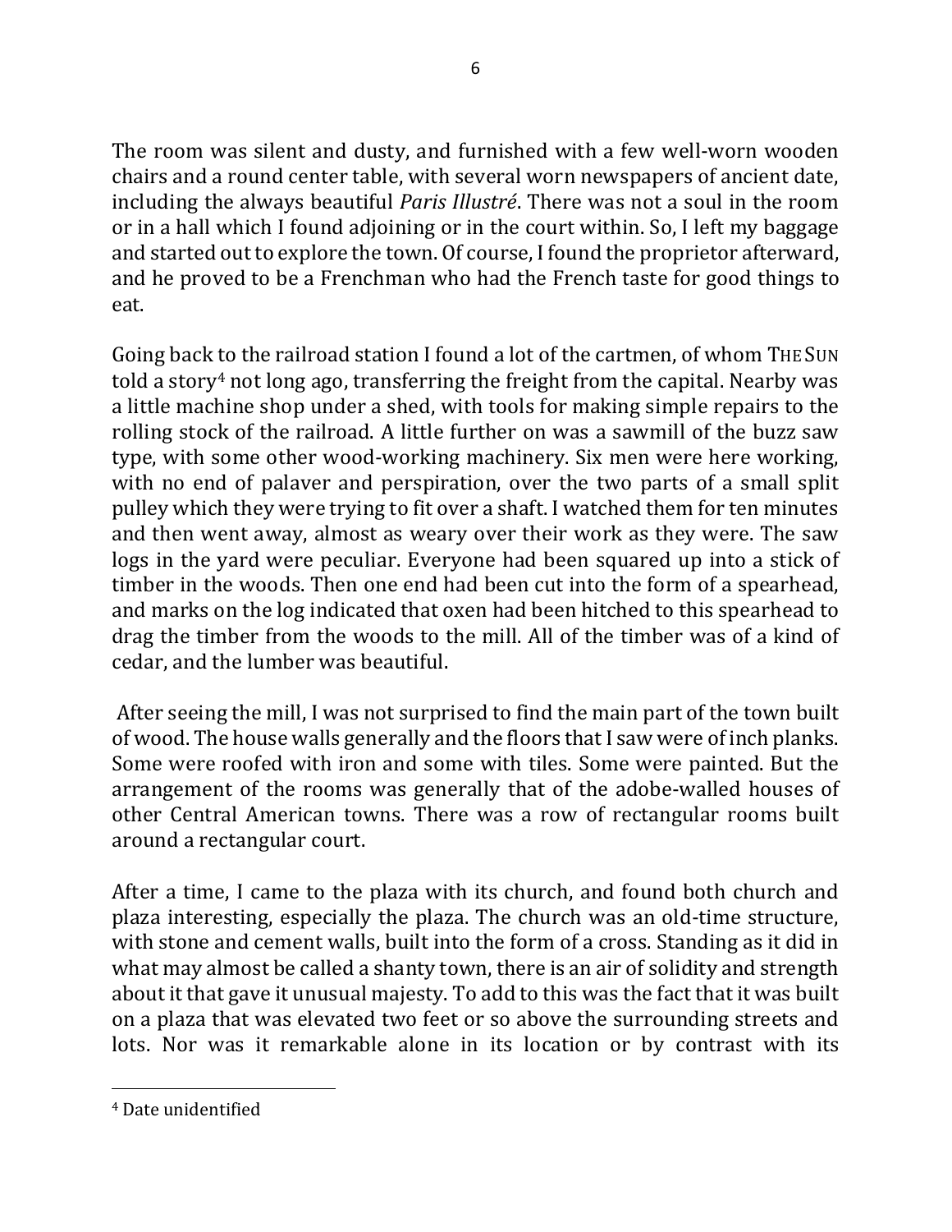The room was silent and dusty, and furnished with a few well-worn wooden chairs and a round center table, with several worn newspapers of ancient date, including the always beautiful *Paris Illustré*. There was not a soul in the room or in a hall which I found adjoining or in the court within. So, I left my baggage and started out to explore the town. Of course, I found the proprietor afterward, and he proved to be a Frenchman who had the French taste for good things to eat.

Going back to the railroad station I found a lot of the cartmen, of whom THE SUN told a story[4] not long ago, transferring the freight from the capital. Nearby was a little machine shop under a shed, with tools for making simple repairs to the rolling stock of the railroad. A little further on was a sawmill of the buzz saw type, with some other wood-working machinery. Six men were here working, with no end of palaver and perspiration, over the two parts of a small split pulley which they were trying to fit over a shaft. I watched them for ten minutes and then went away, almost as weary over their work as they were. The saw logs in the yard were peculiar. Everyone had been squared up into a stick of timber in the woods. Then one end had been cut into the form of a spearhead, and marks on the log indicated that oxen had been hitched to this spearhead to drag the timber from the woods to the mill. All of the timber was of a kind of cedar, and the lumber was beautiful.

After seeing the mill, I was not surprised to find the main part of the town built of wood. The house walls generally and the floors that I saw were of inch planks. Some were roofed with iron and some with tiles. Some were painted. But the arrangement of the rooms was generally that of the adobe-walled houses of other Central American towns. There was a row of rectangular rooms built around a rectangular court.

After a time, I came to the plaza with its church, and found both church and plaza interesting, especially the plaza. The church was an old-time structure, with stone and cement walls, built into the form of a cross. Standing as it did in what may almost be called a shanty town, there is an air of solidity and strength about it that gave it unusual majesty. To add to this was the fact that it was built on a plaza that was elevated two feet or so above the surrounding streets and lots. Nor was it remarkable alone in its location or by contrast with its

[4] Date unidentified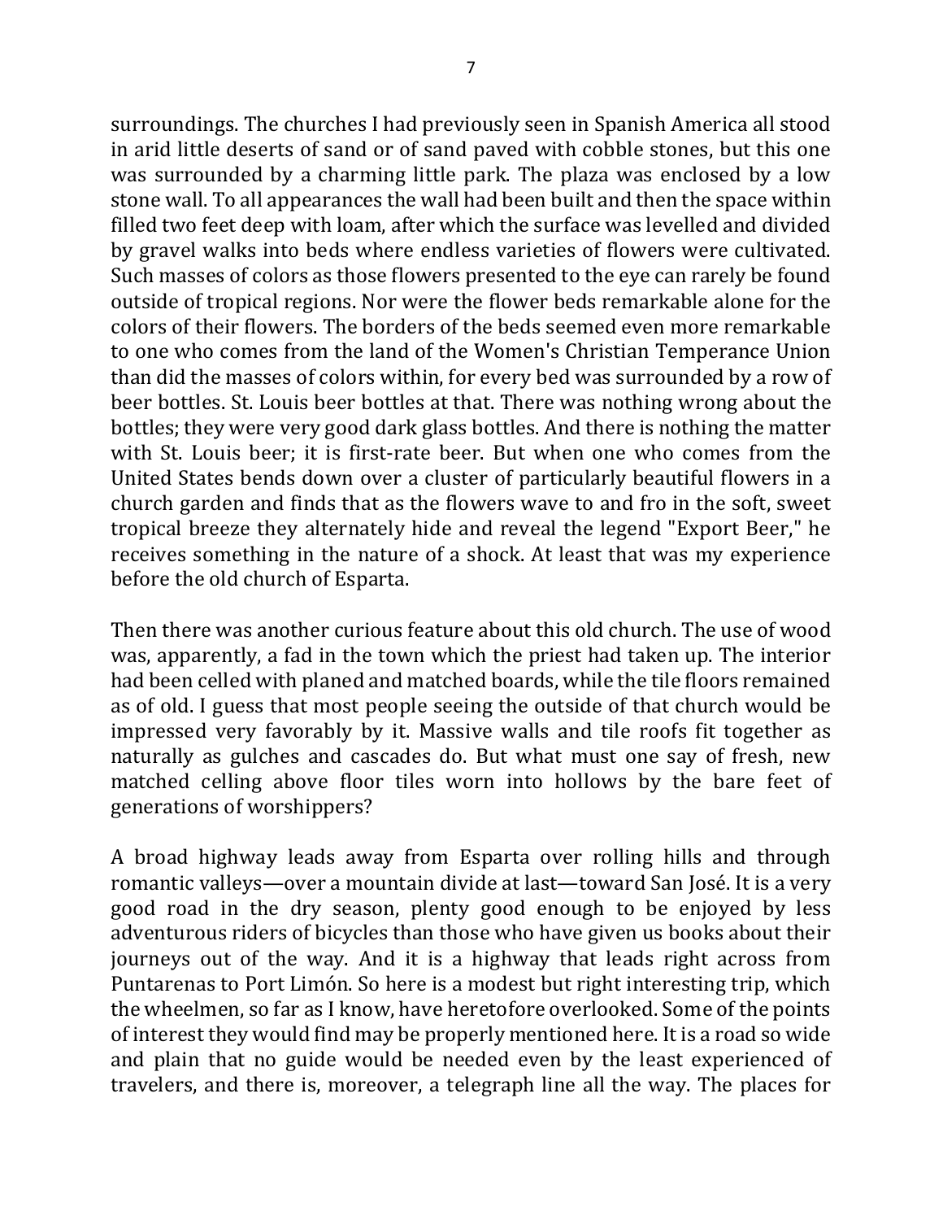surroundings. The churches I had previously seen in Spanish America all stood in arid little deserts of sand or of sand paved with cobble stones, but this one was surrounded by a charming little park. The plaza was enclosed by a low stone wall. To all appearances the wall had been built and then the space within filled two feet deep with loam, after which the surface was levelled and divided by gravel walks into beds where endless varieties of flowers were cultivated. Such masses of colors as those flowers presented to the eye can rarely be found outside of tropical regions. Nor were the flower beds remarkable alone for the colors of their flowers. The borders of the beds seemed even more remarkable to one who comes from the land of the Women's Christian Temperance Union than did the masses of colors within, for every bed was surrounded by a row of beer bottles. St. Louis beer bottles at that. There was nothing wrong about the bottles; they were very good dark glass bottles. And there is nothing the matter with St. Louis beer; it is first-rate beer. But when one who comes from the United States bends down over a cluster of particularly beautiful flowers in a church garden and finds that as the flowers wave to and fro in the soft, sweet tropical breeze they alternately hide and reveal the legend "Export Beer," he receives something in the nature of a shock. At least that was my experience before the old church of Esparta.

Then there was another curious feature about this old church. The use of wood was, apparently, a fad in the town which the priest had taken up. The interior had been celled with planed and matched boards, while the tile floors remained as of old. I guess that most people seeing the outside of that church would be impressed very favorably by it. Massive walls and tile roofs fit together as naturally as gulches and cascades do. But what must one say of fresh, new matched celling above floor tiles worn into hollows by the bare feet of generations of worshippers?

A broad highway leads away from Esparta over rolling hills and through romantic valleys—over a mountain divide at last—toward San José. It is a very good road in the dry season, plenty good enough to be enjoyed by less adventurous riders of bicycles than those who have given us books about their journeys out of the way. And it is a highway that leads right across from Puntarenas to Port Limón. So here is a modest but right interesting trip, which the wheelmen, so far as I know, have heretofore overlooked. Some of the points of interest they would find may be properly mentioned here. It is a road so wide and plain that no guide would be needed even by the least experienced of travelers, and there is, moreover, a telegraph line all the way. The places for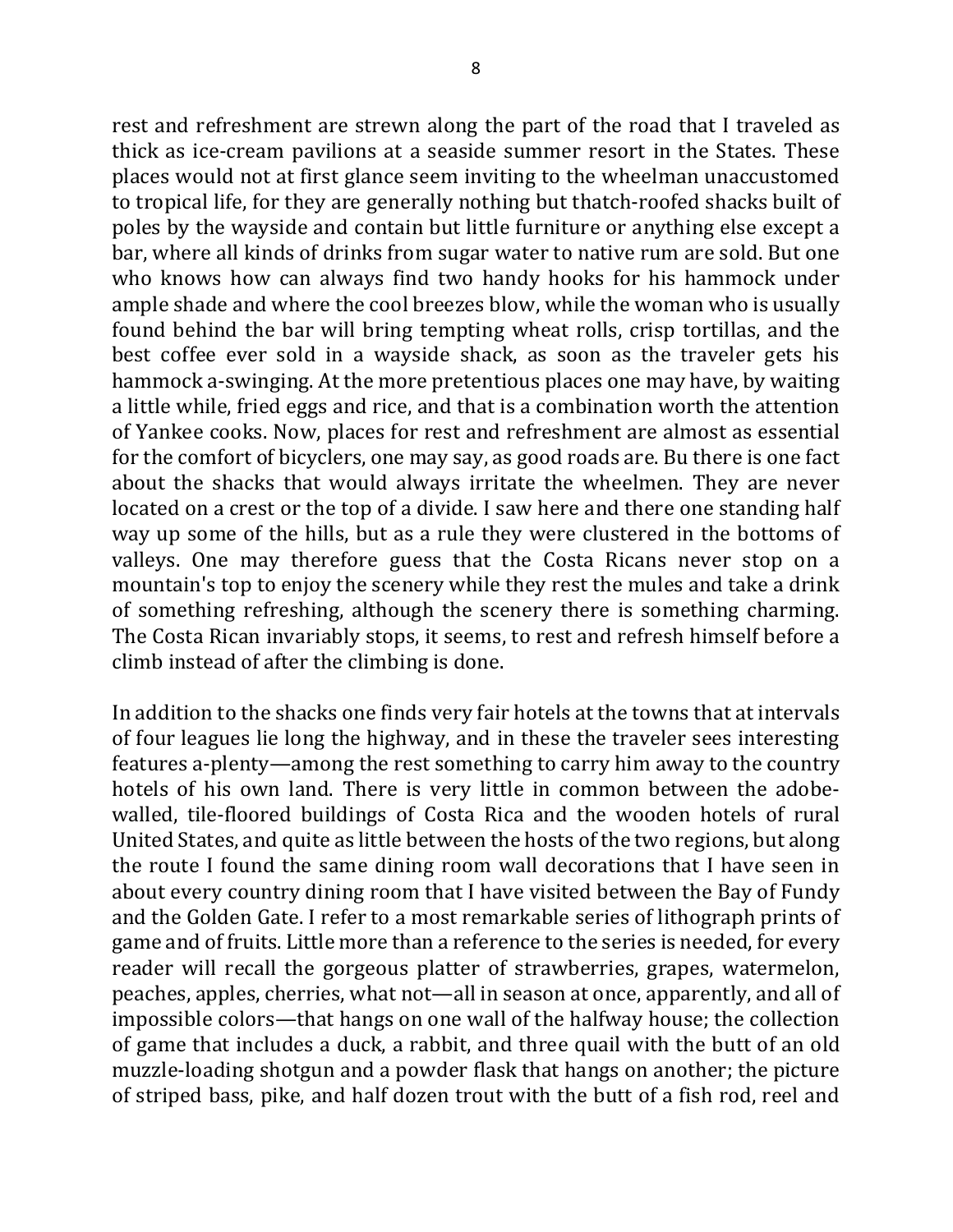rest and refreshment are strewn along the part of the road that I traveled as thick as ice-cream pavilions at a seaside summer resort in the States. These places would not at first glance seem inviting to the wheelman unaccustomed to tropical life, for they are generally nothing but thatch-roofed shacks built of poles by the wayside and contain but little furniture or anything else except a bar, where all kinds of drinks from sugar water to native rum are sold. But one who knows how can always find two handy hooks for his hammock under ample shade and where the cool breezes blow, while the woman who is usually found behind the bar will bring tempting wheat rolls, crisp tortillas, and the best coffee ever sold in a wayside shack, as soon as the traveler gets his hammock a-swinging. At the more pretentious places one may have, by waiting a little while, fried eggs and rice, and that is a combination worth the attention of Yankee cooks. Now, places for rest and refreshment are almost as essential for the comfort of bicyclers, one may say, as good roads are. Bu there is one fact about the shacks that would always irritate the wheelmen. They are never located on a crest or the top of a divide. I saw here and there one standing half way up some of the hills, but as a rule they were clustered in the bottoms of valleys. One may therefore guess that the Costa Ricans never stop on a mountain's top to enjoy the scenery while they rest the mules and take a drink of something refreshing, although the scenery there is something charming. The Costa Rican invariably stops, it seems, to rest and refresh himself before a climb instead of after the climbing is done.

In addition to the shacks one finds very fair hotels at the towns that at intervals of four leagues lie long the highway, and in these the traveler sees interesting features a-plenty—among the rest something to carry him away to the country hotels of his own land. There is very little in common between the adobe-walled, tile-floored buildings of Costa Rica and the wooden hotels of rural United States, and quite as little between the hosts of the two regions, but along the route I found the same dining room wall decorations that I have seen in about every country dining room that I have visited between the Bay of Fundy and the Golden Gate. I refer to a most remarkable series of lithograph prints of game and of fruits. Little more than a reference to the series is needed, for every reader will recall the gorgeous platter of strawberries, grapes, watermelon, peaches, apples, cherries, what not—all in season at once, apparently, and all of impossible colors—that hangs on one wall of the halfway house; the collection of game that includes a duck, a rabbit, and three quail with the butt of an old muzzle-loading shotgun and a powder flask that hangs on another; the picture of striped bass, pike, and half dozen trout with the butt of a fish rod, reel and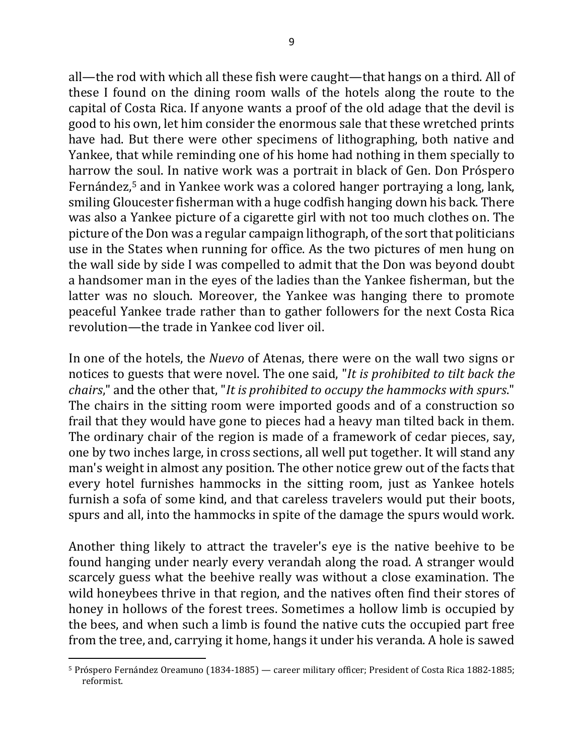all—the rod with which all these fish were caught—that hangs on a third. All of these I found on the dining room walls of the hotels along the route to the capital of Costa Rica. If anyone wants a proof of the old adage that the devil is good to his own, let him consider the enormous sale that these wretched prints have had. But there were other specimens of lithographing, both native and Yankee, that while reminding one of his home had nothing in them specially to harrow the soul. In native work was a portrait in black of Gen. Don Próspero Fernández,[5] and in Yankee work was a colored hanger portraying a long, lank, smiling Gloucester fisherman with a huge codfish hanging down his back. There was also a Yankee picture of a cigarette girl with not too much clothes on. The picture of the Don was a regular campaign lithograph, of the sort that politicians use in the States when running for office. As the two pictures of men hung on the wall side by side I was compelled to admit that the Don was beyond doubt a handsomer man in the eyes of the ladies than the Yankee fisherman, but the latter was no slouch. Moreover, the Yankee was hanging there to promote peaceful Yankee trade rather than to gather followers for the next Costa Rica revolution—the trade in Yankee cod liver oil.

In one of the hotels, the *Nuevo* of Atenas, there were on the wall two signs or notices to guests that were novel. The one said, "*It is prohibited to tilt back the chairs*," and the other that, "*It is prohibited to occupy the hammocks with spurs*." The chairs in the sitting room were imported goods and of a construction so frail that they would have gone to pieces had a heavy man tilted back in them. The ordinary chair of the region is made of a framework of cedar pieces, say, one by two inches large, in cross sections, all well put together. It will stand any man's weight in almost any position. The other notice grew out of the facts that every hotel furnishes hammocks in the sitting room, just as Yankee hotels furnish a sofa of some kind, and that careless travelers would put their boots, spurs and all, into the hammocks in spite of the damage the spurs would work.

Another thing likely to attract the traveler's eye is the native beehive to be found hanging under nearly every verandah along the road. A stranger would scarcely guess what the beehive really was without a close examination. The wild honeybees thrive in that region, and the natives often find their stores of honey in hollows of the forest trees. Sometimes a hollow limb is occupied by the bees, and when such a limb is found the native cuts the occupied part free from the tree, and, carrying it home, hangs it under his veranda. A hole is sawed

---

[5] Próspero Fernández Oreamuno (1834-1885) — career military officer; President of Costa Rica 1882-1885; reformist.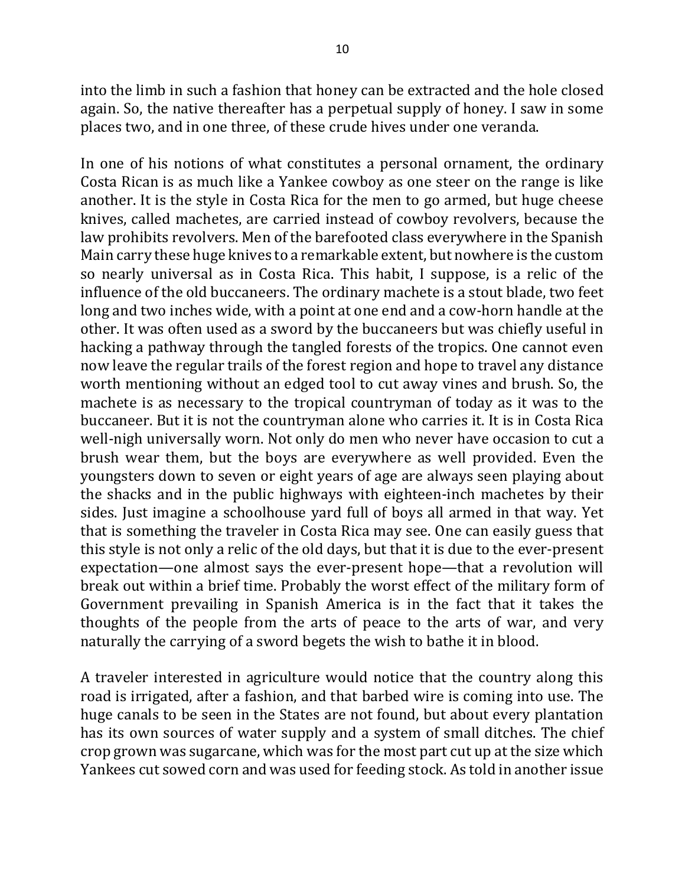into the limb in such a fashion that honey can be extracted and the hole closed again. So, the native thereafter has a perpetual supply of honey. I saw in some places two, and in one three, of these crude hives under one veranda.

In one of his notions of what constitutes a personal ornament, the ordinary Costa Rican is as much like a Yankee cowboy as one steer on the range is like another. It is the style in Costa Rica for the men to go armed, but huge cheese knives, called machetes, are carried instead of cowboy revolvers, because the law prohibits revolvers. Men of the barefooted class everywhere in the Spanish Main carry these huge knives to a remarkable extent, but nowhere is the custom so nearly universal as in Costa Rica. This habit, I suppose, is a relic of the influence of the old buccaneers. The ordinary machete is a stout blade, two feet long and two inches wide, with a point at one end and a cow-horn handle at the other. It was often used as a sword by the buccaneers but was chiefly useful in hacking a pathway through the tangled forests of the tropics. One cannot even now leave the regular trails of the forest region and hope to travel any distance worth mentioning without an edged tool to cut away vines and brush. So, the machete is as necessary to the tropical countryman of today as it was to the buccaneer. But it is not the countryman alone who carries it. It is in Costa Rica well-nigh universally worn. Not only do men who never have occasion to cut a brush wear them, but the boys are everywhere as well provided. Even the youngsters down to seven or eight years of age are always seen playing about the shacks and in the public highways with eighteen-inch machetes by their sides. Just imagine a schoolhouse yard full of boys all armed in that way. Yet that is something the traveler in Costa Rica may see. One can easily guess that this style is not only a relic of the old days, but that it is due to the ever-present expectation—one almost says the ever-present hope—that a revolution will break out within a brief time. Probably the worst effect of the military form of Government prevailing in Spanish America is in the fact that it takes the thoughts of the people from the arts of peace to the arts of war, and very naturally the carrying of a sword begets the wish to bathe it in blood.

A traveler interested in agriculture would notice that the country along this road is irrigated, after a fashion, and that barbed wire is coming into use. The huge canals to be seen in the States are not found, but about every plantation has its own sources of water supply and a system of small ditches. The chief crop grown was sugarcane, which was for the most part cut up at the size which Yankees cut sowed corn and was used for feeding stock. As told in another issue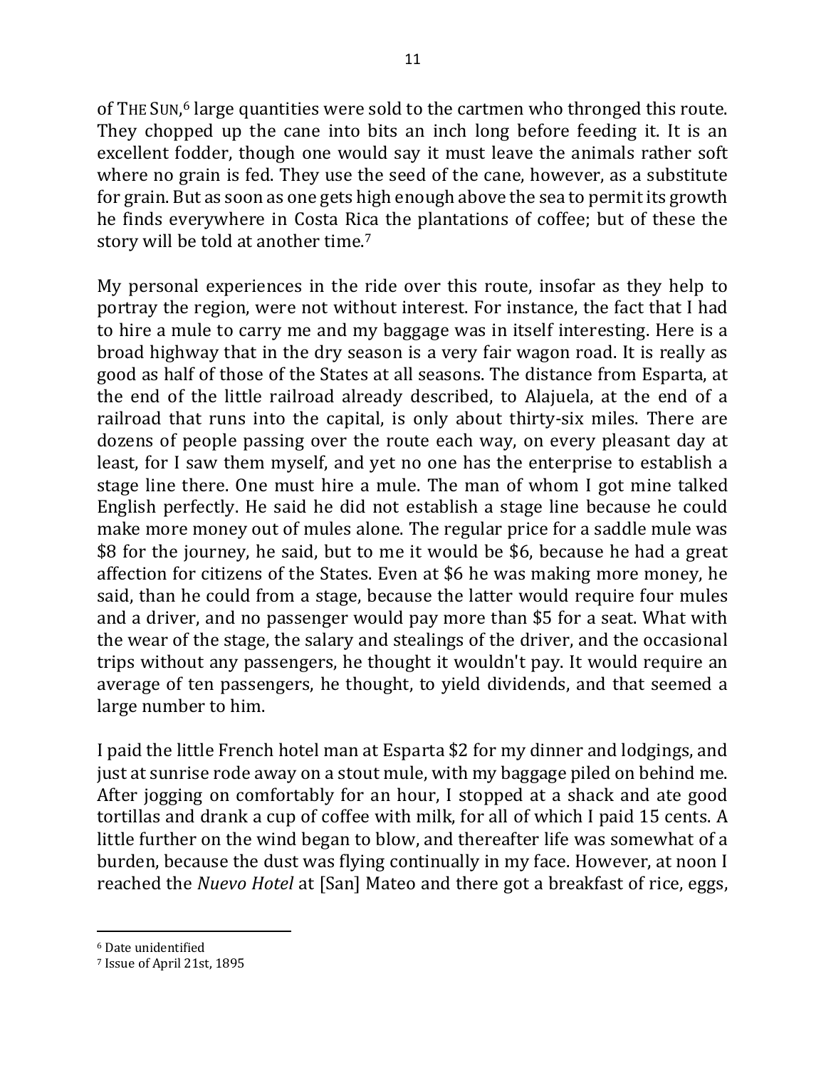of THE SUN,[6] large quantities were sold to the cartmen who thronged this route. They chopped up the cane into bits an inch long before feeding it. It is an excellent fodder, though one would say it must leave the animals rather soft where no grain is fed. They use the seed of the cane, however, as a substitute for grain. But as soon as one gets high enough above the sea to permit its growth he finds everywhere in Costa Rica the plantations of coffee; but of these the story will be told at another time.[7]

My personal experiences in the ride over this route, insofar as they help to portray the region, were not without interest. For instance, the fact that I had to hire a mule to carry me and my baggage was in itself interesting. Here is a broad highway that in the dry season is a very fair wagon road. It is really as good as half of those of the States at all seasons. The distance from Esparta, at the end of the little railroad already described, to Alajuela, at the end of a railroad that runs into the capital, is only about thirty-six miles. There are dozens of people passing over the route each way, on every pleasant day at least, for I saw them myself, and yet no one has the enterprise to establish a stage line there. One must hire a mule. The man of whom I got mine talked English perfectly. He said he did not establish a stage line because he could make more money out of mules alone. The regular price for a saddle mule was $8 for the journey, he said, but to me it would be $6, because he had a great affection for citizens of the States. Even at $6 he was making more money, he said, than he could from a stage, because the latter would require four mules and a driver, and no passenger would pay more than $5 for a seat. What with the wear of the stage, the salary and stealings of the driver, and the occasional trips without any passengers, he thought it wouldn't pay. It would require an average of ten passengers, he thought, to yield dividends, and that seemed a large number to him.

I paid the little French hotel man at Esparta $2 for my dinner and lodgings, and just at sunrise rode away on a stout mule, with my baggage piled on behind me. After jogging on comfortably for an hour, I stopped at a shack and ate good tortillas and drank a cup of coffee with milk, for all of which I paid 15 cents. A little further on the wind began to blow, and thereafter life was somewhat of a burden, because the dust was flying continually in my face. However, at noon I reached the *Nuevo Hotel* at [San] Mateo and there got a breakfast of rice, eggs,

---

[6] Date unidentified

[7] Issue of April 21st, 1895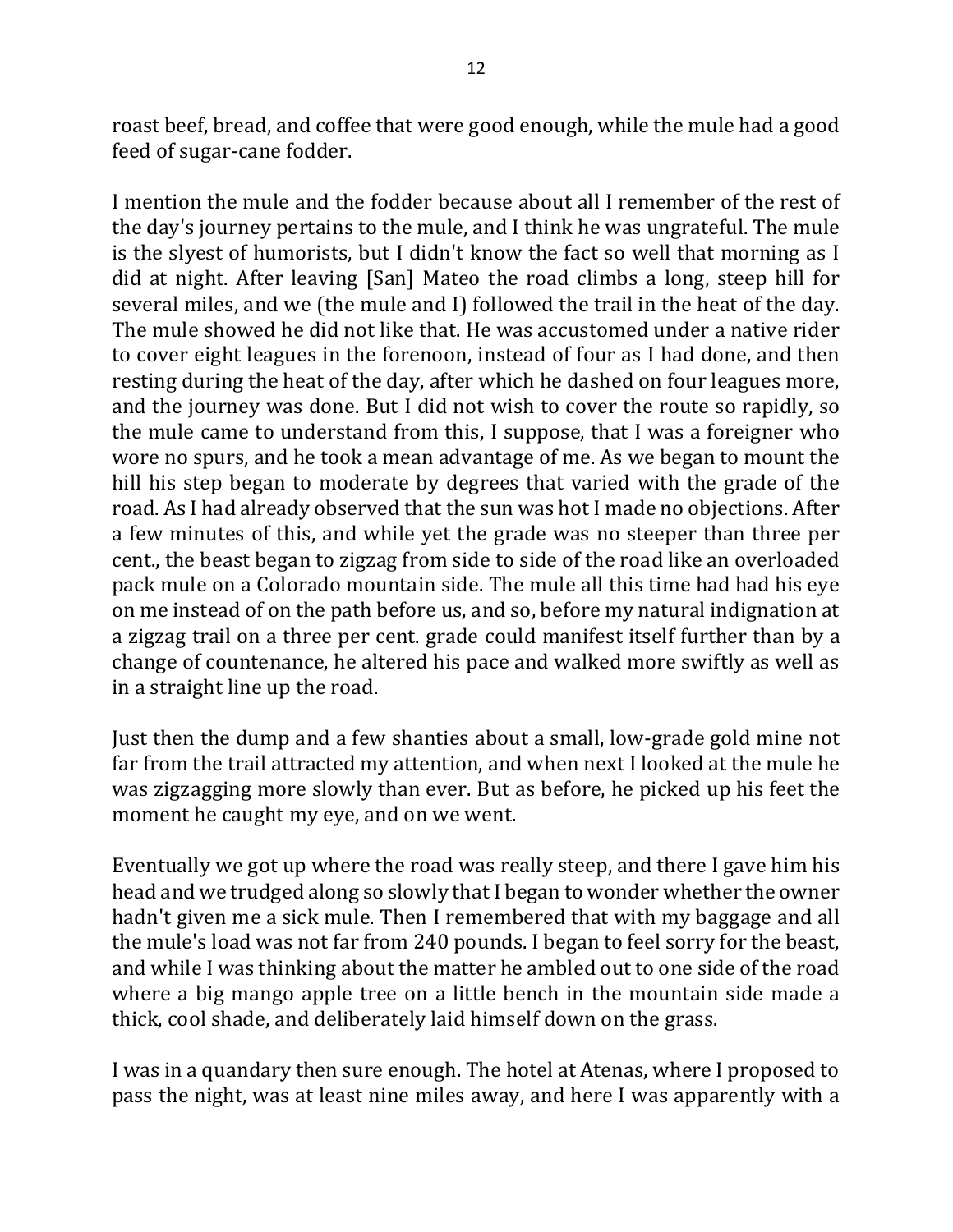roast beef, bread, and coffee that were good enough, while the mule had a good feed of sugar-cane fodder.

I mention the mule and the fodder because about all I remember of the rest of the day's journey pertains to the mule, and I think he was ungrateful. The mule is the slyest of humorists, but I didn't know the fact so well that morning as I did at night. After leaving [San] Mateo the road climbs a long, steep hill for several miles, and we (the mule and I) followed the trail in the heat of the day. The mule showed he did not like that. He was accustomed under a native rider to cover eight leagues in the forenoon, instead of four as I had done, and then resting during the heat of the day, after which he dashed on four leagues more, and the journey was done. But I did not wish to cover the route so rapidly, so the mule came to understand from this, I suppose, that I was a foreigner who wore no spurs, and he took a mean advantage of me. As we began to mount the hill his step began to moderate by degrees that varied with the grade of the road. As I had already observed that the sun was hot I made no objections. After a few minutes of this, and while yet the grade was no steeper than three per cent., the beast began to zigzag from side to side of the road like an overloaded pack mule on a Colorado mountain side. The mule all this time had had his eye on me instead of on the path before us, and so, before my natural indignation at a zigzag trail on a three per cent. grade could manifest itself further than by a change of countenance, he altered his pace and walked more swiftly as well as in a straight line up the road.

Just then the dump and a few shanties about a small, low-grade gold mine not far from the trail attracted my attention, and when next I looked at the mule he was zigzagging more slowly than ever. But as before, he picked up his feet the moment he caught my eye, and on we went.

Eventually we got up where the road was really steep, and there I gave him his head and we trudged along so slowly that I began to wonder whether the owner hadn't given me a sick mule. Then I remembered that with my baggage and all the mule's load was not far from 240 pounds. I began to feel sorry for the beast, and while I was thinking about the matter he ambled out to one side of the road where a big mango apple tree on a little bench in the mountain side made a thick, cool shade, and deliberately laid himself down on the grass.

I was in a quandary then sure enough. The hotel at Atenas, where I proposed to pass the night, was at least nine miles away, and here I was apparently with a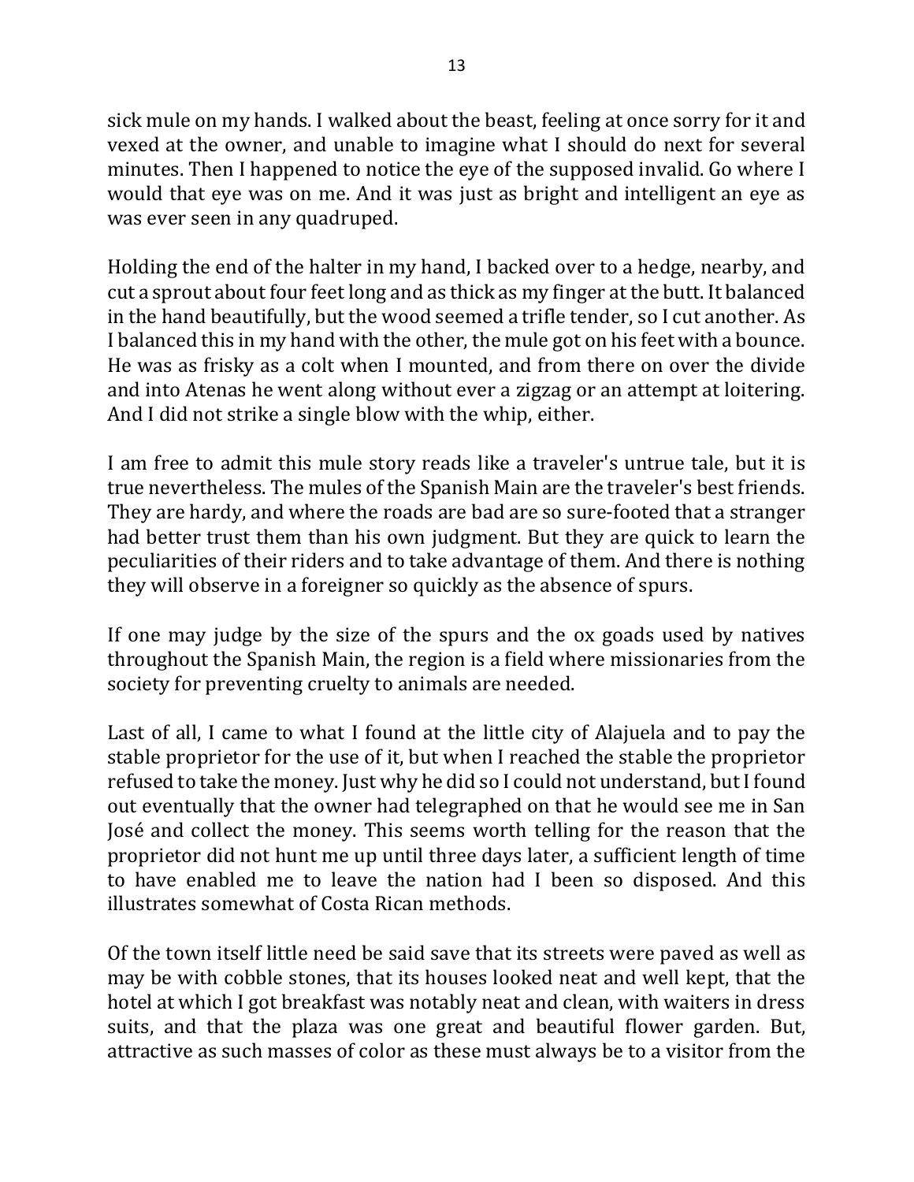sick mule on my hands. I walked about the beast, feeling at once sorry for it and vexed at the owner, and unable to imagine what I should do next for several minutes. Then I happened to notice the eye of the supposed invalid. Go where I would that eye was on me. And it was just as bright and intelligent an eye as was ever seen in any quadruped.

Holding the end of the halter in my hand, I backed over to a hedge, nearby, and cut a sprout about four feet long and as thick as my finger at the butt. It balanced in the hand beautifully, but the wood seemed a trifle tender, so I cut another. As I balanced this in my hand with the other, the mule got on his feet with a bounce. He was as frisky as a colt when I mounted, and from there on over the divide and into Atenas he went along without ever a zigzag or an attempt at loitering. And I did not strike a single blow with the whip, either.

I am free to admit this mule story reads like a traveler's untrue tale, but it is true nevertheless. The mules of the Spanish Main are the traveler's best friends. They are hardy, and where the roads are bad are so sure-footed that a stranger had better trust them than his own judgment. But they are quick to learn the peculiarities of their riders and to take advantage of them. And there is nothing they will observe in a foreigner so quickly as the absence of spurs.

If one may judge by the size of the spurs and the ox goads used by natives throughout the Spanish Main, the region is a field where missionaries from the society for preventing cruelty to animals are needed.

Last of all, I came to what I found at the little city of Alajuela and to pay the stable proprietor for the use of it, but when I reached the stable the proprietor refused to take the money. Just why he did so I could not understand, but I found out eventually that the owner had telegraphed on that he would see me in San José and collect the money. This seems worth telling for the reason that the proprietor did not hunt me up until three days later, a sufficient length of time to have enabled me to leave the nation had I been so disposed. And this illustrates somewhat of Costa Rican methods.

Of the town itself little need be said save that its streets were paved as well as may be with cobble stones, that its houses looked neat and well kept, that the hotel at which I got breakfast was notably neat and clean, with waiters in dress suits, and that the plaza was one great and beautiful flower garden. But, attractive as such masses of color as these must always be to a visitor from the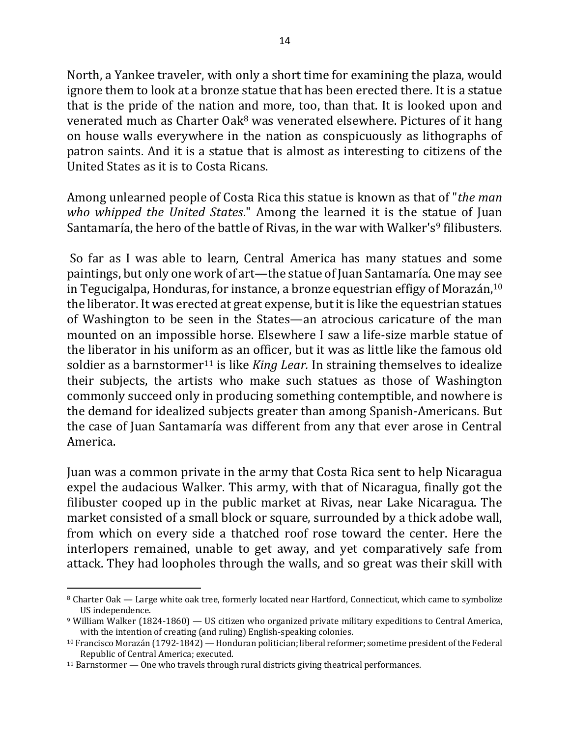North, a Yankee traveler, with only a short time for examining the plaza, would ignore them to look at a bronze statue that has been erected there. It is a statue that is the pride of the nation and more, too, than that. It is looked upon and venerated much as Charter Oak[8] was venerated elsewhere. Pictures of it hang on house walls everywhere in the nation as conspicuously as lithographs of patron saints. And it is a statue that is almost as interesting to citizens of the United States as it is to Costa Ricans.

Among unlearned people of Costa Rica this statue is known as that of "*the man who whipped the United States*." Among the learned it is the statue of Juan Santamaría, the hero of the battle of Rivas, in the war with Walker's[9] filibusters.

So far as I was able to learn, Central America has many statues and some paintings, but only one work of art—the statue of Juan Santamaría. One may see in Tegucigalpa, Honduras, for instance, a bronze equestrian effigy of Morazán,[10] the liberator. It was erected at great expense, but it is like the equestrian statues of Washington to be seen in the States—an atrocious caricature of the man mounted on an impossible horse. Elsewhere I saw a life-size marble statue of the liberator in his uniform as an officer, but it was as little like the famous old soldier as a barnstormer[11] is like *King Lear.* In straining themselves to idealize their subjects, the artists who make such statues as those of Washington commonly succeed only in producing something contemptible, and nowhere is the demand for idealized subjects greater than among Spanish-Americans. But the case of Juan Santamaría was different from any that ever arose in Central America.

Juan was a common private in the army that Costa Rica sent to help Nicaragua expel the audacious Walker. This army, with that of Nicaragua, finally got the filibuster cooped up in the public market at Rivas, near Lake Nicaragua. The market consisted of a small block or square, surrounded by a thick adobe wall, from which on every side a thatched roof rose toward the center. Here the interlopers remained, unable to get away, and yet comparatively safe from attack. They had loopholes through the walls, and so great was their skill with

---

[8] Charter Oak — Large white oak tree, formerly located near Hartford, Connecticut, which came to symbolize US independence.

[9] William Walker (1824-1860) — US citizen who organized private military expeditions to Central America, with the intention of creating (and ruling) English-speaking colonies.

[10] Francisco Morazán (1792-1842) — Honduran politician; liberal reformer; sometime president of the Federal Republic of Central America; executed.

[11] Barnstormer — One who travels through rural districts giving theatrical performances.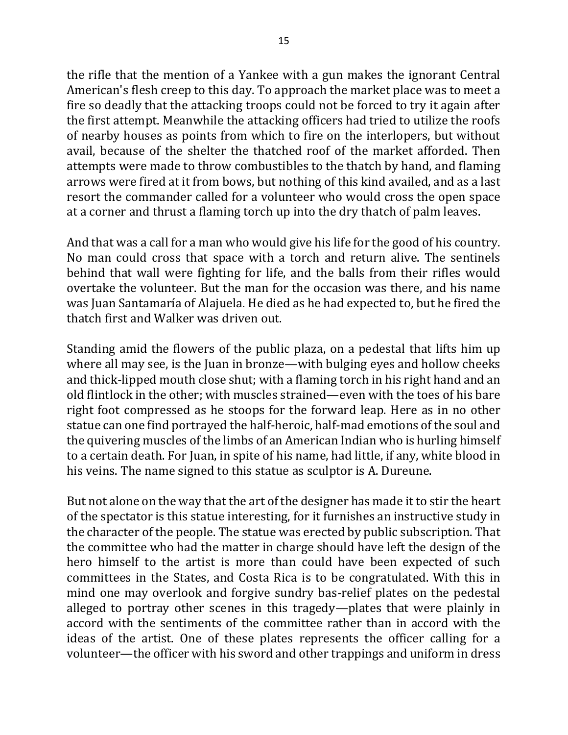the rifle that the mention of a Yankee with a gun makes the ignorant Central American's flesh creep to this day. To approach the market place was to meet a fire so deadly that the attacking troops could not be forced to try it again after the first attempt. Meanwhile the attacking officers had tried to utilize the roofs of nearby houses as points from which to fire on the interlopers, but without avail, because of the shelter the thatched roof of the market afforded. Then attempts were made to throw combustibles to the thatch by hand, and flaming arrows were fired at it from bows, but nothing of this kind availed, and as a last resort the commander called for a volunteer who would cross the open space at a corner and thrust a flaming torch up into the dry thatch of palm leaves.

And that was a call for a man who would give his life for the good of his country. No man could cross that space with a torch and return alive. The sentinels behind that wall were fighting for life, and the balls from their rifles would overtake the volunteer. But the man for the occasion was there, and his name was Juan Santamaría of Alajuela. He died as he had expected to, but he fired the thatch first and Walker was driven out.

Standing amid the flowers of the public plaza, on a pedestal that lifts him up where all may see, is the Juan in bronze—with bulging eyes and hollow cheeks and thick-lipped mouth close shut; with a flaming torch in his right hand and an old flintlock in the other; with muscles strained—even with the toes of his bare right foot compressed as he stoops for the forward leap. Here as in no other statue can one find portrayed the half-heroic, half-mad emotions of the soul and the quivering muscles of the limbs of an American Indian who is hurling himself to a certain death. For Juan, in spite of his name, had little, if any, white blood in his veins. The name signed to this statue as sculptor is A. Dureune.

But not alone on the way that the art of the designer has made it to stir the heart of the spectator is this statue interesting, for it furnishes an instructive study in the character of the people. The statue was erected by public subscription. That the committee who had the matter in charge should have left the design of the hero himself to the artist is more than could have been expected of such committees in the States, and Costa Rica is to be congratulated. With this in mind one may overlook and forgive sundry bas-relief plates on the pedestal alleged to portray other scenes in this tragedy—plates that were plainly in accord with the sentiments of the committee rather than in accord with the ideas of the artist. One of these plates represents the officer calling for a volunteer—the officer with his sword and other trappings and uniform in dress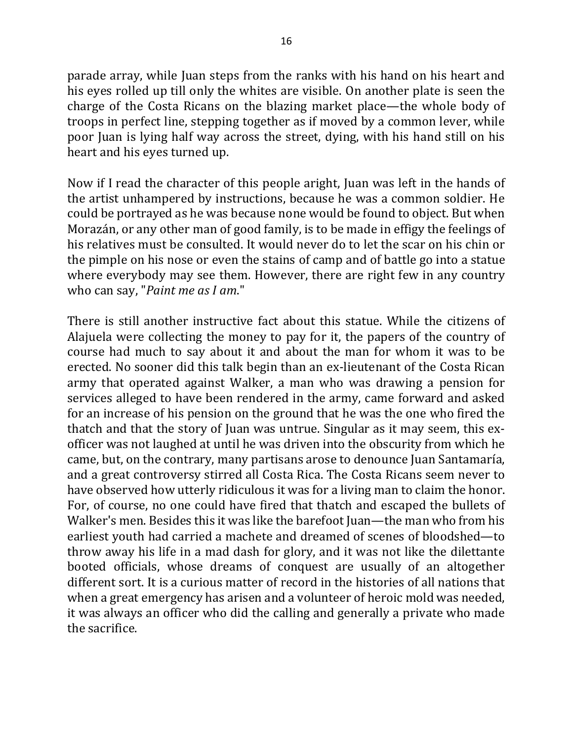parade array, while Juan steps from the ranks with his hand on his heart and his eyes rolled up till only the whites are visible. On another plate is seen the charge of the Costa Ricans on the blazing market place—the whole body of troops in perfect line, stepping together as if moved by a common lever, while poor Juan is lying half way across the street, dying, with his hand still on his heart and his eyes turned up.

Now if I read the character of this people aright, Juan was left in the hands of the artist unhampered by instructions, because he was a common soldier. He could be portrayed as he was because none would be found to object. But when Morazán, or any other man of good family, is to be made in effigy the feelings of his relatives must be consulted. It would never do to let the scar on his chin or the pimple on his nose or even the stains of camp and of battle go into a statue where everybody may see them. However, there are right few in any country who can say, "*Paint me as I am*."

There is still another instructive fact about this statue. While the citizens of Alajuela were collecting the money to pay for it, the papers of the country of course had much to say about it and about the man for whom it was to be erected. No sooner did this talk begin than an ex-lieutenant of the Costa Rican army that operated against Walker, a man who was drawing a pension for services alleged to have been rendered in the army, came forward and asked for an increase of his pension on the ground that he was the one who fired the thatch and that the story of Juan was untrue. Singular as it may seem, this ex-officer was not laughed at until he was driven into the obscurity from which he came, but, on the contrary, many partisans arose to denounce Juan Santamaría, and a great controversy stirred all Costa Rica. The Costa Ricans seem never to have observed how utterly ridiculous it was for a living man to claim the honor. For, of course, no one could have fired that thatch and escaped the bullets of Walker's men. Besides this it was like the barefoot Juan—the man who from his earliest youth had carried a machete and dreamed of scenes of bloodshed—to throw away his life in a mad dash for glory, and it was not like the dilettante booted officials, whose dreams of conquest are usually of an altogether different sort. It is a curious matter of record in the histories of all nations that when a great emergency has arisen and a volunteer of heroic mold was needed, it was always an officer who did the calling and generally a private who made the sacrifice.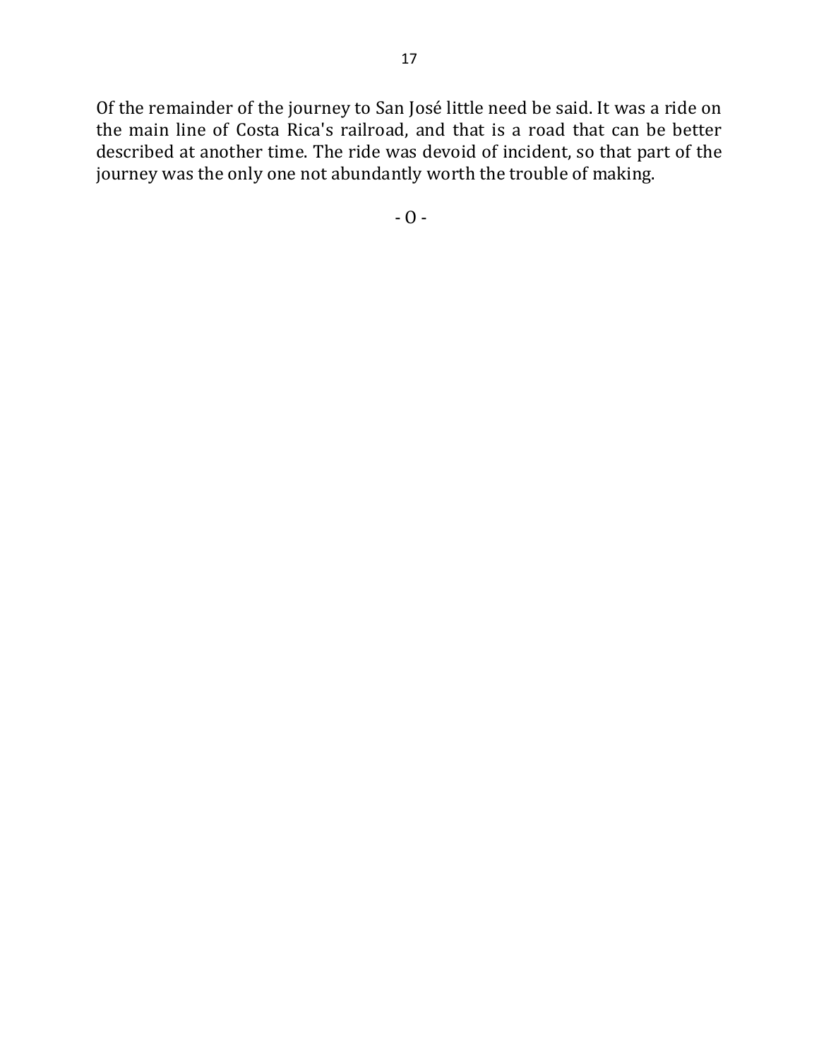Of the remainder of the journey to San José little need be said. It was a ride on the main line of Costa Rica's railroad, and that is a road that can be better described at another time. The ride was devoid of incident, so that part of the journey was the only one not abundantly worth the trouble of making.

- O -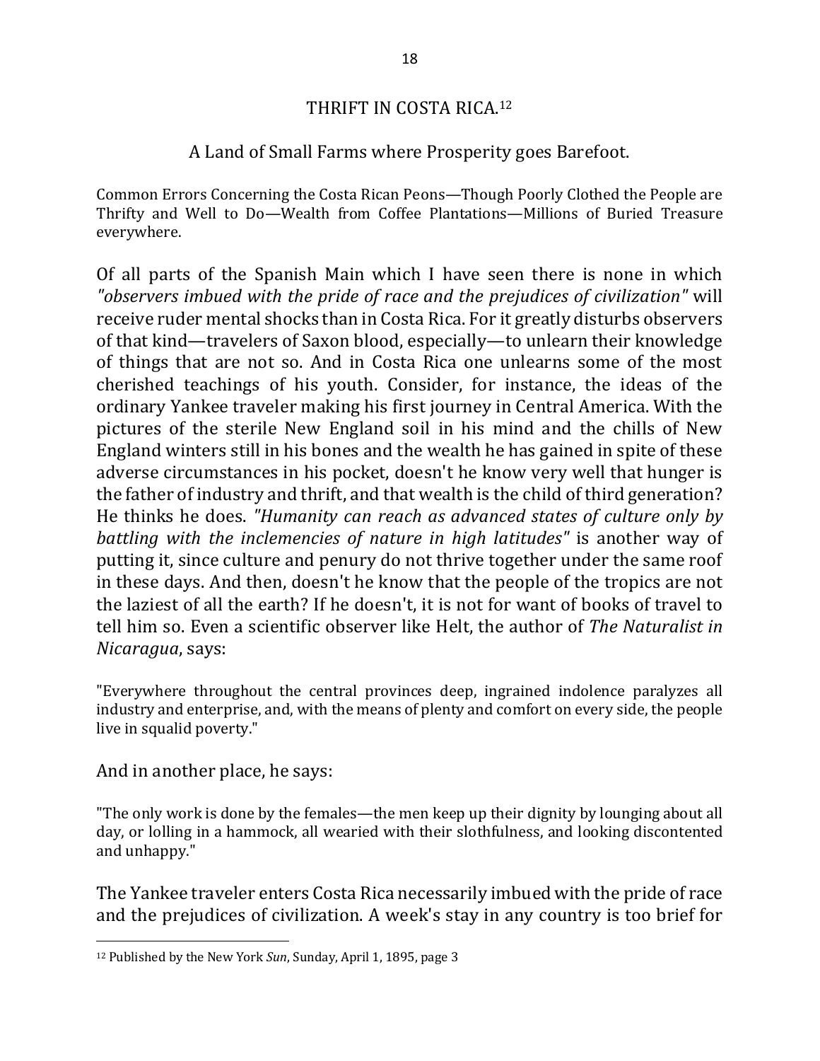## THRIFT IN COSTA RICA.[12]

### A Land of Small Farms where Prosperity goes Barefoot.

Common Errors Concerning the Costa Rican Peons—Though Poorly Clothed the People are Thrifty and Well to Do—Wealth from Coffee Plantations—Millions of Buried Treasure everywhere.

Of all parts of the Spanish Main which I have seen there is none in which *"observers imbued with the pride of race and the prejudices of civilization"* will receive ruder mental shocks than in Costa Rica. For it greatly disturbs observers of that kind—travelers of Saxon blood, especially—to unlearn their knowledge of things that are not so. And in Costa Rica one unlearns some of the most cherished teachings of his youth. Consider, for instance, the ideas of the ordinary Yankee traveler making his first journey in Central America. With the pictures of the sterile New England soil in his mind and the chills of New England winters still in his bones and the wealth he has gained in spite of these adverse circumstances in his pocket, doesn't he know very well that hunger is the father of industry and thrift, and that wealth is the child of third generation? He thinks he does. *"Humanity can reach as advanced states of culture only by battling with the inclemencies of nature in high latitudes"* is another way of putting it, since culture and penury do not thrive together under the same roof in these days. And then, doesn't he know that the people of the tropics are not the laziest of all the earth? If he doesn't, it is not for want of books of travel to tell him so. Even a scientific observer like Helt, the author of *The Naturalist in Nicaragua*, says:

"Everywhere throughout the central provinces deep, ingrained indolence paralyzes all industry and enterprise, and, with the means of plenty and comfort on every side, the people live in squalid poverty."

And in another place, he says:

"The only work is done by the females—the men keep up their dignity by lounging about all day, or lolling in a hammock, all wearied with their slothfulness, and looking discontented and unhappy."

The Yankee traveler enters Costa Rica necessarily imbued with the pride of race and the prejudices of civilization. A week's stay in any country is too brief for

---

[12] Published by the New York *Sun*, Sunday, April 1, 1895, page 3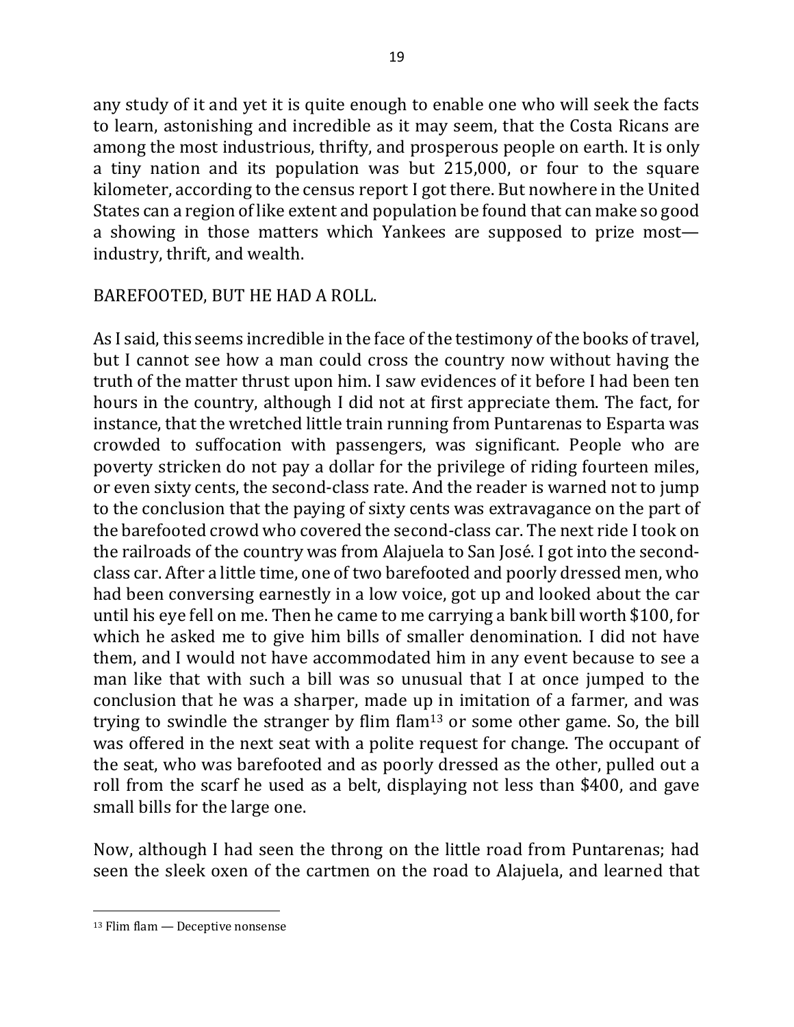any study of it and yet it is quite enough to enable one who will seek the facts to learn, astonishing and incredible as it may seem, that the Costa Ricans are among the most industrious, thrifty, and prosperous people on earth. It is only a tiny nation and its population was but 215,000, or four to the square kilometer, according to the census report I got there. But nowhere in the United States can a region of like extent and population be found that can make so good a showing in those matters which Yankees are supposed to prize most—industry, thrift, and wealth.

## BAREFOOTED, BUT HE HAD A ROLL.

As I said, this seems incredible in the face of the testimony of the books of travel, but I cannot see how a man could cross the country now without having the truth of the matter thrust upon him. I saw evidences of it before I had been ten hours in the country, although I did not at first appreciate them. The fact, for instance, that the wretched little train running from Puntarenas to Esparta was crowded to suffocation with passengers, was significant. People who are poverty stricken do not pay a dollar for the privilege of riding fourteen miles, or even sixty cents, the second-class rate. And the reader is warned not to jump to the conclusion that the paying of sixty cents was extravagance on the part of the barefooted crowd who covered the second-class car. The next ride I took on the railroads of the country was from Alajuela to San José. I got into the second-class car. After a little time, one of two barefooted and poorly dressed men, who had been conversing earnestly in a low voice, got up and looked about the car until his eye fell on me. Then he came to me carrying a bank bill worth $100, for which he asked me to give him bills of smaller denomination. I did not have them, and I would not have accommodated him in any event because to see a man like that with such a bill was so unusual that I at once jumped to the conclusion that he was a sharper, made up in imitation of a farmer, and was trying to swindle the stranger by flim flam[13] or some other game. So, the bill was offered in the next seat with a polite request for change. The occupant of the seat, who was barefooted and as poorly dressed as the other, pulled out a roll from the scarf he used as a belt, displaying not less than $400, and gave small bills for the large one.

Now, although I had seen the throng on the little road from Puntarenas; had seen the sleek oxen of the cartmen on the road to Alajuela, and learned that

[13] Flim flam — Deceptive nonsense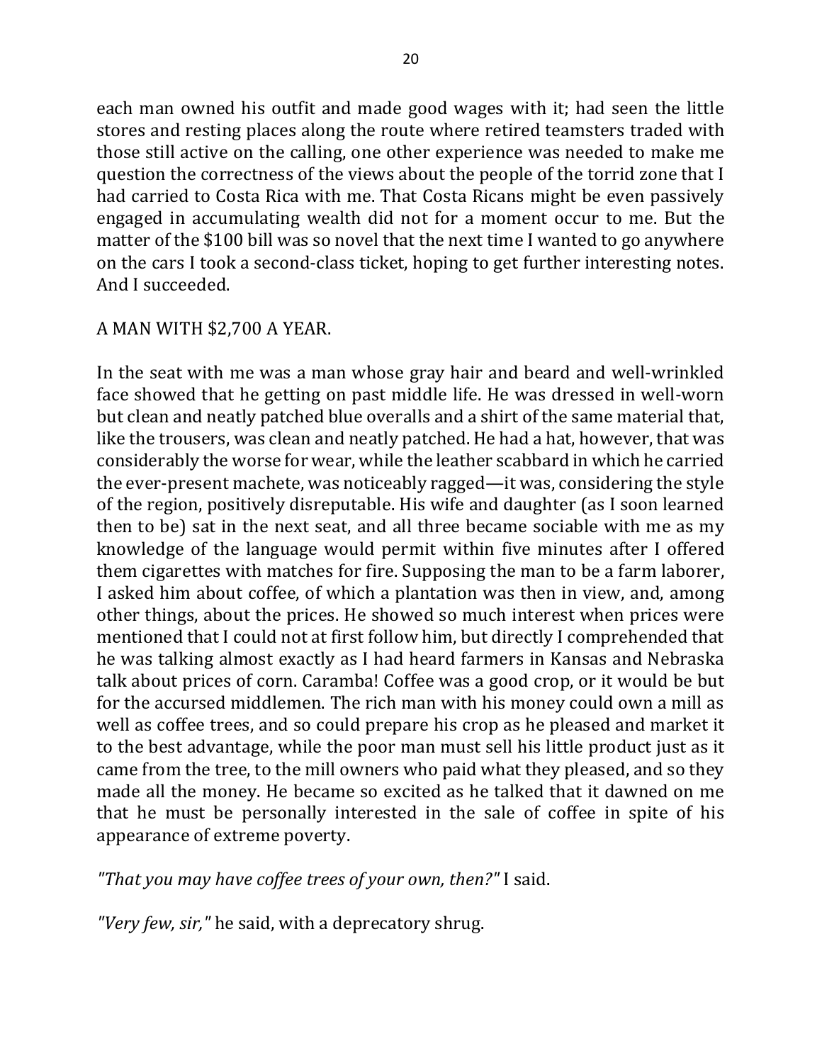each man owned his outfit and made good wages with it; had seen the little stores and resting places along the route where retired teamsters traded with those still active on the calling, one other experience was needed to make me question the correctness of the views about the people of the torrid zone that I had carried to Costa Rica with me. That Costa Ricans might be even passively engaged in accumulating wealth did not for a moment occur to me. But the matter of the $100 bill was so novel that the next time I wanted to go anywhere on the cars I took a second-class ticket, hoping to get further interesting notes. And I succeeded.

## A MAN WITH $2,700 A YEAR.

In the seat with me was a man whose gray hair and beard and well-wrinkled face showed that he getting on past middle life. He was dressed in well-worn but clean and neatly patched blue overalls and a shirt of the same material that, like the trousers, was clean and neatly patched. He had a hat, however, that was considerably the worse for wear, while the leather scabbard in which he carried the ever-present machete, was noticeably ragged—it was, considering the style of the region, positively disreputable. His wife and daughter (as I soon learned then to be) sat in the next seat, and all three became sociable with me as my knowledge of the language would permit within five minutes after I offered them cigarettes with matches for fire. Supposing the man to be a farm laborer, I asked him about coffee, of which a plantation was then in view, and, among other things, about the prices. He showed so much interest when prices were mentioned that I could not at first follow him, but directly I comprehended that he was talking almost exactly as I had heard farmers in Kansas and Nebraska talk about prices of corn. Caramba! Coffee was a good crop, or it would be but for the accursed middlemen. The rich man with his money could own a mill as well as coffee trees, and so could prepare his crop as he pleased and market it to the best advantage, while the poor man must sell his little product just as it came from the tree, to the mill owners who paid what they pleased, and so they made all the money. He became so excited as he talked that it dawned on me that he must be personally interested in the sale of coffee in spite of his appearance of extreme poverty.

*"That you may have coffee trees of your own, then?"* I said.

*"Very few, sir,"* he said, with a deprecatory shrug.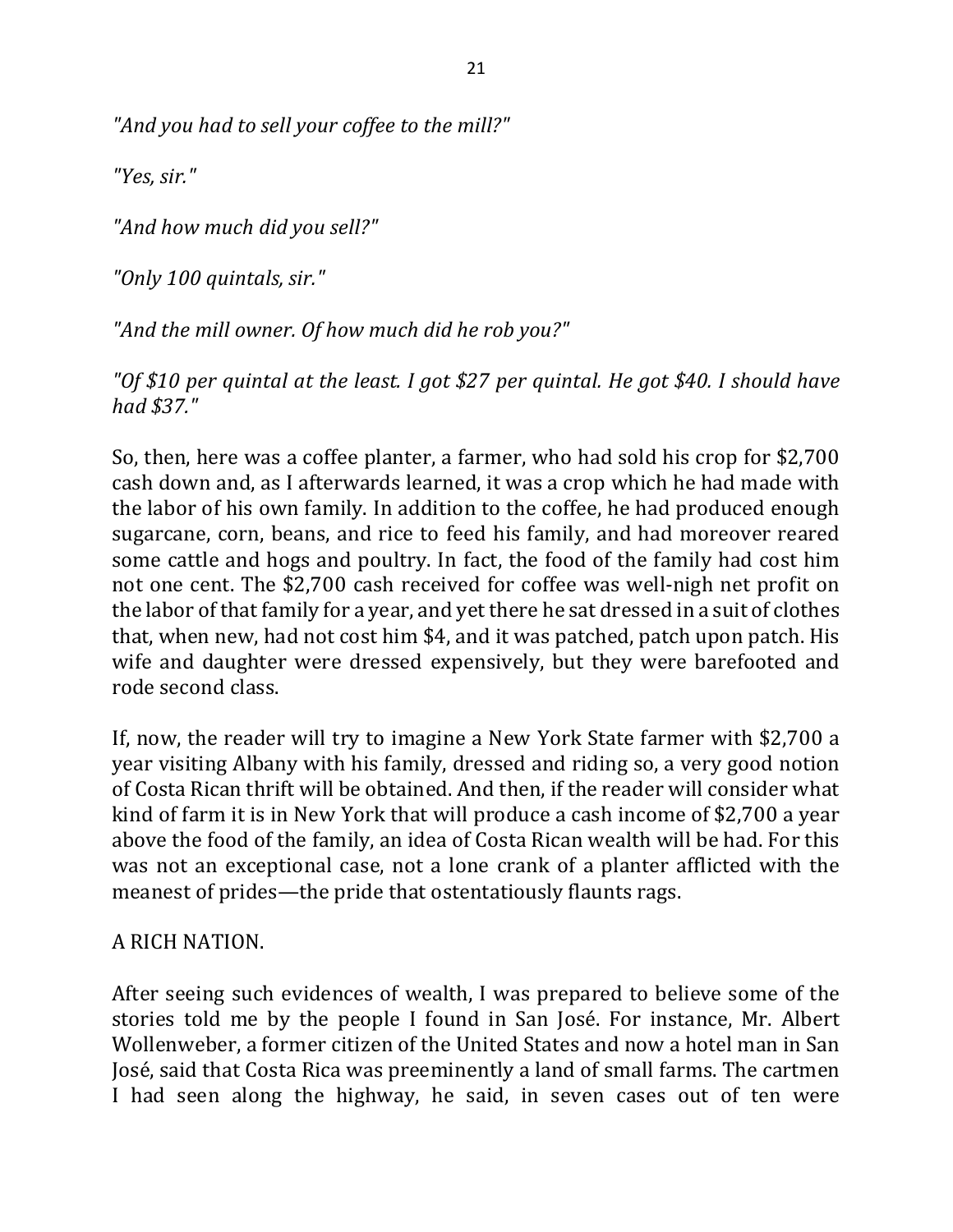*"And you had to sell your coffee to the mill?"*

*"Yes, sir."*

*"And how much did you sell?"*

*"Only 100 quintals, sir."*

*"And the mill owner. Of how much did he rob you?"*

*"Of $10 per quintal at the least. I got $27 per quintal. He got $40. I should have had $37."*

So, then, here was a coffee planter, a farmer, who had sold his crop for $2,700 cash down and, as I afterwards learned, it was a crop which he had made with the labor of his own family. In addition to the coffee, he had produced enough sugarcane, corn, beans, and rice to feed his family, and had moreover reared some cattle and hogs and poultry. In fact, the food of the family had cost him not one cent. The $2,700 cash received for coffee was well-nigh net profit on the labor of that family for a year, and yet there he sat dressed in a suit of clothes that, when new, had not cost him $4, and it was patched, patch upon patch. His wife and daughter were dressed expensively, but they were barefooted and rode second class.

If, now, the reader will try to imagine a New York State farmer with $2,700 a year visiting Albany with his family, dressed and riding so, a very good notion of Costa Rican thrift will be obtained. And then, if the reader will consider what kind of farm it is in New York that will produce a cash income of $2,700 a year above the food of the family, an idea of Costa Rican wealth will be had. For this was not an exceptional case, not a lone crank of a planter afflicted with the meanest of prides—the pride that ostentatiously flaunts rags.

## A RICH NATION.

After seeing such evidences of wealth, I was prepared to believe some of the stories told me by the people I found in San José. For instance, Mr. Albert Wollenweber, a former citizen of the United States and now a hotel man in San José, said that Costa Rica was preeminently a land of small farms. The cartmen I had seen along the highway, he said, in seven cases out of ten were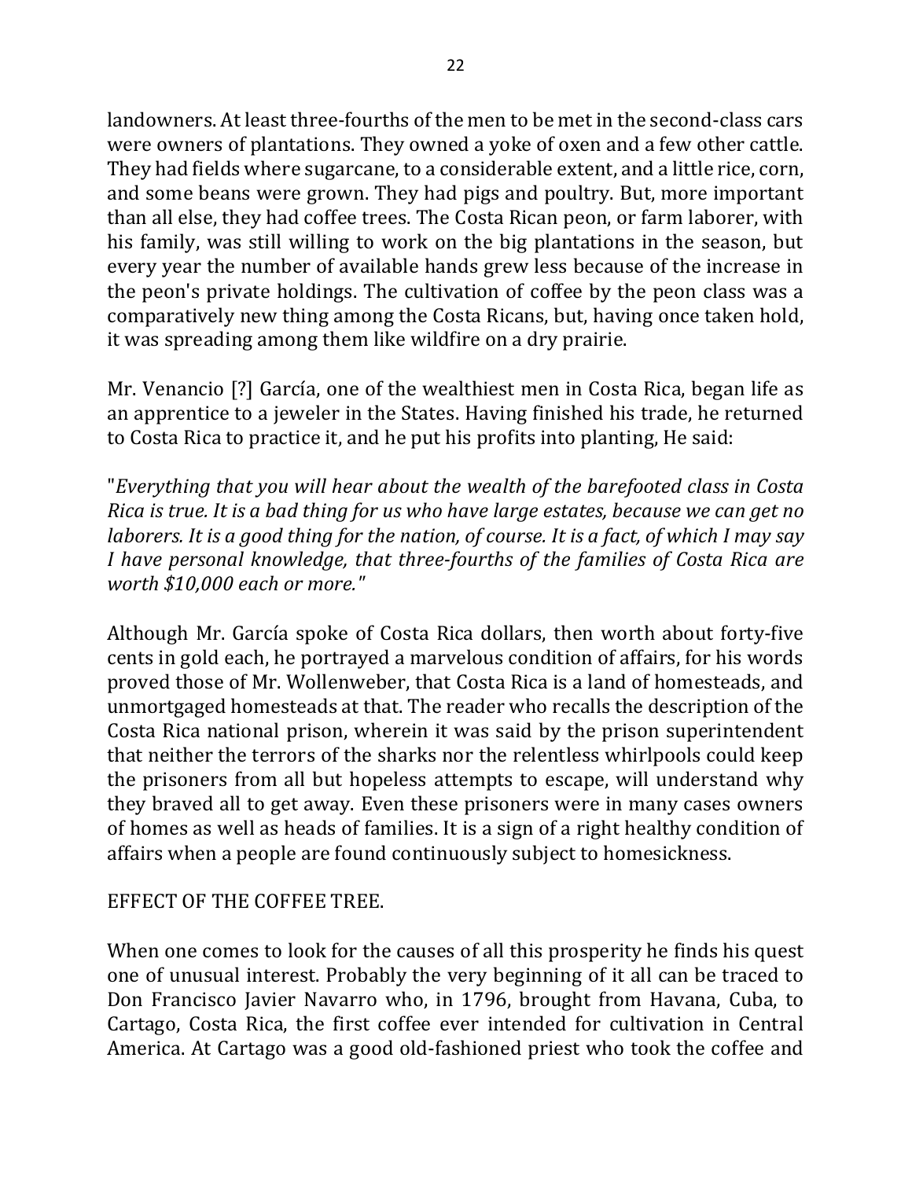landowners. At least three-fourths of the men to be met in the second-class cars were owners of plantations. They owned a yoke of oxen and a few other cattle. They had fields where sugarcane, to a considerable extent, and a little rice, corn, and some beans were grown. They had pigs and poultry. But, more important than all else, they had coffee trees. The Costa Rican peon, or farm laborer, with his family, was still willing to work on the big plantations in the season, but every year the number of available hands grew less because of the increase in the peon's private holdings. The cultivation of coffee by the peon class was a comparatively new thing among the Costa Ricans, but, having once taken hold, it was spreading among them like wildfire on a dry prairie.

Mr. Venancio [?] García, one of the wealthiest men in Costa Rica, began life as an apprentice to a jeweler in the States. Having finished his trade, he returned to Costa Rica to practice it, and he put his profits into planting, He said:

"*Everything that you will hear about the wealth of the barefooted class in Costa Rica is true. It is a bad thing for us who have large estates, because we can get no laborers. It is a good thing for the nation, of course. It is a fact, of which I may say I have personal knowledge, that three-fourths of the families of Costa Rica are worth $10,000 each or more.*"

Although Mr. García spoke of Costa Rica dollars, then worth about forty-five cents in gold each, he portrayed a marvelous condition of affairs, for his words proved those of Mr. Wollenweber, that Costa Rica is a land of homesteads, and unmortgaged homesteads at that. The reader who recalls the description of the Costa Rica national prison, wherein it was said by the prison superintendent that neither the terrors of the sharks nor the relentless whirlpools could keep the prisoners from all but hopeless attempts to escape, will understand why they braved all to get away. Even these prisoners were in many cases owners of homes as well as heads of families. It is a sign of a right healthy condition of affairs when a people are found continuously subject to homesickness.

EFFECT OF THE COFFEE TREE.

When one comes to look for the causes of all this prosperity he finds his quest one of unusual interest. Probably the very beginning of it all can be traced to Don Francisco Javier Navarro who, in 1796, brought from Havana, Cuba, to Cartago, Costa Rica, the first coffee ever intended for cultivation in Central America. At Cartago was a good old-fashioned priest who took the coffee and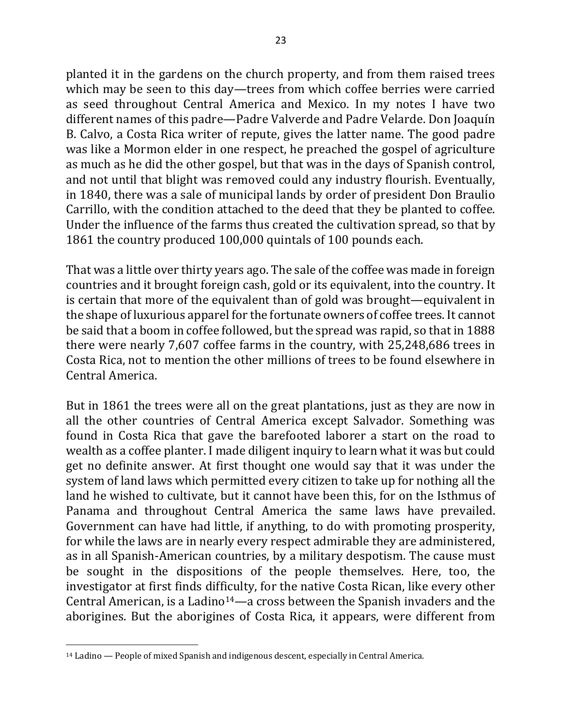planted it in the gardens on the church property, and from them raised trees which may be seen to this day—trees from which coffee berries were carried as seed throughout Central America and Mexico. In my notes I have two different names of this padre—Padre Valverde and Padre Velarde. Don Joaquín B. Calvo, a Costa Rica writer of repute, gives the latter name. The good padre was like a Mormon elder in one respect, he preached the gospel of agriculture as much as he did the other gospel, but that was in the days of Spanish control, and not until that blight was removed could any industry flourish. Eventually, in 1840, there was a sale of municipal lands by order of president Don Braulio Carrillo, with the condition attached to the deed that they be planted to coffee. Under the influence of the farms thus created the cultivation spread, so that by 1861 the country produced 100,000 quintals of 100 pounds each.

That was a little over thirty years ago. The sale of the coffee was made in foreign countries and it brought foreign cash, gold or its equivalent, into the country. It is certain that more of the equivalent than of gold was brought—equivalent in the shape of luxurious apparel for the fortunate owners of coffee trees. It cannot be said that a boom in coffee followed, but the spread was rapid, so that in 1888 there were nearly 7,607 coffee farms in the country, with 25,248,686 trees in Costa Rica, not to mention the other millions of trees to be found elsewhere in Central America.

But in 1861 the trees were all on the great plantations, just as they are now in all the other countries of Central America except Salvador. Something was found in Costa Rica that gave the barefooted laborer a start on the road to wealth as a coffee planter. I made diligent inquiry to learn what it was but could get no definite answer. At first thought one would say that it was under the system of land laws which permitted every citizen to take up for nothing all the land he wished to cultivate, but it cannot have been this, for on the Isthmus of Panama and throughout Central America the same laws have prevailed. Government can have had little, if anything, to do with promoting prosperity, for while the laws are in nearly every respect admirable they are administered, as in all Spanish-American countries, by a military despotism. The cause must be sought in the dispositions of the people themselves. Here, too, the investigator at first finds difficulty, for the native Costa Rican, like every other Central American, is a Ladino[14]—a cross between the Spanish invaders and the aborigines. But the aborigines of Costa Rica, it appears, were different from

[14] Ladino — People of mixed Spanish and indigenous descent, especially in Central America.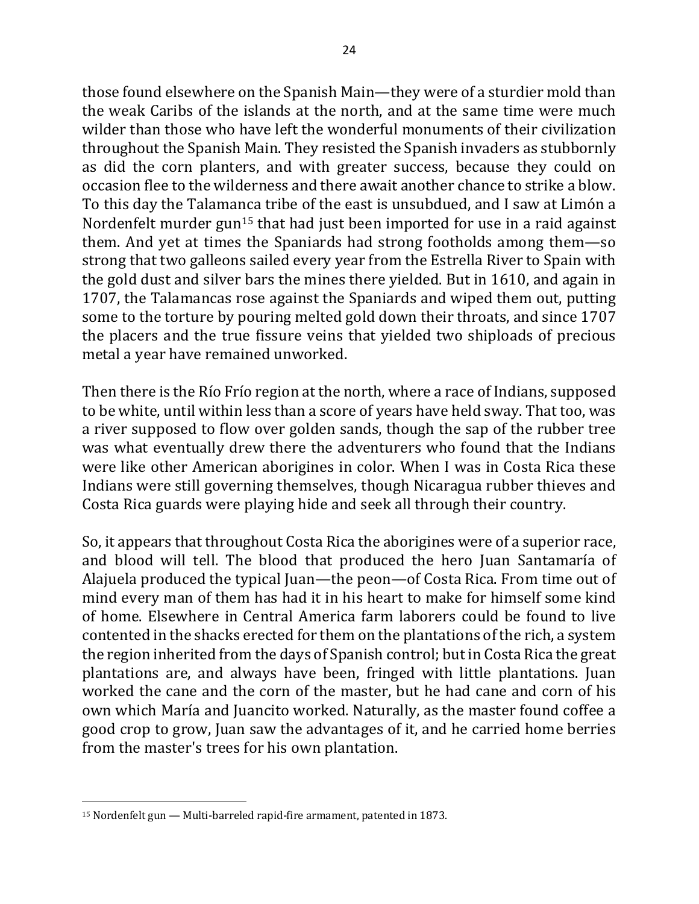those found elsewhere on the Spanish Main—they were of a sturdier mold than the weak Caribs of the islands at the north, and at the same time were much wilder than those who have left the wonderful monuments of their civilization throughout the Spanish Main. They resisted the Spanish invaders as stubbornly as did the corn planters, and with greater success, because they could on occasion flee to the wilderness and there await another chance to strike a blow. To this day the Talamanca tribe of the east is unsubdued, and I saw at Limón a Nordenfelt murder gun[15] that had just been imported for use in a raid against them. And yet at times the Spaniards had strong footholds among them—so strong that two galleons sailed every year from the Estrella River to Spain with the gold dust and silver bars the mines there yielded. But in 1610, and again in 1707, the Talamancas rose against the Spaniards and wiped them out, putting some to the torture by pouring melted gold down their throats, and since 1707 the placers and the true fissure veins that yielded two shiploads of precious metal a year have remained unworked.

Then there is the Río Frío region at the north, where a race of Indians, supposed to be white, until within less than a score of years have held sway. That too, was a river supposed to flow over golden sands, though the sap of the rubber tree was what eventually drew there the adventurers who found that the Indians were like other American aborigines in color. When I was in Costa Rica these Indians were still governing themselves, though Nicaragua rubber thieves and Costa Rica guards were playing hide and seek all through their country.

So, it appears that throughout Costa Rica the aborigines were of a superior race, and blood will tell. The blood that produced the hero Juan Santamaría of Alajuela produced the typical Juan—the peon—of Costa Rica. From time out of mind every man of them has had it in his heart to make for himself some kind of home. Elsewhere in Central America farm laborers could be found to live contented in the shacks erected for them on the plantations of the rich, a system the region inherited from the days of Spanish control; but in Costa Rica the great plantations are, and always have been, fringed with little plantations. Juan worked the cane and the corn of the master, but he had cane and corn of his own which María and Juancito worked. Naturally, as the master found coffee a good crop to grow, Juan saw the advantages of it, and he carried home berries from the master's trees for his own plantation.

---

[15] Nordenfelt gun — Multi-barreled rapid-fire armament, patented in 1873.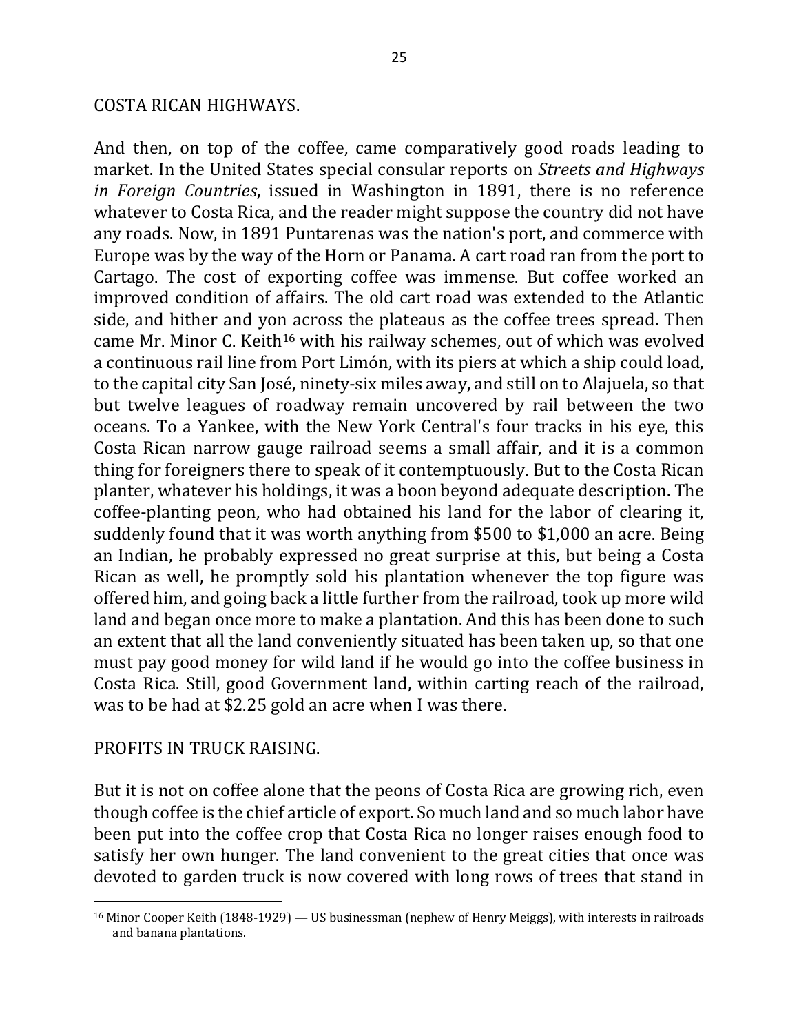## COSTA RICAN HIGHWAYS.

And then, on top of the coffee, came comparatively good roads leading to market. In the United States special consular reports on *Streets and Highways in Foreign Countries*, issued in Washington in 1891, there is no reference whatever to Costa Rica, and the reader might suppose the country did not have any roads. Now, in 1891 Puntarenas was the nation's port, and commerce with Europe was by the way of the Horn or Panama. A cart road ran from the port to Cartago. The cost of exporting coffee was immense. But coffee worked an improved condition of affairs. The old cart road was extended to the Atlantic side, and hither and yon across the plateaus as the coffee trees spread. Then came Mr. Minor C. Keith[16] with his railway schemes, out of which was evolved a continuous rail line from Port Limón, with its piers at which a ship could load, to the capital city San José, ninety-six miles away, and still on to Alajuela, so that but twelve leagues of roadway remain uncovered by rail between the two oceans. To a Yankee, with the New York Central's four tracks in his eye, this Costa Rican narrow gauge railroad seems a small affair, and it is a common thing for foreigners there to speak of it contemptuously. But to the Costa Rican planter, whatever his holdings, it was a boon beyond adequate description. The coffee-planting peon, who had obtained his land for the labor of clearing it, suddenly found that it was worth anything from $500 to $1,000 an acre. Being an Indian, he probably expressed no great surprise at this, but being a Costa Rican as well, he promptly sold his plantation whenever the top figure was offered him, and going back a little further from the railroad, took up more wild land and began once more to make a plantation. And this has been done to such an extent that all the land conveniently situated has been taken up, so that one must pay good money for wild land if he would go into the coffee business in Costa Rica. Still, good Government land, within carting reach of the railroad, was to be had at $2.25 gold an acre when I was there.

## PROFITS IN TRUCK RAISING.

But it is not on coffee alone that the peons of Costa Rica are growing rich, even though coffee is the chief article of export. So much land and so much labor have been put into the coffee crop that Costa Rica no longer raises enough food to satisfy her own hunger. The land convenient to the great cities that once was devoted to garden truck is now covered with long rows of trees that stand in

[16] Minor Cooper Keith (1848-1929) — US businessman (nephew of Henry Meiggs), with interests in railroads and banana plantations.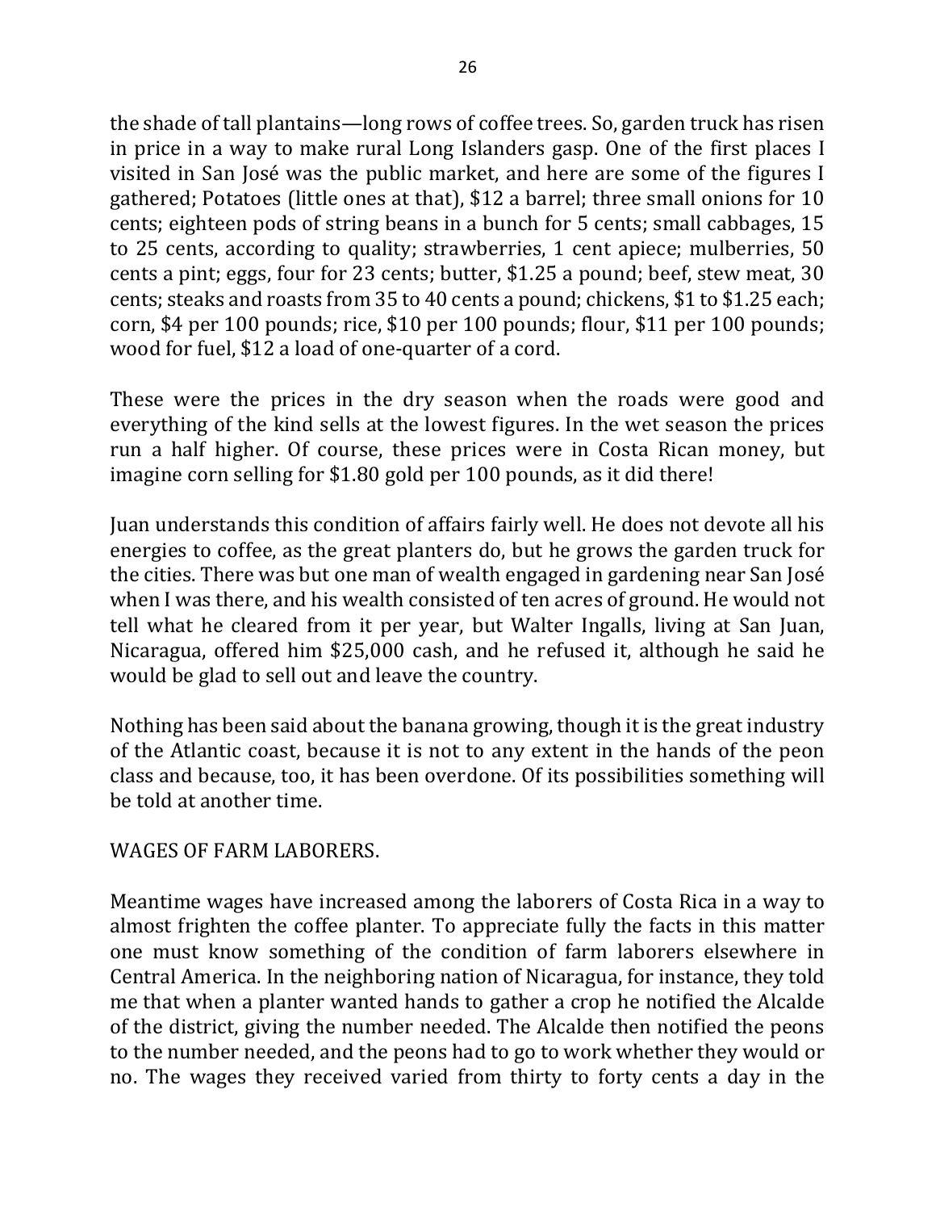the shade of tall plantains—long rows of coffee trees. So, garden truck has risen in price in a way to make rural Long Islanders gasp. One of the first places I visited in San José was the public market, and here are some of the figures I gathered; Potatoes (little ones at that), $12 a barrel; three small onions for 10 cents; eighteen pods of string beans in a bunch for 5 cents; small cabbages, 15 to 25 cents, according to quality; strawberries, 1 cent apiece; mulberries, 50 cents a pint; eggs, four for 23 cents; butter, $1.25 a pound; beef, stew meat, 30 cents; steaks and roasts from 35 to 40 cents a pound; chickens, $1 to $1.25 each; corn, $4 per 100 pounds; rice, $10 per 100 pounds; flour, $11 per 100 pounds; wood for fuel, $12 a load of one-quarter of a cord.

These were the prices in the dry season when the roads were good and everything of the kind sells at the lowest figures. In the wet season the prices run a half higher. Of course, these prices were in Costa Rican money, but imagine corn selling for $1.80 gold per 100 pounds, as it did there!

Juan understands this condition of affairs fairly well. He does not devote all his energies to coffee, as the great planters do, but he grows the garden truck for the cities. There was but one man of wealth engaged in gardening near San José when I was there, and his wealth consisted of ten acres of ground. He would not tell what he cleared from it per year, but Walter Ingalls, living at San Juan, Nicaragua, offered him $25,000 cash, and he refused it, although he said he would be glad to sell out and leave the country.

Nothing has been said about the banana growing, though it is the great industry of the Atlantic coast, because it is not to any extent in the hands of the peon class and because, too, it has been overdone. Of its possibilities something will be told at another time.

## WAGES OF FARM LABORERS.

Meantime wages have increased among the laborers of Costa Rica in a way to almost frighten the coffee planter. To appreciate fully the facts in this matter one must know something of the condition of farm laborers elsewhere in Central America. In the neighboring nation of Nicaragua, for instance, they told me that when a planter wanted hands to gather a crop he notified the Alcalde of the district, giving the number needed. The Alcalde then notified the peons to the number needed, and the peons had to go to work whether they would or no. The wages they received varied from thirty to forty cents a day in the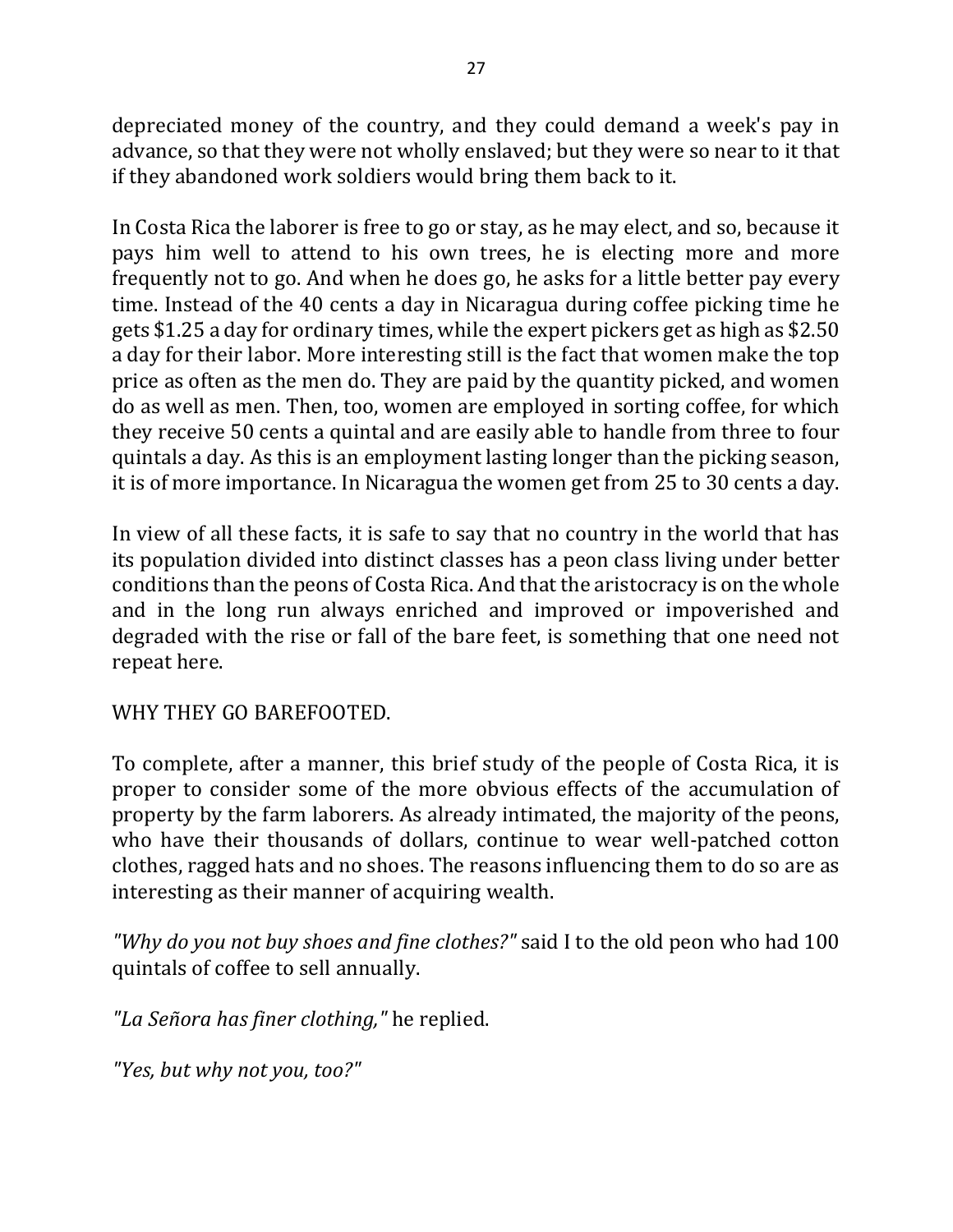depreciated money of the country, and they could demand a week's pay in advance, so that they were not wholly enslaved; but they were so near to it that if they abandoned work soldiers would bring them back to it.

In Costa Rica the laborer is free to go or stay, as he may elect, and so, because it pays him well to attend to his own trees, he is electing more and more frequently not to go. And when he does go, he asks for a little better pay every time. Instead of the 40 cents a day in Nicaragua during coffee picking time he gets $1.25 a day for ordinary times, while the expert pickers get as high as $2.50 a day for their labor. More interesting still is the fact that women make the top price as often as the men do. They are paid by the quantity picked, and women do as well as men. Then, too, women are employed in sorting coffee, for which they receive 50 cents a quintal and are easily able to handle from three to four quintals a day. As this is an employment lasting longer than the picking season, it is of more importance. In Nicaragua the women get from 25 to 30 cents a day.

In view of all these facts, it is safe to say that no country in the world that has its population divided into distinct classes has a peon class living under better conditions than the peons of Costa Rica. And that the aristocracy is on the whole and in the long run always enriched and improved or impoverished and degraded with the rise or fall of the bare feet, is something that one need not repeat here.

## WHY THEY GO BAREFOOTED.

To complete, after a manner, this brief study of the people of Costa Rica, it is proper to consider some of the more obvious effects of the accumulation of property by the farm laborers. As already intimated, the majority of the peons, who have their thousands of dollars, continue to wear well-patched cotton clothes, ragged hats and no shoes. The reasons influencing them to do so are as interesting as their manner of acquiring wealth.

*"Why do you not buy shoes and fine clothes?"* said I to the old peon who had 100 quintals of coffee to sell annually.

*"La Señora has finer clothing,"* he replied.

*"Yes, but why not you, too?"*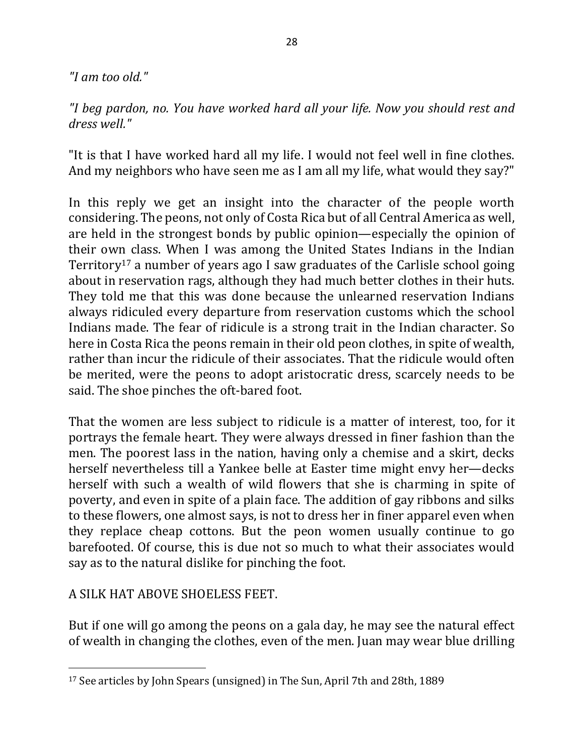*"I am too old."*

*"I beg pardon, no. You have worked hard all your life. Now you should rest and dress well."*

"It is that I have worked hard all my life. I would not feel well in fine clothes. And my neighbors who have seen me as I am all my life, what would they say?"

In this reply we get an insight into the character of the people worth considering. The peons, not only of Costa Rica but of all Central America as well, are held in the strongest bonds by public opinion—especially the opinion of their own class. When I was among the United States Indians in the Indian Territory[17] a number of years ago I saw graduates of the Carlisle school going about in reservation rags, although they had much better clothes in their huts. They told me that this was done because the unlearned reservation Indians always ridiculed every departure from reservation customs which the school Indians made. The fear of ridicule is a strong trait in the Indian character. So here in Costa Rica the peons remain in their old peon clothes, in spite of wealth, rather than incur the ridicule of their associates. That the ridicule would often be merited, were the peons to adopt aristocratic dress, scarcely needs to be said. The shoe pinches the oft-bared foot.

That the women are less subject to ridicule is a matter of interest, too, for it portrays the female heart. They were always dressed in finer fashion than the men. The poorest lass in the nation, having only a chemise and a skirt, decks herself nevertheless till a Yankee belle at Easter time might envy her—decks herself with such a wealth of wild flowers that she is charming in spite of poverty, and even in spite of a plain face. The addition of gay ribbons and silks to these flowers, one almost says, is not to dress her in finer apparel even when they replace cheap cottons. But the peon women usually continue to go barefooted. Of course, this is due not so much to what their associates would say as to the natural dislike for pinching the foot.

A SILK HAT ABOVE SHOELESS FEET.

But if one will go among the peons on a gala day, he may see the natural effect of wealth in changing the clothes, even of the men. Juan may wear blue drilling

[17] See articles by John Spears (unsigned) in The Sun, April 7th and 28th, 1889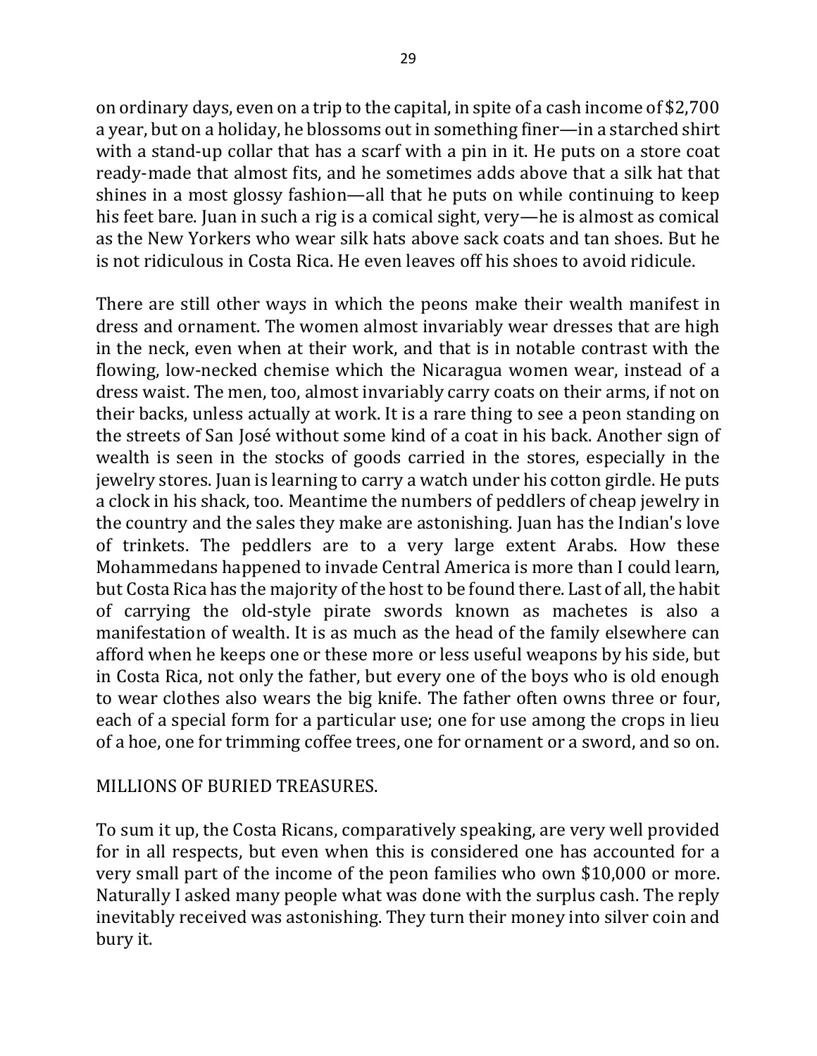on ordinary days, even on a trip to the capital, in spite of a cash income of $2,700 a year, but on a holiday, he blossoms out in something finer—in a starched shirt with a stand-up collar that has a scarf with a pin in it. He puts on a store coat ready-made that almost fits, and he sometimes adds above that a silk hat that shines in a most glossy fashion—all that he puts on while continuing to keep his feet bare. Juan in such a rig is a comical sight, very—he is almost as comical as the New Yorkers who wear silk hats above sack coats and tan shoes. But he is not ridiculous in Costa Rica. He even leaves off his shoes to avoid ridicule.

There are still other ways in which the peons make their wealth manifest in dress and ornament. The women almost invariably wear dresses that are high in the neck, even when at their work, and that is in notable contrast with the flowing, low-necked chemise which the Nicaragua women wear, instead of a dress waist. The men, too, almost invariably carry coats on their arms, if not on their backs, unless actually at work. It is a rare thing to see a peon standing on the streets of San José without some kind of a coat in his back. Another sign of wealth is seen in the stocks of goods carried in the stores, especially in the jewelry stores. Juan is learning to carry a watch under his cotton girdle. He puts a clock in his shack, too. Meantime the numbers of peddlers of cheap jewelry in the country and the sales they make are astonishing. Juan has the Indian's love of trinkets. The peddlers are to a very large extent Arabs. How these Mohammedans happened to invade Central America is more than I could learn, but Costa Rica has the majority of the host to be found there. Last of all, the habit of carrying the old-style pirate swords known as machetes is also a manifestation of wealth. It is as much as the head of the family elsewhere can afford when he keeps one or these more or less useful weapons by his side, but in Costa Rica, not only the father, but every one of the boys who is old enough to wear clothes also wears the big knife. The father often owns three or four, each of a special form for a particular use; one for use among the crops in lieu of a hoe, one for trimming coffee trees, one for ornament or a sword, and so on.

## MILLIONS OF BURIED TREASURES.

To sum it up, the Costa Ricans, comparatively speaking, are very well provided for in all respects, but even when this is considered one has accounted for a very small part of the income of the peon families who own $10,000 or more. Naturally I asked many people what was done with the surplus cash. The reply inevitably received was astonishing. They turn their money into silver coin and bury it.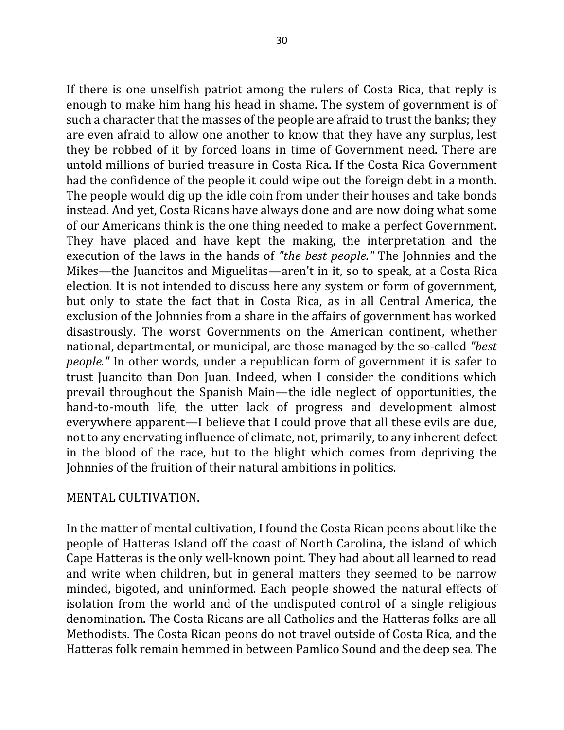If there is one unselfish patriot among the rulers of Costa Rica, that reply is enough to make him hang his head in shame. The system of government is of such a character that the masses of the people are afraid to trust the banks; they are even afraid to allow one another to know that they have any surplus, lest they be robbed of it by forced loans in time of Government need. There are untold millions of buried treasure in Costa Rica. If the Costa Rica Government had the confidence of the people it could wipe out the foreign debt in a month. The people would dig up the idle coin from under their houses and take bonds instead. And yet, Costa Ricans have always done and are now doing what some of our Americans think is the one thing needed to make a perfect Government. They have placed and have kept the making, the interpretation and the execution of the laws in the hands of *"the best people."* The Johnnies and the Mikes—the Juancitos and Miguelitas—aren't in it, so to speak, at a Costa Rica election. It is not intended to discuss here any system or form of government, but only to state the fact that in Costa Rica, as in all Central America, the exclusion of the Johnnies from a share in the affairs of government has worked disastrously. The worst Governments on the American continent, whether national, departmental, or municipal, are those managed by the so-called *"best people."* In other words, under a republican form of government it is safer to trust Juancito than Don Juan. Indeed, when I consider the conditions which prevail throughout the Spanish Main—the idle neglect of opportunities, the hand-to-mouth life, the utter lack of progress and development almost everywhere apparent—I believe that I could prove that all these evils are due, not to any enervating influence of climate, not, primarily, to any inherent defect in the blood of the race, but to the blight which comes from depriving the Johnnies of the fruition of their natural ambitions in politics.

## MENTAL CULTIVATION.

In the matter of mental cultivation, I found the Costa Rican peons about like the people of Hatteras Island off the coast of North Carolina, the island of which Cape Hatteras is the only well-known point. They had about all learned to read and write when children, but in general matters they seemed to be narrow minded, bigoted, and uninformed. Each people showed the natural effects of isolation from the world and of the undisputed control of a single religious denomination. The Costa Ricans are all Catholics and the Hatteras folks are all Methodists. The Costa Rican peons do not travel outside of Costa Rica, and the Hatteras folk remain hemmed in between Pamlico Sound and the deep sea. The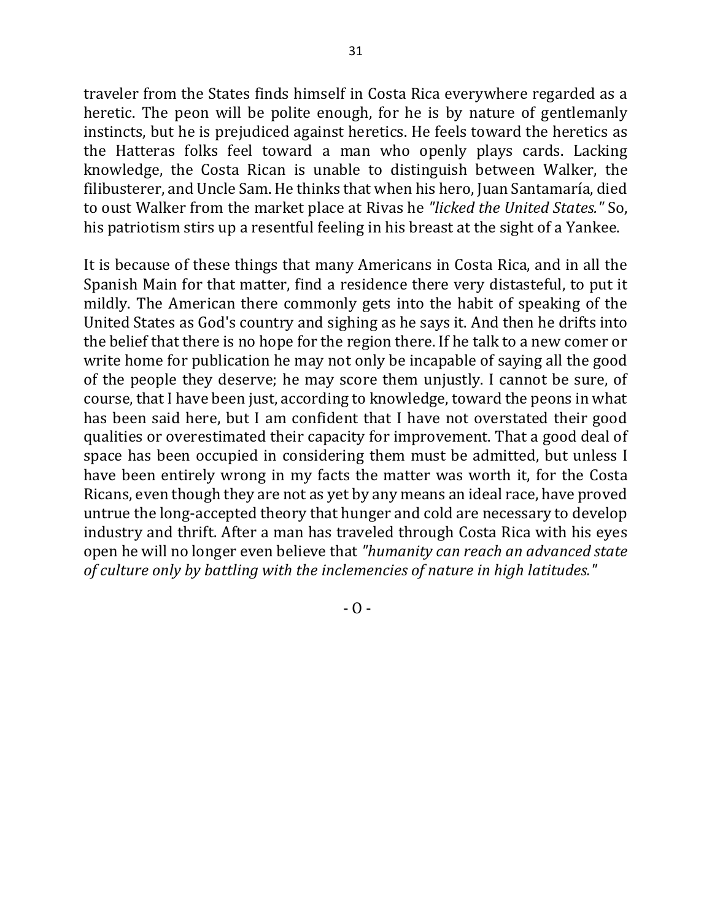traveler from the States finds himself in Costa Rica everywhere regarded as a heretic. The peon will be polite enough, for he is by nature of gentlemanly instincts, but he is prejudiced against heretics. He feels toward the heretics as the Hatteras folks feel toward a man who openly plays cards. Lacking knowledge, the Costa Rican is unable to distinguish between Walker, the filibusterer, and Uncle Sam. He thinks that when his hero, Juan Santamaría, died to oust Walker from the market place at Rivas he *"licked the United States."* So, his patriotism stirs up a resentful feeling in his breast at the sight of a Yankee.

It is because of these things that many Americans in Costa Rica, and in all the Spanish Main for that matter, find a residence there very distasteful, to put it mildly. The American there commonly gets into the habit of speaking of the United States as God's country and sighing as he says it. And then he drifts into the belief that there is no hope for the region there. If he talk to a new comer or write home for publication he may not only be incapable of saying all the good of the people they deserve; he may score them unjustly. I cannot be sure, of course, that I have been just, according to knowledge, toward the peons in what has been said here, but I am confident that I have not overstated their good qualities or overestimated their capacity for improvement. That a good deal of space has been occupied in considering them must be admitted, but unless I have been entirely wrong in my facts the matter was worth it, for the Costa Ricans, even though they are not as yet by any means an ideal race, have proved untrue the long-accepted theory that hunger and cold are necessary to develop industry and thrift. After a man has traveled through Costa Rica with his eyes open he will no longer even believe that *"humanity can reach an advanced state of culture only by battling with the inclemencies of nature in high latitudes."*

\- O -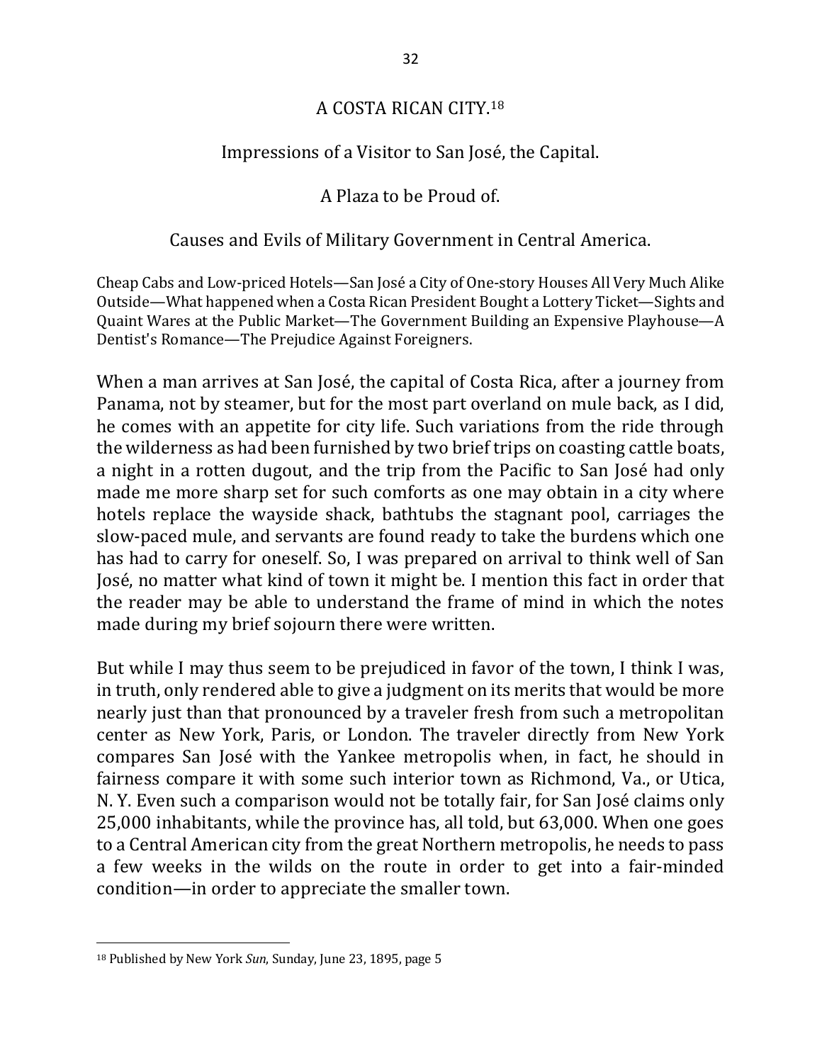# A COSTA RICAN CITY.[18]

## Impressions of a Visitor to San José, the Capital.

## A Plaza to be Proud of.

## Causes and Evils of Military Government in Central America.

Cheap Cabs and Low-priced Hotels—San José a City of One-story Houses All Very Much Alike Outside—What happened when a Costa Rican President Bought a Lottery Ticket—Sights and Quaint Wares at the Public Market—The Government Building an Expensive Playhouse—A Dentist's Romance—The Prejudice Against Foreigners.

When a man arrives at San José, the capital of Costa Rica, after a journey from Panama, not by steamer, but for the most part overland on mule back, as I did, he comes with an appetite for city life. Such variations from the ride through the wilderness as had been furnished by two brief trips on coasting cattle boats, a night in a rotten dugout, and the trip from the Pacific to San José had only made me more sharp set for such comforts as one may obtain in a city where hotels replace the wayside shack, bathtubs the stagnant pool, carriages the slow-paced mule, and servants are found ready to take the burdens which one has had to carry for oneself. So, I was prepared on arrival to think well of San José, no matter what kind of town it might be. I mention this fact in order that the reader may be able to understand the frame of mind in which the notes made during my brief sojourn there were written.

But while I may thus seem to be prejudiced in favor of the town, I think I was, in truth, only rendered able to give a judgment on its merits that would be more nearly just than that pronounced by a traveler fresh from such a metropolitan center as New York, Paris, or London. The traveler directly from New York compares San José with the Yankee metropolis when, in fact, he should in fairness compare it with some such interior town as Richmond, Va., or Utica, N. Y. Even such a comparison would not be totally fair, for San José claims only 25,000 inhabitants, while the province has, all told, but 63,000. When one goes to a Central American city from the great Northern metropolis, he needs to pass a few weeks in the wilds on the route in order to get into a fair-minded condition—in order to appreciate the smaller town.

---

[18] Published by New York *Sun*, Sunday, June 23, 1895, page 5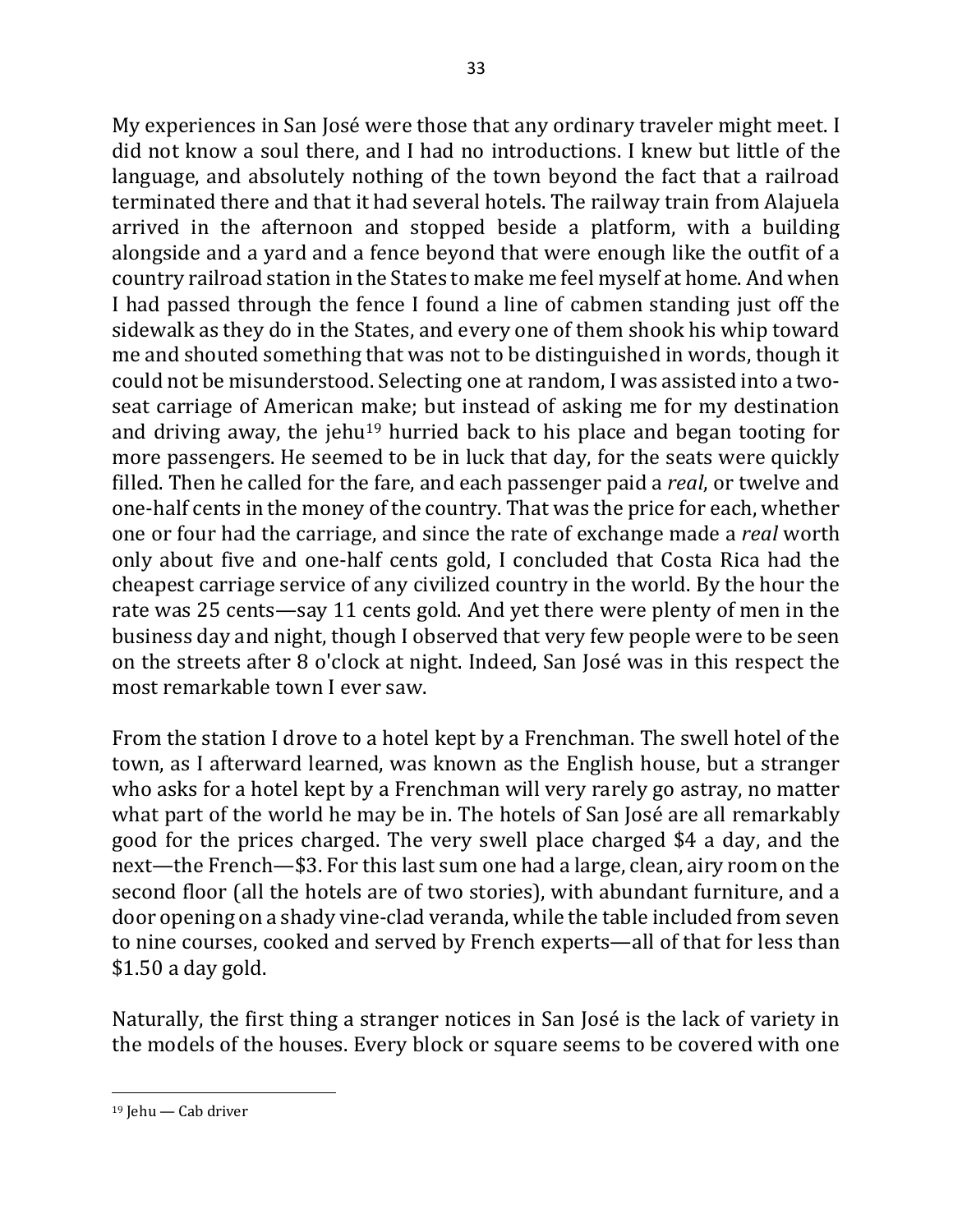My experiences in San José were those that any ordinary traveler might meet. I did not know a soul there, and I had no introductions. I knew but little of the language, and absolutely nothing of the town beyond the fact that a railroad terminated there and that it had several hotels. The railway train from Alajuela arrived in the afternoon and stopped beside a platform, with a building alongside and a yard and a fence beyond that were enough like the outfit of a country railroad station in the States to make me feel myself at home. And when I had passed through the fence I found a line of cabmen standing just off the sidewalk as they do in the States, and every one of them shook his whip toward me and shouted something that was not to be distinguished in words, though it could not be misunderstood. Selecting one at random, I was assisted into a two-seat carriage of American make; but instead of asking me for my destination and driving away, the jehu[19] hurried back to his place and began tooting for more passengers. He seemed to be in luck that day, for the seats were quickly filled. Then he called for the fare, and each passenger paid a *real*, or twelve and one-half cents in the money of the country. That was the price for each, whether one or four had the carriage, and since the rate of exchange made a *real* worth only about five and one-half cents gold, I concluded that Costa Rica had the cheapest carriage service of any civilized country in the world. By the hour the rate was 25 cents—say 11 cents gold. And yet there were plenty of men in the business day and night, though I observed that very few people were to be seen on the streets after 8 o'clock at night. Indeed, San José was in this respect the most remarkable town I ever saw.

From the station I drove to a hotel kept by a Frenchman. The swell hotel of the town, as I afterward learned, was known as the English house, but a stranger who asks for a hotel kept by a Frenchman will very rarely go astray, no matter what part of the world he may be in. The hotels of San José are all remarkably good for the prices charged. The very swell place charged $4 a day, and the next—the French—$3. For this last sum one had a large, clean, airy room on the second floor (all the hotels are of two stories), with abundant furniture, and a door opening on a shady vine-clad veranda, while the table included from seven to nine courses, cooked and served by French experts—all of that for less than $1.50 a day gold.

Naturally, the first thing a stranger notices in San José is the lack of variety in the models of the houses. Every block or square seems to be covered with one

[19] Jehu — Cab driver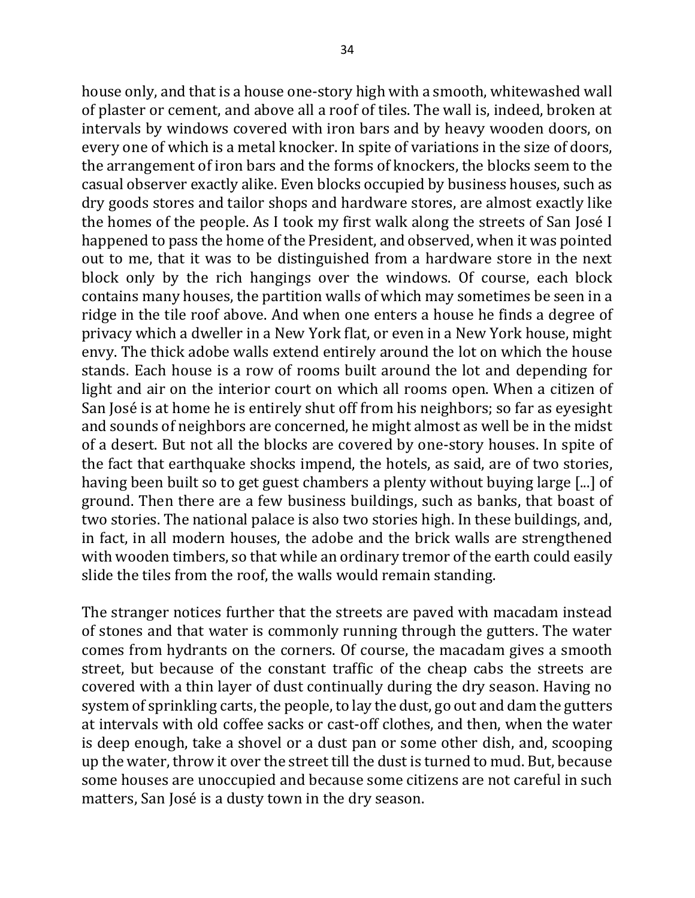house only, and that is a house one-story high with a smooth, whitewashed wall of plaster or cement, and above all a roof of tiles. The wall is, indeed, broken at intervals by windows covered with iron bars and by heavy wooden doors, on every one of which is a metal knocker. In spite of variations in the size of doors, the arrangement of iron bars and the forms of knockers, the blocks seem to the casual observer exactly alike. Even blocks occupied by business houses, such as dry goods stores and tailor shops and hardware stores, are almost exactly like the homes of the people. As I took my first walk along the streets of San José I happened to pass the home of the President, and observed, when it was pointed out to me, that it was to be distinguished from a hardware store in the next block only by the rich hangings over the windows. Of course, each block contains many houses, the partition walls of which may sometimes be seen in a ridge in the tile roof above. And when one enters a house he finds a degree of privacy which a dweller in a New York flat, or even in a New York house, might envy. The thick adobe walls extend entirely around the lot on which the house stands. Each house is a row of rooms built around the lot and depending for light and air on the interior court on which all rooms open. When a citizen of San José is at home he is entirely shut off from his neighbors; so far as eyesight and sounds of neighbors are concerned, he might almost as well be in the midst of a desert. But not all the blocks are covered by one-story houses. In spite of the fact that earthquake shocks impend, the hotels, as said, are of two stories, having been built so to get guest chambers a plenty without buying large [...] of ground. Then there are a few business buildings, such as banks, that boast of two stories. The national palace is also two stories high. In these buildings, and, in fact, in all modern houses, the adobe and the brick walls are strengthened with wooden timbers, so that while an ordinary tremor of the earth could easily slide the tiles from the roof, the walls would remain standing.

The stranger notices further that the streets are paved with macadam instead of stones and that water is commonly running through the gutters. The water comes from hydrants on the corners. Of course, the macadam gives a smooth street, but because of the constant traffic of the cheap cabs the streets are covered with a thin layer of dust continually during the dry season. Having no system of sprinkling carts, the people, to lay the dust, go out and dam the gutters at intervals with old coffee sacks or cast-off clothes, and then, when the water is deep enough, take a shovel or a dust pan or some other dish, and, scooping up the water, throw it over the street till the dust is turned to mud. But, because some houses are unoccupied and because some citizens are not careful in such matters, San José is a dusty town in the dry season.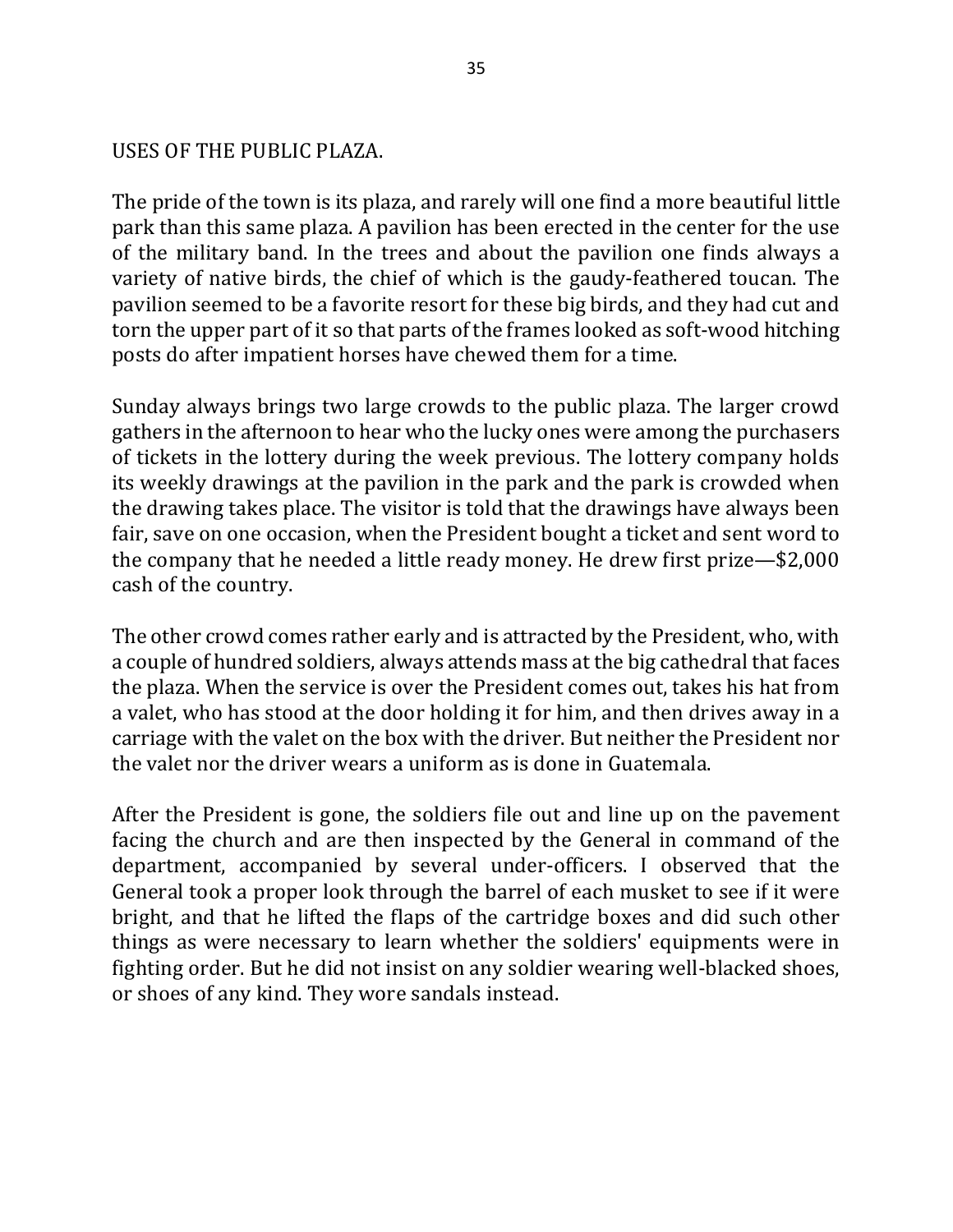## USES OF THE PUBLIC PLAZA.

The pride of the town is its plaza, and rarely will one find a more beautiful little park than this same plaza. A pavilion has been erected in the center for the use of the military band. In the trees and about the pavilion one finds always a variety of native birds, the chief of which is the gaudy-feathered toucan. The pavilion seemed to be a favorite resort for these big birds, and they had cut and torn the upper part of it so that parts of the frames looked as soft-wood hitching posts do after impatient horses have chewed them for a time.

Sunday always brings two large crowds to the public plaza. The larger crowd gathers in the afternoon to hear who the lucky ones were among the purchasers of tickets in the lottery during the week previous. The lottery company holds its weekly drawings at the pavilion in the park and the park is crowded when the drawing takes place. The visitor is told that the drawings have always been fair, save on one occasion, when the President bought a ticket and sent word to the company that he needed a little ready money. He drew first prize—$2,000 cash of the country.

The other crowd comes rather early and is attracted by the President, who, with a couple of hundred soldiers, always attends mass at the big cathedral that faces the plaza. When the service is over the President comes out, takes his hat from a valet, who has stood at the door holding it for him, and then drives away in a carriage with the valet on the box with the driver. But neither the President nor the valet nor the driver wears a uniform as is done in Guatemala.

After the President is gone, the soldiers file out and line up on the pavement facing the church and are then inspected by the General in command of the department, accompanied by several under-officers. I observed that the General took a proper look through the barrel of each musket to see if it were bright, and that he lifted the flaps of the cartridge boxes and did such other things as were necessary to learn whether the soldiers' equipments were in fighting order. But he did not insist on any soldier wearing well-blacked shoes, or shoes of any kind. They wore sandals instead.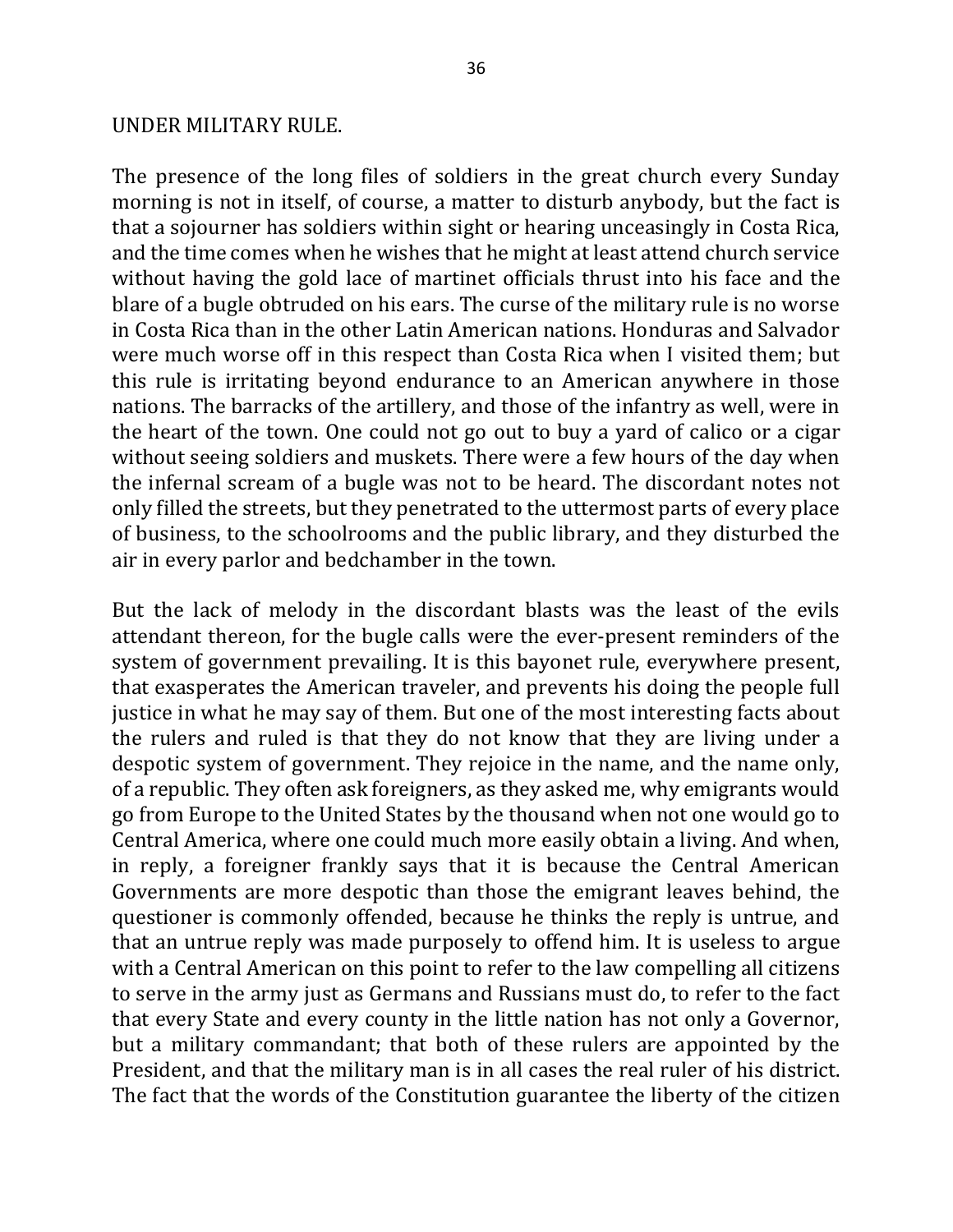## UNDER MILITARY RULE.

The presence of the long files of soldiers in the great church every Sunday morning is not in itself, of course, a matter to disturb anybody, but the fact is that a sojourner has soldiers within sight or hearing unceasingly in Costa Rica, and the time comes when he wishes that he might at least attend church service without having the gold lace of martinet officials thrust into his face and the blare of a bugle obtruded on his ears. The curse of the military rule is no worse in Costa Rica than in the other Latin American nations. Honduras and Salvador were much worse off in this respect than Costa Rica when I visited them; but this rule is irritating beyond endurance to an American anywhere in those nations. The barracks of the artillery, and those of the infantry as well, were in the heart of the town. One could not go out to buy a yard of calico or a cigar without seeing soldiers and muskets. There were a few hours of the day when the infernal scream of a bugle was not to be heard. The discordant notes not only filled the streets, but they penetrated to the uttermost parts of every place of business, to the schoolrooms and the public library, and they disturbed the air in every parlor and bedchamber in the town.

But the lack of melody in the discordant blasts was the least of the evils attendant thereon, for the bugle calls were the ever-present reminders of the system of government prevailing. It is this bayonet rule, everywhere present, that exasperates the American traveler, and prevents his doing the people full justice in what he may say of them. But one of the most interesting facts about the rulers and ruled is that they do not know that they are living under a despotic system of government. They rejoice in the name, and the name only, of a republic. They often ask foreigners, as they asked me, why emigrants would go from Europe to the United States by the thousand when not one would go to Central America, where one could much more easily obtain a living. And when, in reply, a foreigner frankly says that it is because the Central American Governments are more despotic than those the emigrant leaves behind, the questioner is commonly offended, because he thinks the reply is untrue, and that an untrue reply was made purposely to offend him. It is useless to argue with a Central American on this point to refer to the law compelling all citizens to serve in the army just as Germans and Russians must do, to refer to the fact that every State and every county in the little nation has not only a Governor, but a military commandant; that both of these rulers are appointed by the President, and that the military man is in all cases the real ruler of his district. The fact that the words of the Constitution guarantee the liberty of the citizen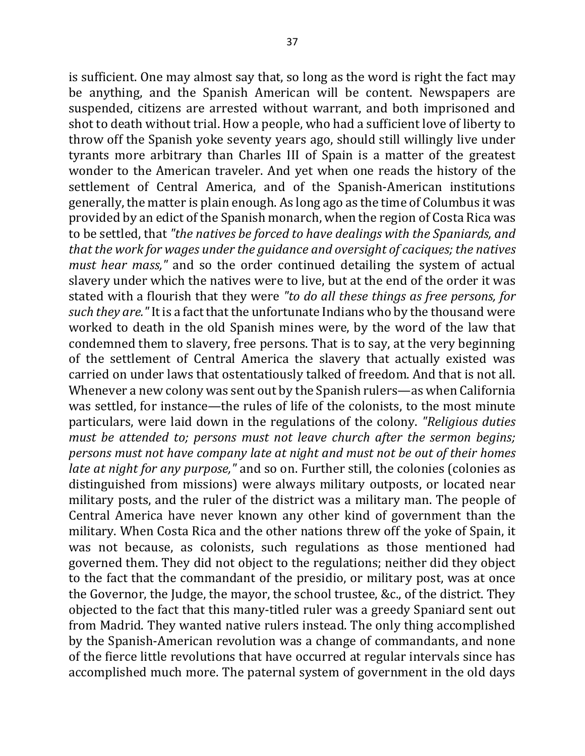is sufficient. One may almost say that, so long as the word is right the fact may be anything, and the Spanish American will be content. Newspapers are suspended, citizens are arrested without warrant, and both imprisoned and shot to death without trial. How a people, who had a sufficient love of liberty to throw off the Spanish yoke seventy years ago, should still willingly live under tyrants more arbitrary than Charles III of Spain is a matter of the greatest wonder to the American traveler. And yet when one reads the history of the settlement of Central America, and of the Spanish-American institutions generally, the matter is plain enough. As long ago as the time of Columbus it was provided by an edict of the Spanish monarch, when the region of Costa Rica was to be settled, that *"the natives be forced to have dealings with the Spaniards, and that the work for wages under the guidance and oversight of caciques; the natives must hear mass,"* and so the order continued detailing the system of actual slavery under which the natives were to live, but at the end of the order it was stated with a flourish that they were *"to do all these things as free persons, for such they are."* It is a fact that the unfortunate Indians who by the thousand were worked to death in the old Spanish mines were, by the word of the law that condemned them to slavery, free persons. That is to say, at the very beginning of the settlement of Central America the slavery that actually existed was carried on under laws that ostentatiously talked of freedom. And that is not all. Whenever a new colony was sent out by the Spanish rulers—as when California was settled, for instance—the rules of life of the colonists, to the most minute particulars, were laid down in the regulations of the colony. *"Religious duties must be attended to; persons must not leave church after the sermon begins; persons must not have company late at night and must not be out of their homes late at night for any purpose,"* and so on. Further still, the colonies (colonies as distinguished from missions) were always military outposts, or located near military posts, and the ruler of the district was a military man. The people of Central America have never known any other kind of government than the military. When Costa Rica and the other nations threw off the yoke of Spain, it was not because, as colonists, such regulations as those mentioned had governed them. They did not object to the regulations; neither did they object to the fact that the commandant of the presidio, or military post, was at once the Governor, the Judge, the mayor, the school trustee, &c., of the district. They objected to the fact that this many-titled ruler was a greedy Spaniard sent out from Madrid. They wanted native rulers instead. The only thing accomplished by the Spanish-American revolution was a change of commandants, and none of the fierce little revolutions that have occurred at regular intervals since has accomplished much more. The paternal system of government in the old days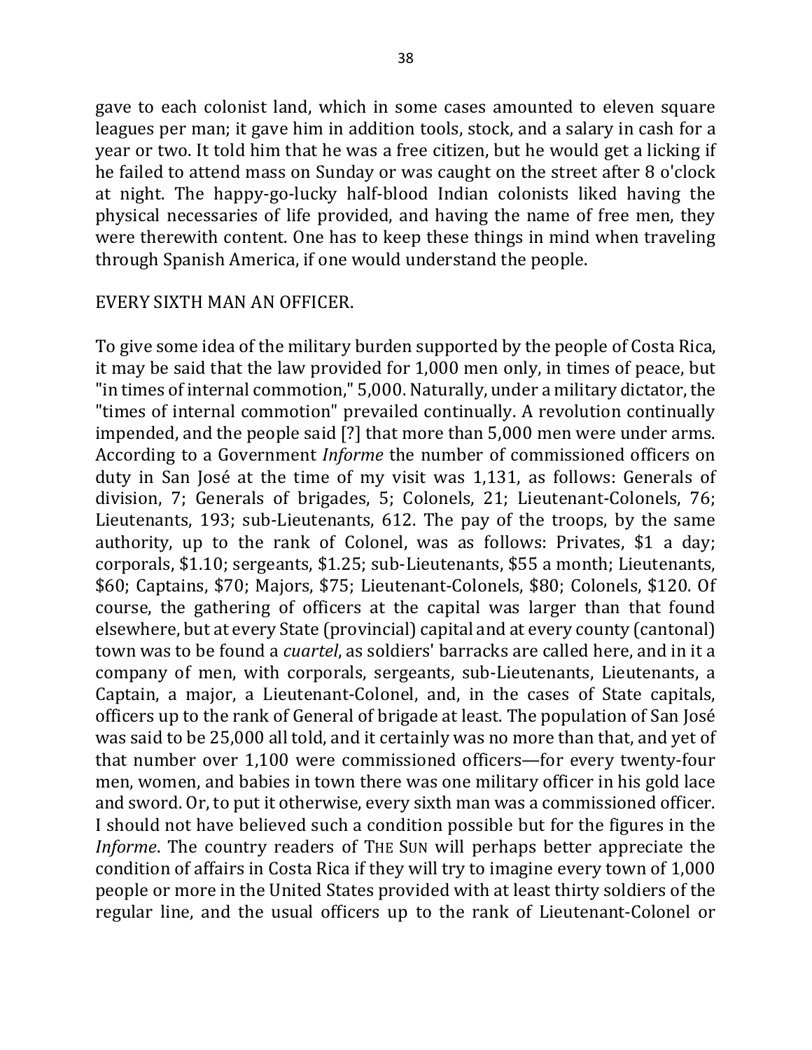gave to each colonist land, which in some cases amounted to eleven square leagues per man; it gave him in addition tools, stock, and a salary in cash for a year or two. It told him that he was a free citizen, but he would get a licking if he failed to attend mass on Sunday or was caught on the street after 8 o'clock at night. The happy-go-lucky half-blood Indian colonists liked having the physical necessaries of life provided, and having the name of free men, they were therewith content. One has to keep these things in mind when traveling through Spanish America, if one would understand the people.

EVERY SIXTH MAN AN OFFICER.

To give some idea of the military burden supported by the people of Costa Rica, it may be said that the law provided for 1,000 men only, in times of peace, but "in times of internal commotion," 5,000. Naturally, under a military dictator, the "times of internal commotion" prevailed continually. A revolution continually impended, and the people said [?] that more than 5,000 men were under arms. According to a Government *Informe* the number of commissioned officers on duty in San José at the time of my visit was 1,131, as follows: Generals of division, 7; Generals of brigades, 5; Colonels, 21; Lieutenant-Colonels, 76; Lieutenants, 193; sub-Lieutenants, 612. The pay of the troops, by the same authority, up to the rank of Colonel, was as follows: Privates, $1 a day; corporals, $1.10; sergeants, $1.25; sub-Lieutenants, $55 a month; Lieutenants, $60; Captains, $70; Majors, $75; Lieutenant-Colonels, $80; Colonels, $120. Of course, the gathering of officers at the capital was larger than that found elsewhere, but at every State (provincial) capital and at every county (cantonal) town was to be found a *cuartel*, as soldiers' barracks are called here, and in it a company of men, with corporals, sergeants, sub-Lieutenants, Lieutenants, a Captain, a major, a Lieutenant-Colonel, and, in the cases of State capitals, officers up to the rank of General of brigade at least. The population of San José was said to be 25,000 all told, and it certainly was no more than that, and yet of that number over 1,100 were commissioned officers—for every twenty-four men, women, and babies in town there was one military officer in his gold lace and sword. Or, to put it otherwise, every sixth man was a commissioned officer. I should not have believed such a condition possible but for the figures in the *Informe*. The country readers of THE SUN will perhaps better appreciate the condition of affairs in Costa Rica if they will try to imagine every town of 1,000 people or more in the United States provided with at least thirty soldiers of the regular line, and the usual officers up to the rank of Lieutenant-Colonel or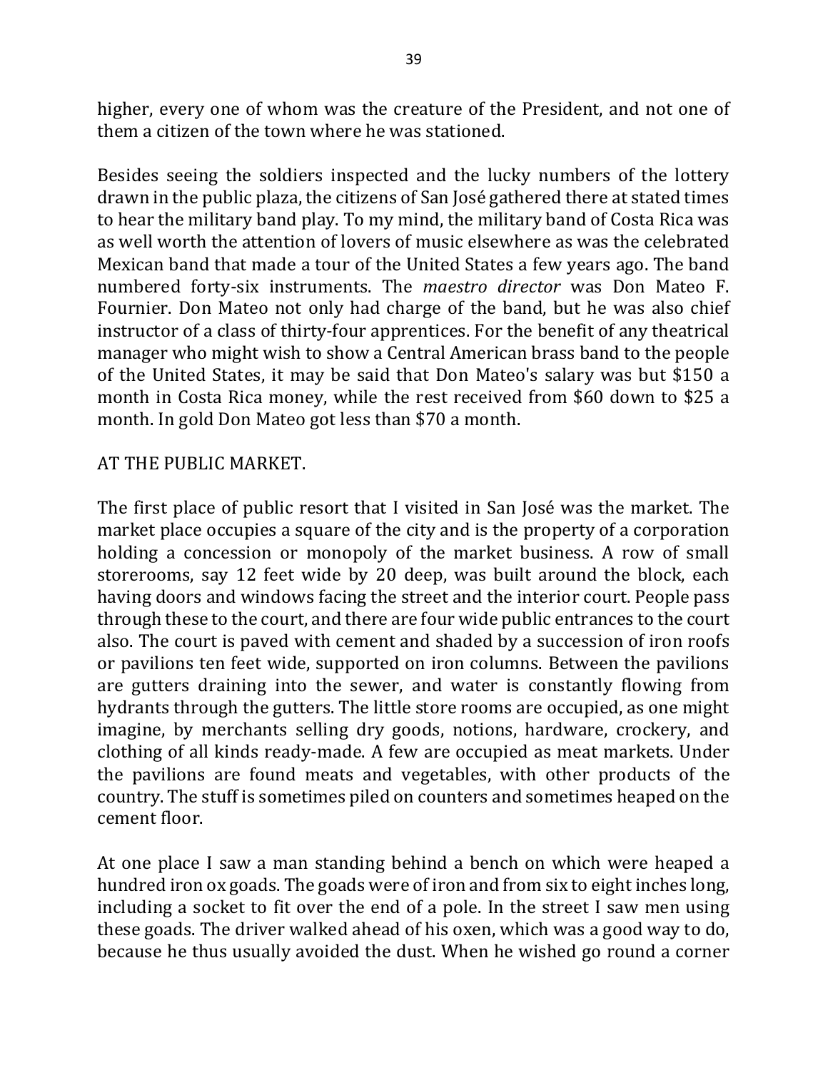higher, every one of whom was the creature of the President, and not one of them a citizen of the town where he was stationed.

Besides seeing the soldiers inspected and the lucky numbers of the lottery drawn in the public plaza, the citizens of San José gathered there at stated times to hear the military band play. To my mind, the military band of Costa Rica was as well worth the attention of lovers of music elsewhere as was the celebrated Mexican band that made a tour of the United States a few years ago. The band numbered forty-six instruments. The *maestro director* was Don Mateo F. Fournier. Don Mateo not only had charge of the band, but he was also chief instructor of a class of thirty-four apprentices. For the benefit of any theatrical manager who might wish to show a Central American brass band to the people of the United States, it may be said that Don Mateo's salary was but $150 a month in Costa Rica money, while the rest received from $60 down to $25 a month. In gold Don Mateo got less than $70 a month.

## AT THE PUBLIC MARKET.

The first place of public resort that I visited in San José was the market. The market place occupies a square of the city and is the property of a corporation holding a concession or monopoly of the market business. A row of small storerooms, say 12 feet wide by 20 deep, was built around the block, each having doors and windows facing the street and the interior court. People pass through these to the court, and there are four wide public entrances to the court also. The court is paved with cement and shaded by a succession of iron roofs or pavilions ten feet wide, supported on iron columns. Between the pavilions are gutters draining into the sewer, and water is constantly flowing from hydrants through the gutters. The little store rooms are occupied, as one might imagine, by merchants selling dry goods, notions, hardware, crockery, and clothing of all kinds ready-made. A few are occupied as meat markets. Under the pavilions are found meats and vegetables, with other products of the country. The stuff is sometimes piled on counters and sometimes heaped on the cement floor.

At one place I saw a man standing behind a bench on which were heaped a hundred iron ox goads. The goads were of iron and from six to eight inches long, including a socket to fit over the end of a pole. In the street I saw men using these goads. The driver walked ahead of his oxen, which was a good way to do, because he thus usually avoided the dust. When he wished go round a corner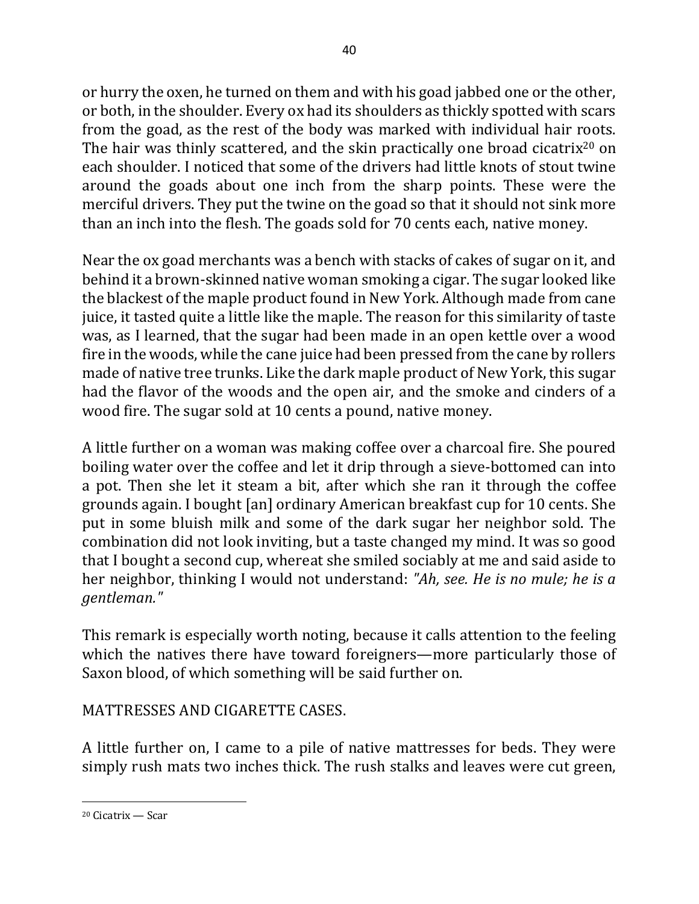or hurry the oxen, he turned on them and with his goad jabbed one or the other, or both, in the shoulder. Every ox had its shoulders as thickly spotted with scars from the goad, as the rest of the body was marked with individual hair roots. The hair was thinly scattered, and the skin practically one broad cicatrix[20] on each shoulder. I noticed that some of the drivers had little knots of stout twine around the goads about one inch from the sharp points. These were the merciful drivers. They put the twine on the goad so that it should not sink more than an inch into the flesh. The goads sold for 70 cents each, native money.

Near the ox goad merchants was a bench with stacks of cakes of sugar on it, and behind it a brown-skinned native woman smoking a cigar. The sugar looked like the blackest of the maple product found in New York. Although made from cane juice, it tasted quite a little like the maple. The reason for this similarity of taste was, as I learned, that the sugar had been made in an open kettle over a wood fire in the woods, while the cane juice had been pressed from the cane by rollers made of native tree trunks. Like the dark maple product of New York, this sugar had the flavor of the woods and the open air, and the smoke and cinders of a wood fire. The sugar sold at 10 cents a pound, native money.

A little further on a woman was making coffee over a charcoal fire. She poured boiling water over the coffee and let it drip through a sieve-bottomed can into a pot. Then she let it steam a bit, after which she ran it through the coffee grounds again. I bought [an] ordinary American breakfast cup for 10 cents. She put in some bluish milk and some of the dark sugar her neighbor sold. The combination did not look inviting, but a taste changed my mind. It was so good that I bought a second cup, whereat she smiled sociably at me and said aside to her neighbor, thinking I would not understand: *"Ah, see. He is no mule; he is a gentleman."*

This remark is especially worth noting, because it calls attention to the feeling which the natives there have toward foreigners—more particularly those of Saxon blood, of which something will be said further on.

## MATTRESSES AND CIGARETTE CASES.

A little further on, I came to a pile of native mattresses for beds. They were simply rush mats two inches thick. The rush stalks and leaves were cut green,

[20] Cicatrix — Scar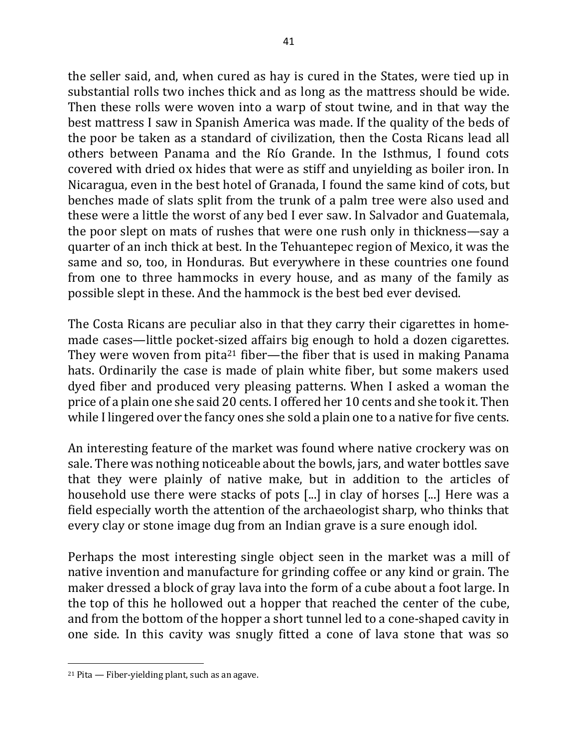the seller said, and, when cured as hay is cured in the States, were tied up in substantial rolls two inches thick and as long as the mattress should be wide. Then these rolls were woven into a warp of stout twine, and in that way the best mattress I saw in Spanish America was made. If the quality of the beds of the poor be taken as a standard of civilization, then the Costa Ricans lead all others between Panama and the Río Grande. In the Isthmus, I found cots covered with dried ox hides that were as stiff and unyielding as boiler iron. In Nicaragua, even in the best hotel of Granada, I found the same kind of cots, but benches made of slats split from the trunk of a palm tree were also used and these were a little the worst of any bed I ever saw. In Salvador and Guatemala, the poor slept on mats of rushes that were one rush only in thickness—say a quarter of an inch thick at best. In the Tehuantepec region of Mexico, it was the same and so, too, in Honduras. But everywhere in these countries one found from one to three hammocks in every house, and as many of the family as possible slept in these. And the hammock is the best bed ever devised.

The Costa Ricans are peculiar also in that they carry their cigarettes in home-made cases—little pocket-sized affairs big enough to hold a dozen cigarettes. They were woven from pita[21] fiber—the fiber that is used in making Panama hats. Ordinarily the case is made of plain white fiber, but some makers used dyed fiber and produced very pleasing patterns. When I asked a woman the price of a plain one she said 20 cents. I offered her 10 cents and she took it. Then while I lingered over the fancy ones she sold a plain one to a native for five cents.

An interesting feature of the market was found where native crockery was on sale. There was nothing noticeable about the bowls, jars, and water bottles save that they were plainly of native make, but in addition to the articles of household use there were stacks of pots [...] in clay of horses [...] Here was a field especially worth the attention of the archaeologist sharp, who thinks that every clay or stone image dug from an Indian grave is a sure enough idol.

Perhaps the most interesting single object seen in the market was a mill of native invention and manufacture for grinding coffee or any kind or grain. The maker dressed a block of gray lava into the form of a cube about a foot large. In the top of this he hollowed out a hopper that reached the center of the cube, and from the bottom of the hopper a short tunnel led to a cone-shaped cavity in one side. In this cavity was snugly fitted a cone of lava stone that was so

---

[21] Pita — Fiber-yielding plant, such as an agave.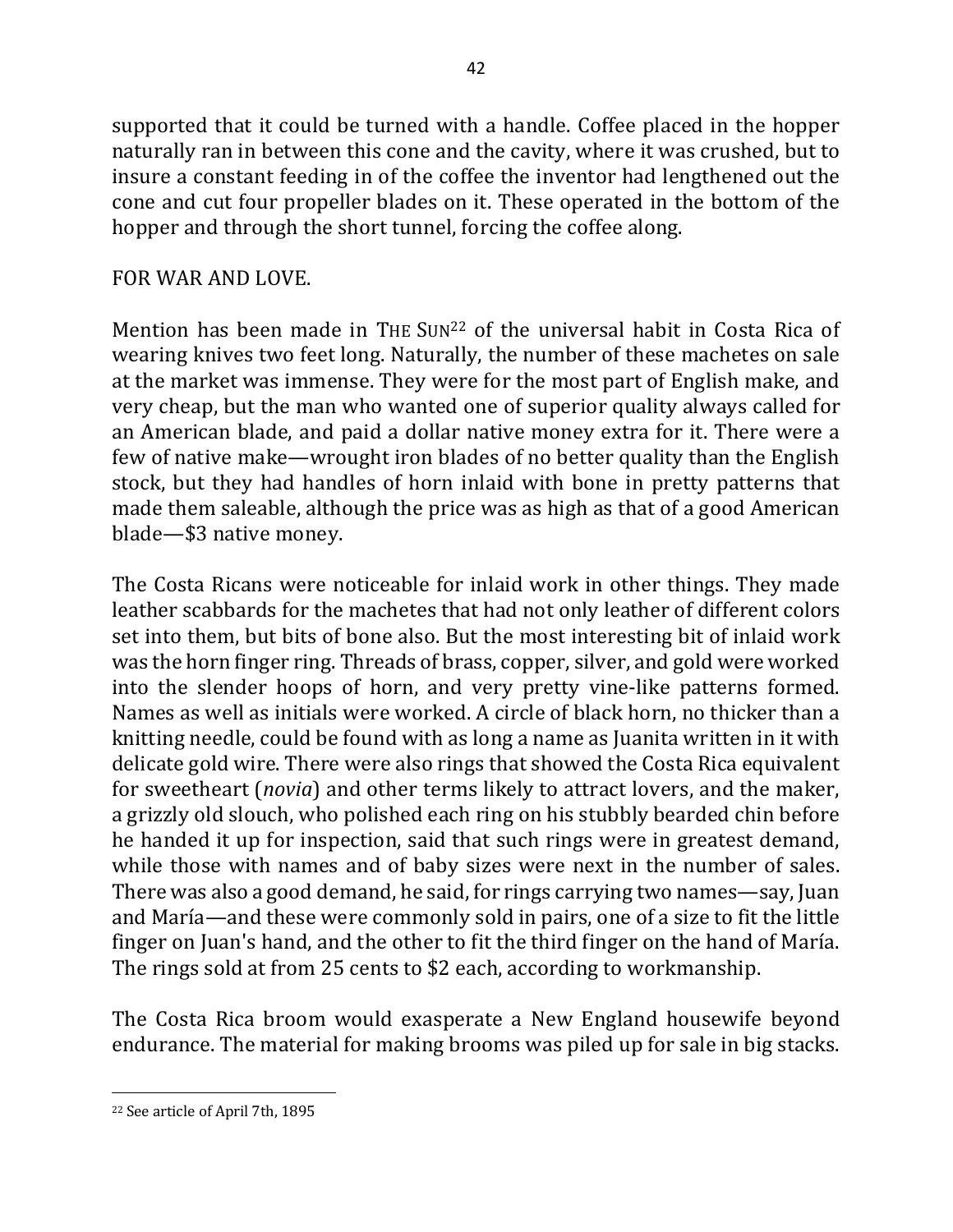supported that it could be turned with a handle. Coffee placed in the hopper naturally ran in between this cone and the cavity, where it was crushed, but to insure a constant feeding in of the coffee the inventor had lengthened out the cone and cut four propeller blades on it. These operated in the bottom of the hopper and through the short tunnel, forcing the coffee along.

FOR WAR AND LOVE.

Mention has been made in THE SUN[22] of the universal habit in Costa Rica of wearing knives two feet long. Naturally, the number of these machetes on sale at the market was immense. They were for the most part of English make, and very cheap, but the man who wanted one of superior quality always called for an American blade, and paid a dollar native money extra for it. There were a few of native make—wrought iron blades of no better quality than the English stock, but they had handles of horn inlaid with bone in pretty patterns that made them saleable, although the price was as high as that of a good American blade—$3 native money.

The Costa Ricans were noticeable for inlaid work in other things. They made leather scabbards for the machetes that had not only leather of different colors set into them, but bits of bone also. But the most interesting bit of inlaid work was the horn finger ring. Threads of brass, copper, silver, and gold were worked into the slender hoops of horn, and very pretty vine-like patterns formed. Names as well as initials were worked. A circle of black horn, no thicker than a knitting needle, could be found with as long a name as Juanita written in it with delicate gold wire. There were also rings that showed the Costa Rica equivalent for sweetheart (*novia*) and other terms likely to attract lovers, and the maker, a grizzly old slouch, who polished each ring on his stubbly bearded chin before he handed it up for inspection, said that such rings were in greatest demand, while those with names and of baby sizes were next in the number of sales. There was also a good demand, he said, for rings carrying two names—say, Juan and María—and these were commonly sold in pairs, one of a size to fit the little finger on Juan's hand, and the other to fit the third finger on the hand of María. The rings sold at from 25 cents to $2 each, according to workmanship.

The Costa Rica broom would exasperate a New England housewife beyond endurance. The material for making brooms was piled up for sale in big stacks.

[22] See article of April 7th, 1895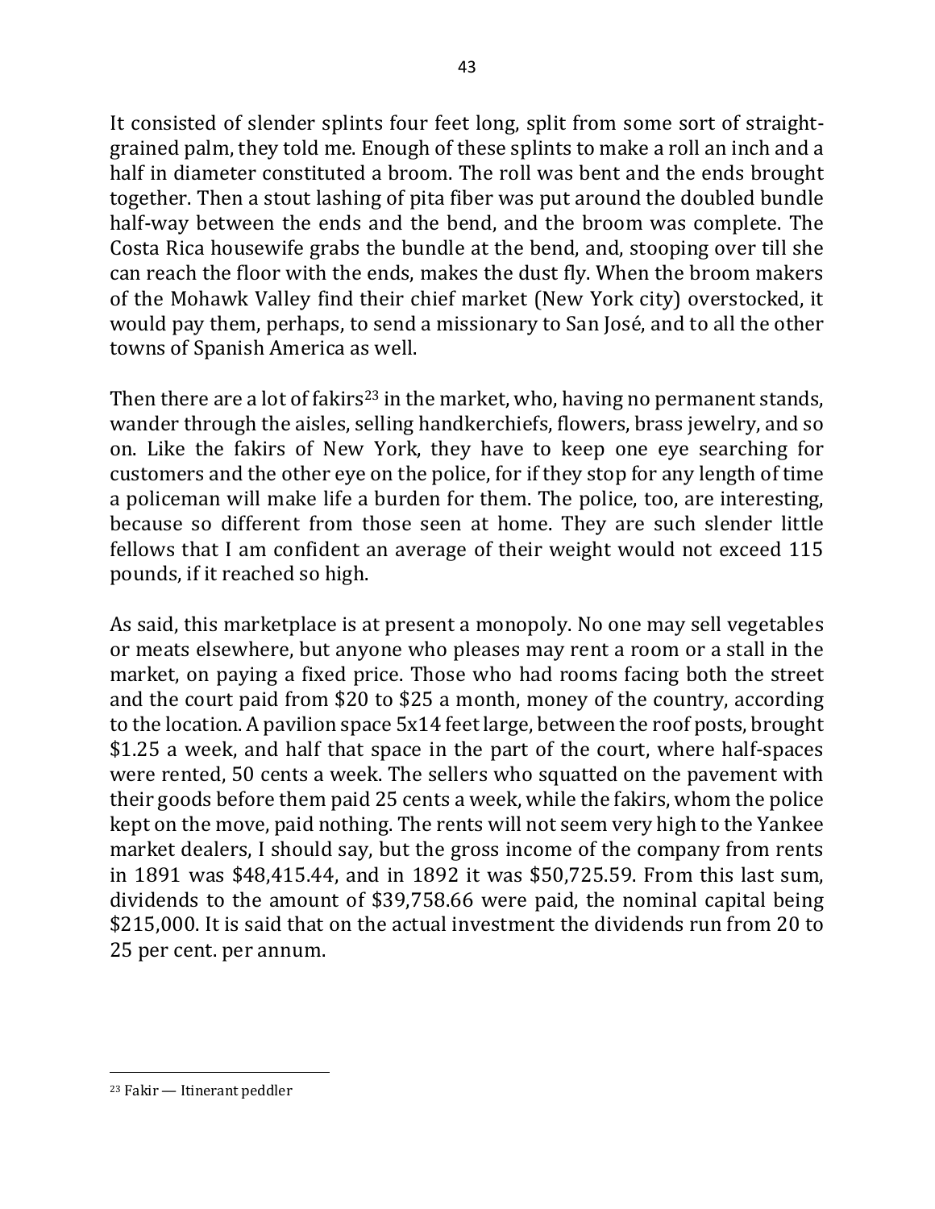It consisted of slender splints four feet long, split from some sort of straight-grained palm, they told me. Enough of these splints to make a roll an inch and a half in diameter constituted a broom. The roll was bent and the ends brought together. Then a stout lashing of pita fiber was put around the doubled bundle half-way between the ends and the bend, and the broom was complete. The Costa Rica housewife grabs the bundle at the bend, and, stooping over till she can reach the floor with the ends, makes the dust fly. When the broom makers of the Mohawk Valley find their chief market (New York city) overstocked, it would pay them, perhaps, to send a missionary to San José, and to all the other towns of Spanish America as well.

Then there are a lot of fakirs[23] in the market, who, having no permanent stands, wander through the aisles, selling handkerchiefs, flowers, brass jewelry, and so on. Like the fakirs of New York, they have to keep one eye searching for customers and the other eye on the police, for if they stop for any length of time a policeman will make life a burden for them. The police, too, are interesting, because so different from those seen at home. They are such slender little fellows that I am confident an average of their weight would not exceed 115 pounds, if it reached so high.

As said, this marketplace is at present a monopoly. No one may sell vegetables or meats elsewhere, but anyone who pleases may rent a room or a stall in the market, on paying a fixed price. Those who had rooms facing both the street and the court paid from $20 to $25 a month, money of the country, according to the location. A pavilion space 5x14 feet large, between the roof posts, brought $1.25 a week, and half that space in the part of the court, where half-spaces were rented, 50 cents a week. The sellers who squatted on the pavement with their goods before them paid 25 cents a week, while the fakirs, whom the police kept on the move, paid nothing. The rents will not seem very high to the Yankee market dealers, I should say, but the gross income of the company from rents in 1891 was $48,415.44, and in 1892 it was $50,725.59. From this last sum, dividends to the amount of $39,758.66 were paid, the nominal capital being $215,000. It is said that on the actual investment the dividends run from 20 to 25 per cent. per annum.

---

[23] Fakir — Itinerant peddler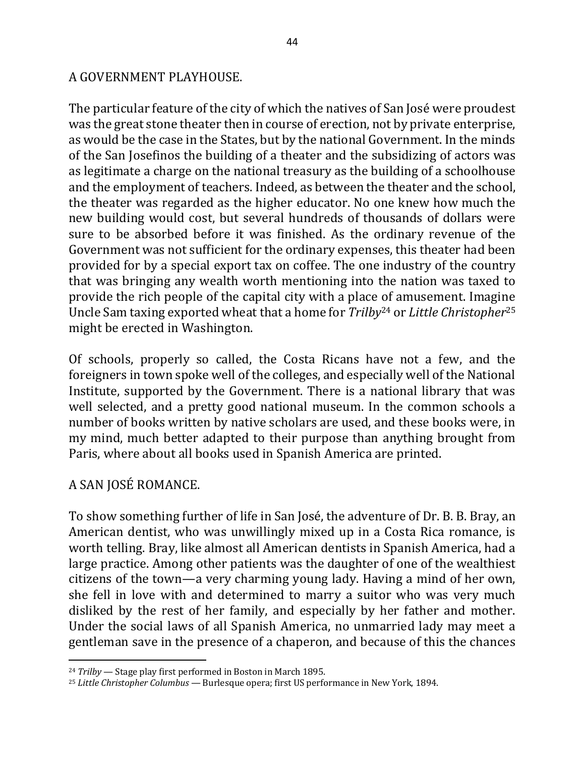## A GOVERNMENT PLAYHOUSE.

The particular feature of the city of which the natives of San José were proudest was the great stone theater then in course of erection, not by private enterprise, as would be the case in the States, but by the national Government. In the minds of the San Josefinos the building of a theater and the subsidizing of actors was as legitimate a charge on the national treasury as the building of a schoolhouse and the employment of teachers. Indeed, as between the theater and the school, the theater was regarded as the higher educator. No one knew how much the new building would cost, but several hundreds of thousands of dollars were sure to be absorbed before it was finished. As the ordinary revenue of the Government was not sufficient for the ordinary expenses, this theater had been provided for by a special export tax on coffee. The one industry of the country that was bringing any wealth worth mentioning into the nation was taxed to provide the rich people of the capital city with a place of amusement. Imagine Uncle Sam taxing exported wheat that a home for *Trilby*[24] or *Little Christopher*[25] might be erected in Washington.

Of schools, properly so called, the Costa Ricans have not a few, and the foreigners in town spoke well of the colleges, and especially well of the National Institute, supported by the Government. There is a national library that was well selected, and a pretty good national museum. In the common schools a number of books written by native scholars are used, and these books were, in my mind, much better adapted to their purpose than anything brought from Paris, where about all books used in Spanish America are printed.

## A SAN JOSÉ ROMANCE.

To show something further of life in San José, the adventure of Dr. B. B. Bray, an American dentist, who was unwillingly mixed up in a Costa Rica romance, is worth telling. Bray, like almost all American dentists in Spanish America, had a large practice. Among other patients was the daughter of one of the wealthiest citizens of the town—a very charming young lady. Having a mind of her own, she fell in love with and determined to marry a suitor who was very much disliked by the rest of her family, and especially by her father and mother. Under the social laws of all Spanish America, no unmarried lady may meet a gentleman save in the presence of a chaperon, and because of this the chances

---

[24] *Trilby* — Stage play first performed in Boston in March 1895.

[25] *Little Christopher Columbus* — Burlesque opera; first US performance in New York, 1894.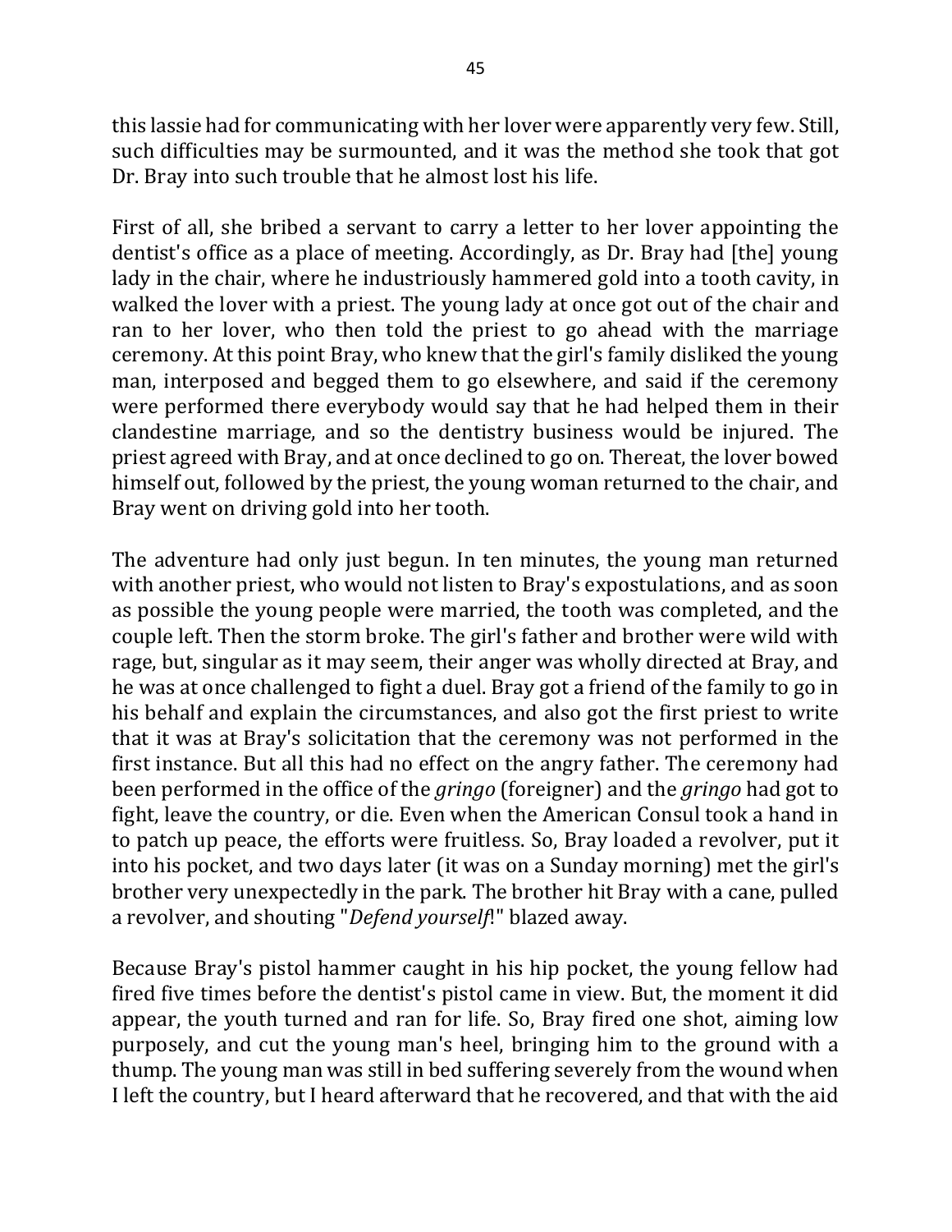this lassie had for communicating with her lover were apparently very few. Still, such difficulties may be surmounted, and it was the method she took that got Dr. Bray into such trouble that he almost lost his life.

First of all, she bribed a servant to carry a letter to her lover appointing the dentist's office as a place of meeting. Accordingly, as Dr. Bray had [the] young lady in the chair, where he industriously hammered gold into a tooth cavity, in walked the lover with a priest. The young lady at once got out of the chair and ran to her lover, who then told the priest to go ahead with the marriage ceremony. At this point Bray, who knew that the girl's family disliked the young man, interposed and begged them to go elsewhere, and said if the ceremony were performed there everybody would say that he had helped them in their clandestine marriage, and so the dentistry business would be injured. The priest agreed with Bray, and at once declined to go on. Thereat, the lover bowed himself out, followed by the priest, the young woman returned to the chair, and Bray went on driving gold into her tooth.

The adventure had only just begun. In ten minutes, the young man returned with another priest, who would not listen to Bray's expostulations, and as soon as possible the young people were married, the tooth was completed, and the couple left. Then the storm broke. The girl's father and brother were wild with rage, but, singular as it may seem, their anger was wholly directed at Bray, and he was at once challenged to fight a duel. Bray got a friend of the family to go in his behalf and explain the circumstances, and also got the first priest to write that it was at Bray's solicitation that the ceremony was not performed in the first instance. But all this had no effect on the angry father. The ceremony had been performed in the office of the *gringo* (foreigner) and the *gringo* had got to fight, leave the country, or die. Even when the American Consul took a hand in to patch up peace, the efforts were fruitless. So, Bray loaded a revolver, put it into his pocket, and two days later (it was on a Sunday morning) met the girl's brother very unexpectedly in the park. The brother hit Bray with a cane, pulled a revolver, and shouting "*Defend yourself*!" blazed away.

Because Bray's pistol hammer caught in his hip pocket, the young fellow had fired five times before the dentist's pistol came in view. But, the moment it did appear, the youth turned and ran for life. So, Bray fired one shot, aiming low purposely, and cut the young man's heel, bringing him to the ground with a thump. The young man was still in bed suffering severely from the wound when I left the country, but I heard afterward that he recovered, and that with the aid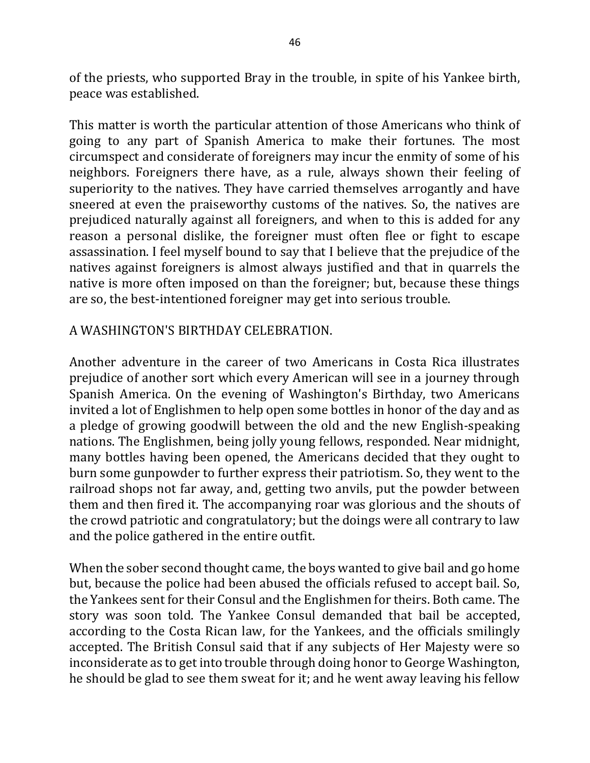of the priests, who supported Bray in the trouble, in spite of his Yankee birth, peace was established.

This matter is worth the particular attention of those Americans who think of going to any part of Spanish America to make their fortunes. The most circumspect and considerate of foreigners may incur the enmity of some of his neighbors. Foreigners there have, as a rule, always shown their feeling of superiority to the natives. They have carried themselves arrogantly and have sneered at even the praiseworthy customs of the natives. So, the natives are prejudiced naturally against all foreigners, and when to this is added for any reason a personal dislike, the foreigner must often flee or fight to escape assassination. I feel myself bound to say that I believe that the prejudice of the natives against foreigners is almost always justified and that in quarrels the native is more often imposed on than the foreigner; but, because these things are so, the best-intentioned foreigner may get into serious trouble.

## A WASHINGTON'S BIRTHDAY CELEBRATION.

Another adventure in the career of two Americans in Costa Rica illustrates prejudice of another sort which every American will see in a journey through Spanish America. On the evening of Washington's Birthday, two Americans invited a lot of Englishmen to help open some bottles in honor of the day and as a pledge of growing goodwill between the old and the new English-speaking nations. The Englishmen, being jolly young fellows, responded. Near midnight, many bottles having been opened, the Americans decided that they ought to burn some gunpowder to further express their patriotism. So, they went to the railroad shops not far away, and, getting two anvils, put the powder between them and then fired it. The accompanying roar was glorious and the shouts of the crowd patriotic and congratulatory; but the doings were all contrary to law and the police gathered in the entire outfit.

When the sober second thought came, the boys wanted to give bail and go home but, because the police had been abused the officials refused to accept bail. So, the Yankees sent for their Consul and the Englishmen for theirs. Both came. The story was soon told. The Yankee Consul demanded that bail be accepted, according to the Costa Rican law, for the Yankees, and the officials smilingly accepted. The British Consul said that if any subjects of Her Majesty were so inconsiderate as to get into trouble through doing honor to George Washington, he should be glad to see them sweat for it; and he went away leaving his fellow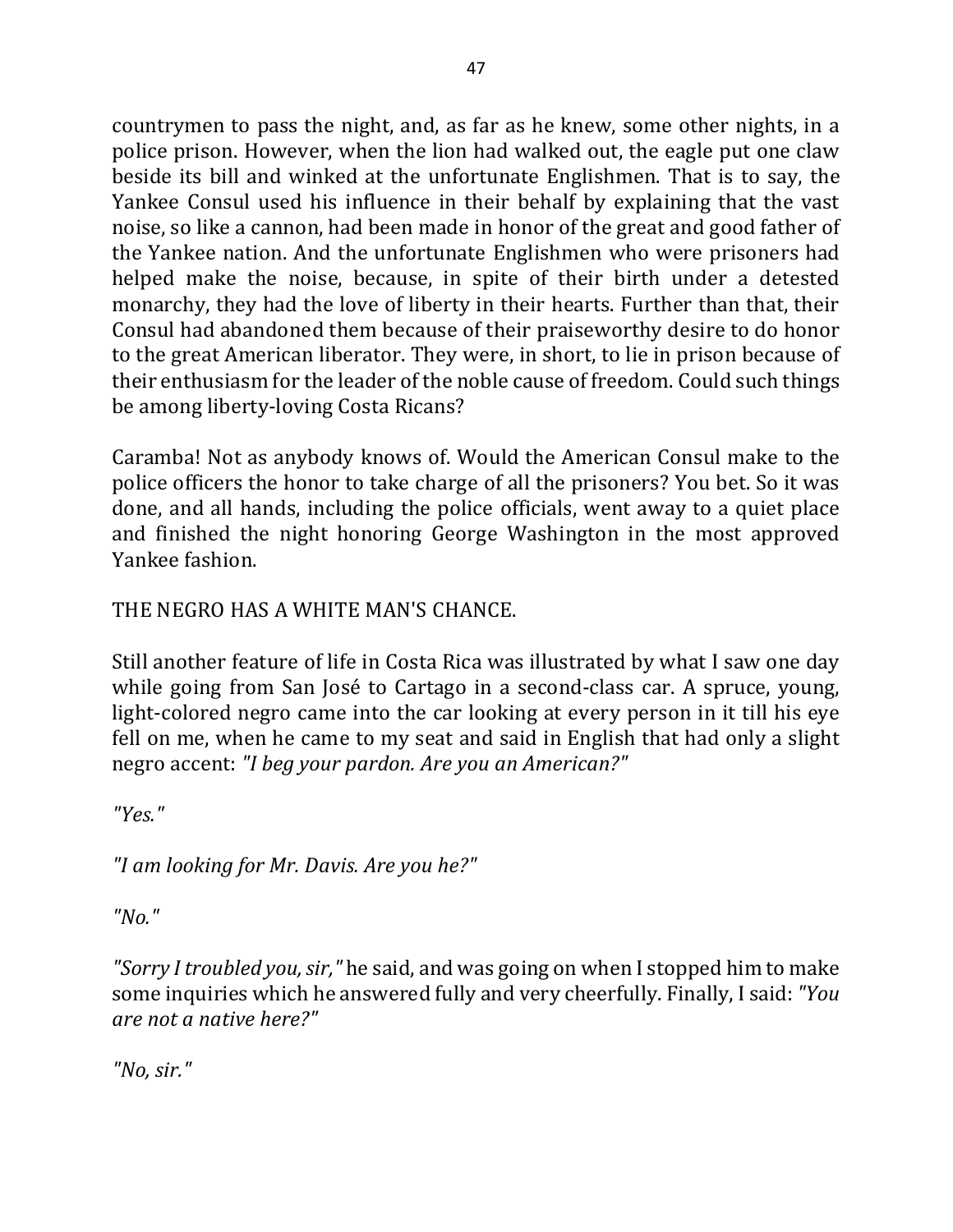countrymen to pass the night, and, as far as he knew, some other nights, in a police prison. However, when the lion had walked out, the eagle put one claw beside its bill and winked at the unfortunate Englishmen. That is to say, the Yankee Consul used his influence in their behalf by explaining that the vast noise, so like a cannon, had been made in honor of the great and good father of the Yankee nation. And the unfortunate Englishmen who were prisoners had helped make the noise, because, in spite of their birth under a detested monarchy, they had the love of liberty in their hearts. Further than that, their Consul had abandoned them because of their praiseworthy desire to do honor to the great American liberator. They were, in short, to lie in prison because of their enthusiasm for the leader of the noble cause of freedom. Could such things be among liberty-loving Costa Ricans?

Caramba! Not as anybody knows of. Would the American Consul make to the police officers the honor to take charge of all the prisoners? You bet. So it was done, and all hands, including the police officials, went away to a quiet place and finished the night honoring George Washington in the most approved Yankee fashion.

THE NEGRO HAS A WHITE MAN'S CHANCE.

Still another feature of life in Costa Rica was illustrated by what I saw one day while going from San José to Cartago in a second-class car. A spruce, young, light-colored negro came into the car looking at every person in it till his eye fell on me, when he came to my seat and said in English that had only a slight negro accent: *"I beg your pardon. Are you an American?"*

*"Yes."*

*"I am looking for Mr. Davis. Are you he?"*

*"No."*

*"Sorry I troubled you, sir,"* he said, and was going on when I stopped him to make some inquiries which he answered fully and very cheerfully. Finally, I said: *"You are not a native here?"*

*"No, sir."*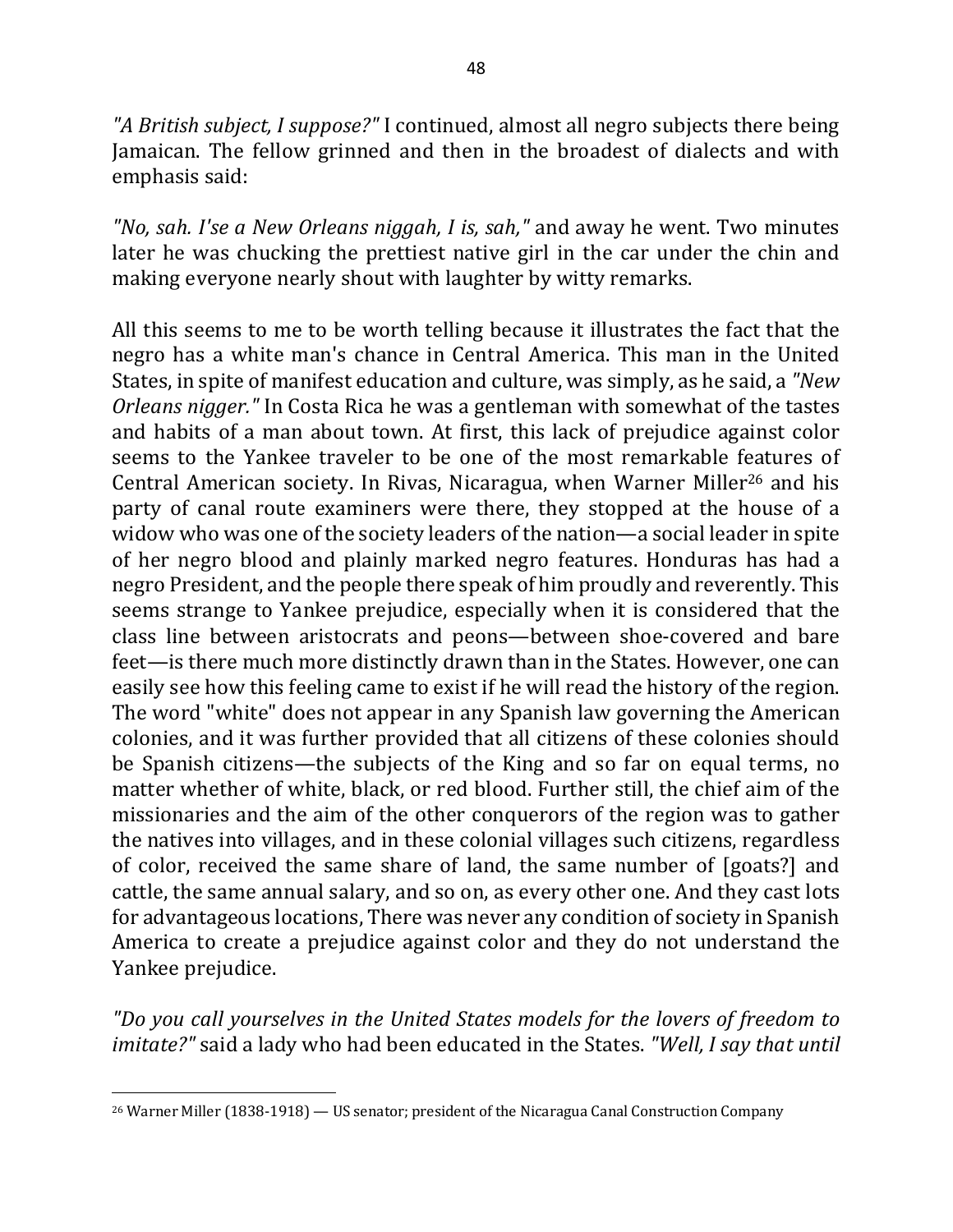*"A British subject, I suppose?"* I continued, almost all negro subjects there being Jamaican. The fellow grinned and then in the broadest of dialects and with emphasis said:

*"No, sah. I'se a New Orleans niggah, I is, sah,"* and away he went. Two minutes later he was chucking the prettiest native girl in the car under the chin and making everyone nearly shout with laughter by witty remarks.

All this seems to me to be worth telling because it illustrates the fact that the negro has a white man's chance in Central America. This man in the United States, in spite of manifest education and culture, was simply, as he said, a *"New Orleans nigger."* In Costa Rica he was a gentleman with somewhat of the tastes and habits of a man about town. At first, this lack of prejudice against color seems to the Yankee traveler to be one of the most remarkable features of Central American society. In Rivas, Nicaragua, when Warner Miller[26] and his party of canal route examiners were there, they stopped at the house of a widow who was one of the society leaders of the nation—a social leader in spite of her negro blood and plainly marked negro features. Honduras has had a negro President, and the people there speak of him proudly and reverently. This seems strange to Yankee prejudice, especially when it is considered that the class line between aristocrats and peons—between shoe-covered and bare feet—is there much more distinctly drawn than in the States. However, one can easily see how this feeling came to exist if he will read the history of the region. The word "white" does not appear in any Spanish law governing the American colonies, and it was further provided that all citizens of these colonies should be Spanish citizens—the subjects of the King and so far on equal terms, no matter whether of white, black, or red blood. Further still, the chief aim of the missionaries and the aim of the other conquerors of the region was to gather the natives into villages, and in these colonial villages such citizens, regardless of color, received the same share of land, the same number of [goats?] and cattle, the same annual salary, and so on, as every other one. And they cast lots for advantageous locations, There was never any condition of society in Spanish America to create a prejudice against color and they do not understand the Yankee prejudice.

*"Do you call yourselves in the United States models for the lovers of freedom to imitate?"* said a lady who had been educated in the States. *"Well, I say that until*

[26] Warner Miller (1838-1918) — US senator; president of the Nicaragua Canal Construction Company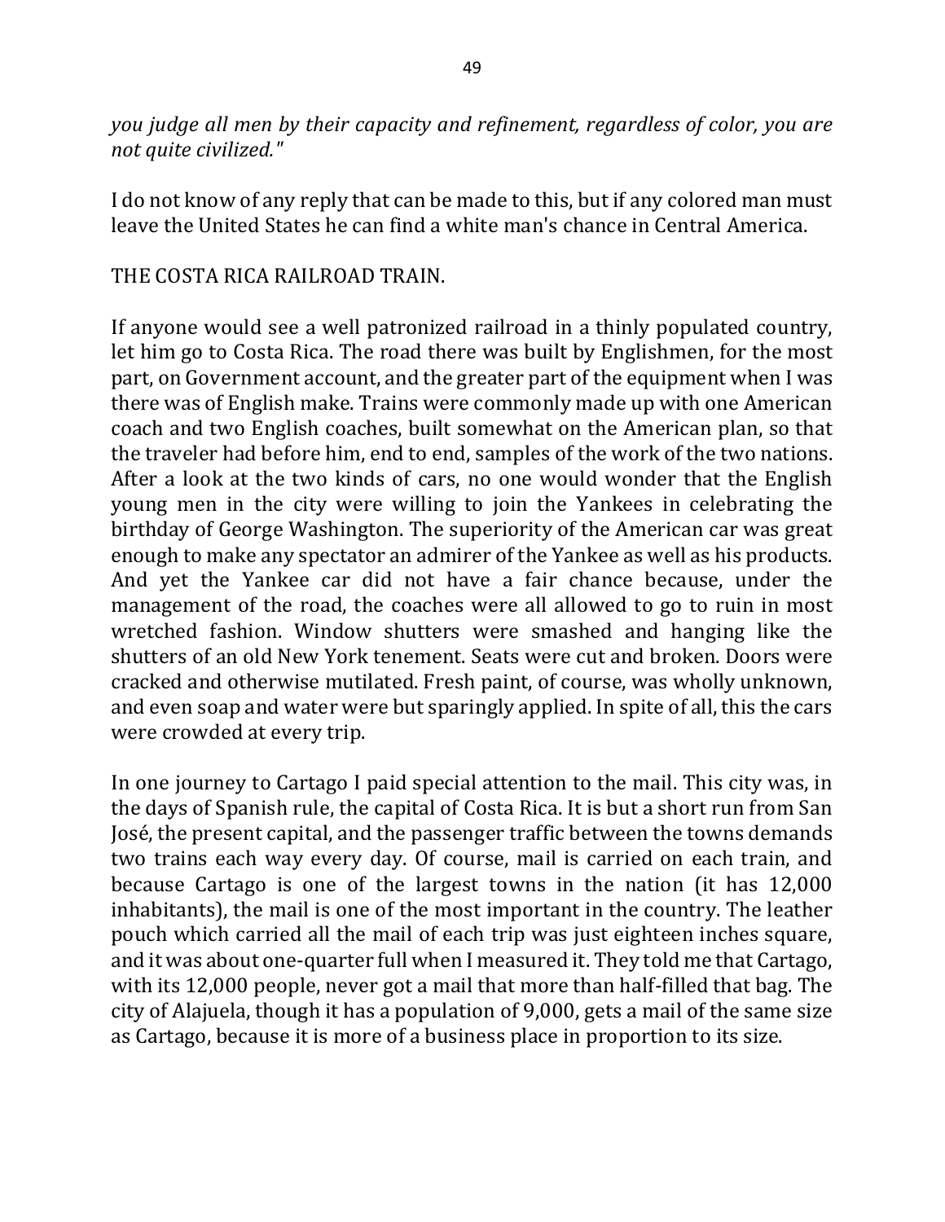*you judge all men by their capacity and refinement, regardless of color, you are not quite civilized."*

I do not know of any reply that can be made to this, but if any colored man must leave the United States he can find a white man's chance in Central America.

THE COSTA RICA RAILROAD TRAIN.

If anyone would see a well patronized railroad in a thinly populated country, let him go to Costa Rica. The road there was built by Englishmen, for the most part, on Government account, and the greater part of the equipment when I was there was of English make. Trains were commonly made up with one American coach and two English coaches, built somewhat on the American plan, so that the traveler had before him, end to end, samples of the work of the two nations. After a look at the two kinds of cars, no one would wonder that the English young men in the city were willing to join the Yankees in celebrating the birthday of George Washington. The superiority of the American car was great enough to make any spectator an admirer of the Yankee as well as his products. And yet the Yankee car did not have a fair chance because, under the management of the road, the coaches were all allowed to go to ruin in most wretched fashion. Window shutters were smashed and hanging like the shutters of an old New York tenement. Seats were cut and broken. Doors were cracked and otherwise mutilated. Fresh paint, of course, was wholly unknown, and even soap and water were but sparingly applied. In spite of all, this the cars were crowded at every trip.

In one journey to Cartago I paid special attention to the mail. This city was, in the days of Spanish rule, the capital of Costa Rica. It is but a short run from San José, the present capital, and the passenger traffic between the towns demands two trains each way every day. Of course, mail is carried on each train, and because Cartago is one of the largest towns in the nation (it has 12,000 inhabitants), the mail is one of the most important in the country. The leather pouch which carried all the mail of each trip was just eighteen inches square, and it was about one-quarter full when I measured it. They told me that Cartago, with its 12,000 people, never got a mail that more than half-filled that bag. The city of Alajuela, though it has a population of 9,000, gets a mail of the same size as Cartago, because it is more of a business place in proportion to its size.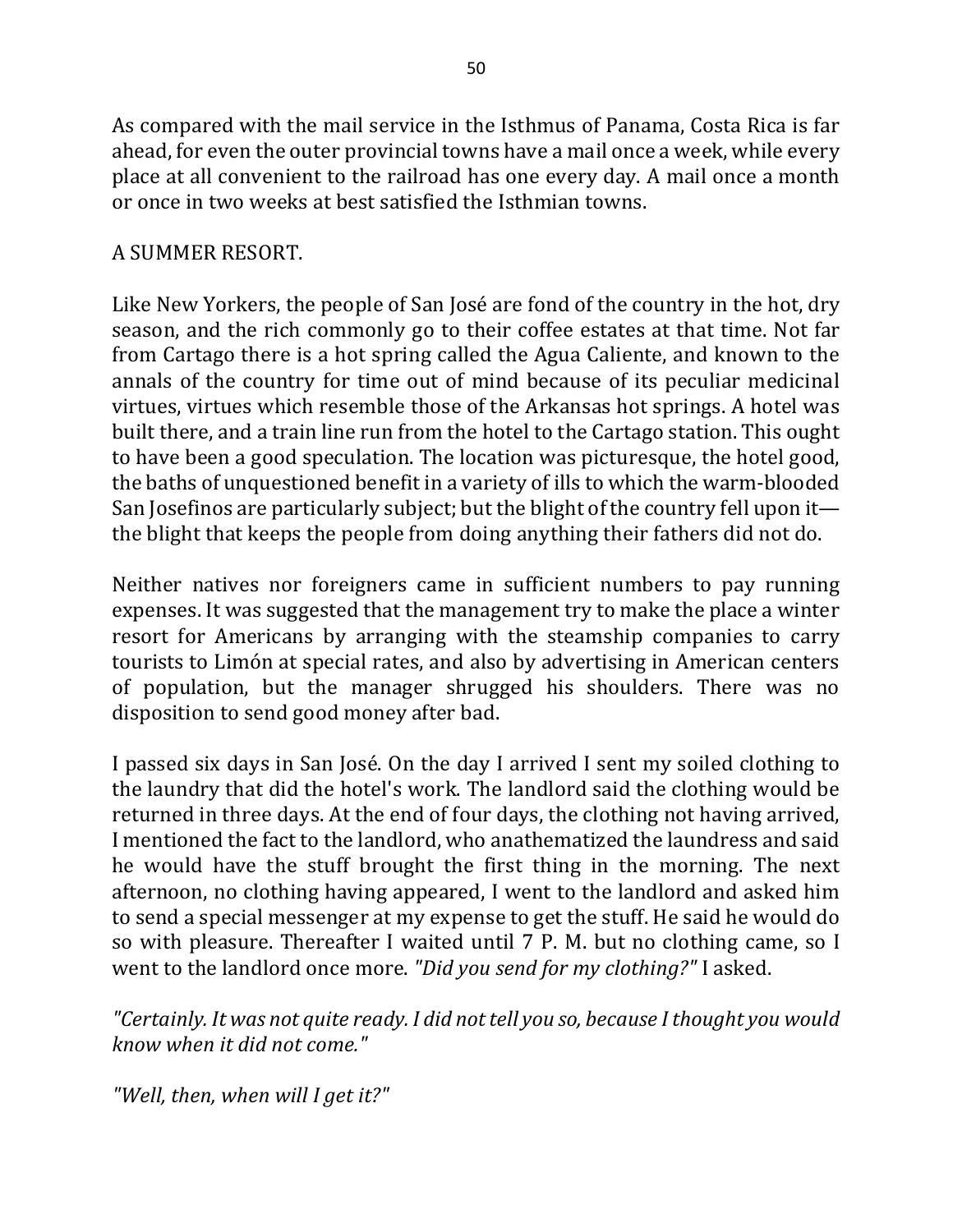As compared with the mail service in the Isthmus of Panama, Costa Rica is far ahead, for even the outer provincial towns have a mail once a week, while every place at all convenient to the railroad has one every day. A mail once a month or once in two weeks at best satisfied the Isthmian towns.

## A SUMMER RESORT.

Like New Yorkers, the people of San José are fond of the country in the hot, dry season, and the rich commonly go to their coffee estates at that time. Not far from Cartago there is a hot spring called the Agua Caliente, and known to the annals of the country for time out of mind because of its peculiar medicinal virtues, virtues which resemble those of the Arkansas hot springs. A hotel was built there, and a train line run from the hotel to the Cartago station. This ought to have been a good speculation. The location was picturesque, the hotel good, the baths of unquestioned benefit in a variety of ills to which the warm-blooded San Josefinos are particularly subject; but the blight of the country fell upon it—the blight that keeps the people from doing anything their fathers did not do.

Neither natives nor foreigners came in sufficient numbers to pay running expenses. It was suggested that the management try to make the place a winter resort for Americans by arranging with the steamship companies to carry tourists to Limón at special rates, and also by advertising in American centers of population, but the manager shrugged his shoulders. There was no disposition to send good money after bad.

I passed six days in San José. On the day I arrived I sent my soiled clothing to the laundry that did the hotel's work. The landlord said the clothing would be returned in three days. At the end of four days, the clothing not having arrived, I mentioned the fact to the landlord, who anathematized the laundress and said he would have the stuff brought the first thing in the morning. The next afternoon, no clothing having appeared, I went to the landlord and asked him to send a special messenger at my expense to get the stuff. He said he would do so with pleasure. Thereafter I waited until 7 P. M. but no clothing came, so I went to the landlord once more. *"Did you send for my clothing?"* I asked.

*"Certainly. It was not quite ready. I did not tell you so, because I thought you would know when it did not come."*

*"Well, then, when will I get it?"*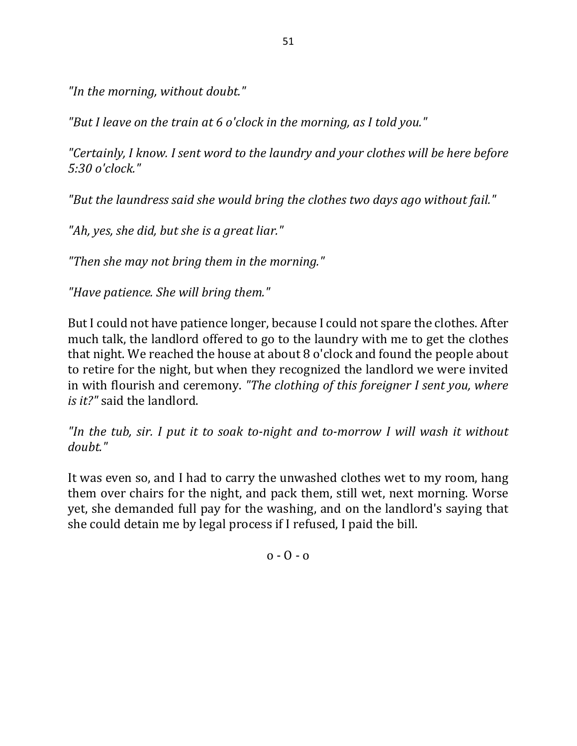*"In the morning, without doubt."*

*"But I leave on the train at 6 o'clock in the morning, as I told you."*

*"Certainly, I know. I sent word to the laundry and your clothes will be here before 5:30 o'clock."*

*"But the laundress said she would bring the clothes two days ago without fail."*

*"Ah, yes, she did, but she is a great liar."*

*"Then she may not bring them in the morning."*

*"Have patience. She will bring them."*

But I could not have patience longer, because I could not spare the clothes. After much talk, the landlord offered to go to the laundry with me to get the clothes that night. We reached the house at about 8 o'clock and found the people about to retire for the night, but when they recognized the landlord we were invited in with flourish and ceremony. *"The clothing of this foreigner I sent you, where is it?"* said the landlord.

*"In the tub, sir. I put it to soak to-night and to-morrow I will wash it without doubt."*

It was even so, and I had to carry the unwashed clothes wet to my room, hang them over chairs for the night, and pack them, still wet, next morning. Worse yet, she demanded full pay for the washing, and on the landlord's saying that she could detain me by legal process if I refused, I paid the bill.

o - O - o